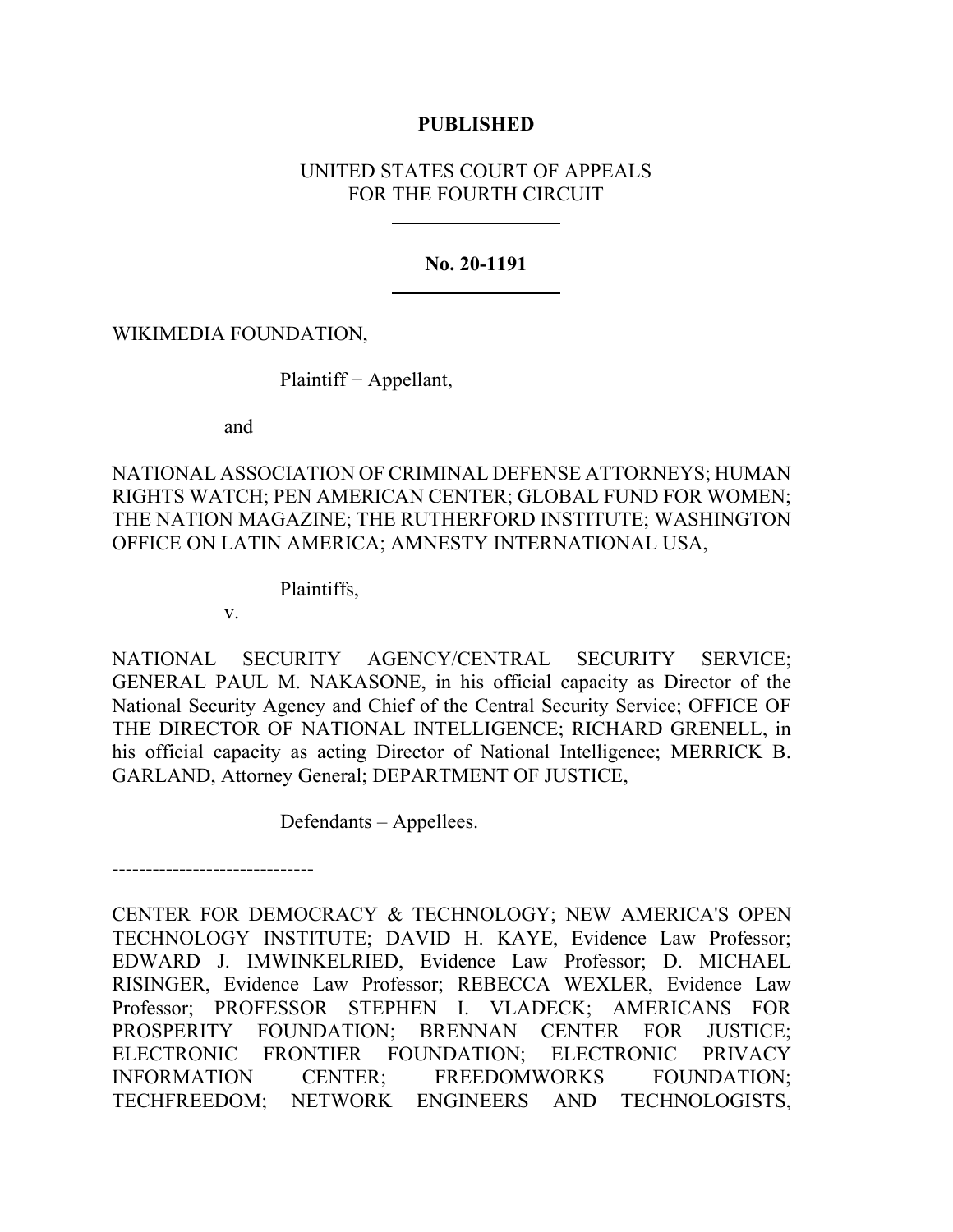**PUBLISHED**

UNITED STATES COURT OF APPEALS
FOR THE FOURTH CIRCUIT

---

**No. 20-1191**

---

WIKIMEDIA FOUNDATION,

Plaintiff − Appellant,

and

NATIONAL ASSOCIATION OF CRIMINAL DEFENSE ATTORNEYS; HUMAN RIGHTS WATCH; PEN AMERICAN CENTER; GLOBAL FUND FOR WOMEN; THE NATION MAGAZINE; THE RUTHERFORD INSTITUTE; WASHINGTON OFFICE ON LATIN AMERICA; AMNESTY INTERNATIONAL USA,

Plaintiffs,

v.

NATIONAL SECURITY AGENCY/CENTRAL SECURITY SERVICE; GENERAL PAUL M. NAKASONE, in his official capacity as Director of the National Security Agency and Chief of the Central Security Service; OFFICE OF THE DIRECTOR OF NATIONAL INTELLIGENCE; RICHARD GRENELL, in his official capacity as acting Director of National Intelligence; MERRICK B. GARLAND, Attorney General; DEPARTMENT OF JUSTICE,

Defendants – Appellees.

------------------------------

CENTER FOR DEMOCRACY & TECHNOLOGY; NEW AMERICA'S OPEN TECHNOLOGY INSTITUTE; DAVID H. KAYE, Evidence Law Professor; EDWARD J. IMWINKELRIED, Evidence Law Professor; D. MICHAEL RISINGER, Evidence Law Professor; REBECCA WEXLER, Evidence Law Professor; PROFESSOR STEPHEN I. VLADECK; AMERICANS FOR PROSPERITY FOUNDATION; BRENNAN CENTER FOR JUSTICE; ELECTRONIC FRONTIER FOUNDATION; ELECTRONIC PRIVACY INFORMATION CENTER; FREEDOMWORKS FOUNDATION; TECHFREEDOM; NETWORK ENGINEERS AND TECHNOLOGISTS,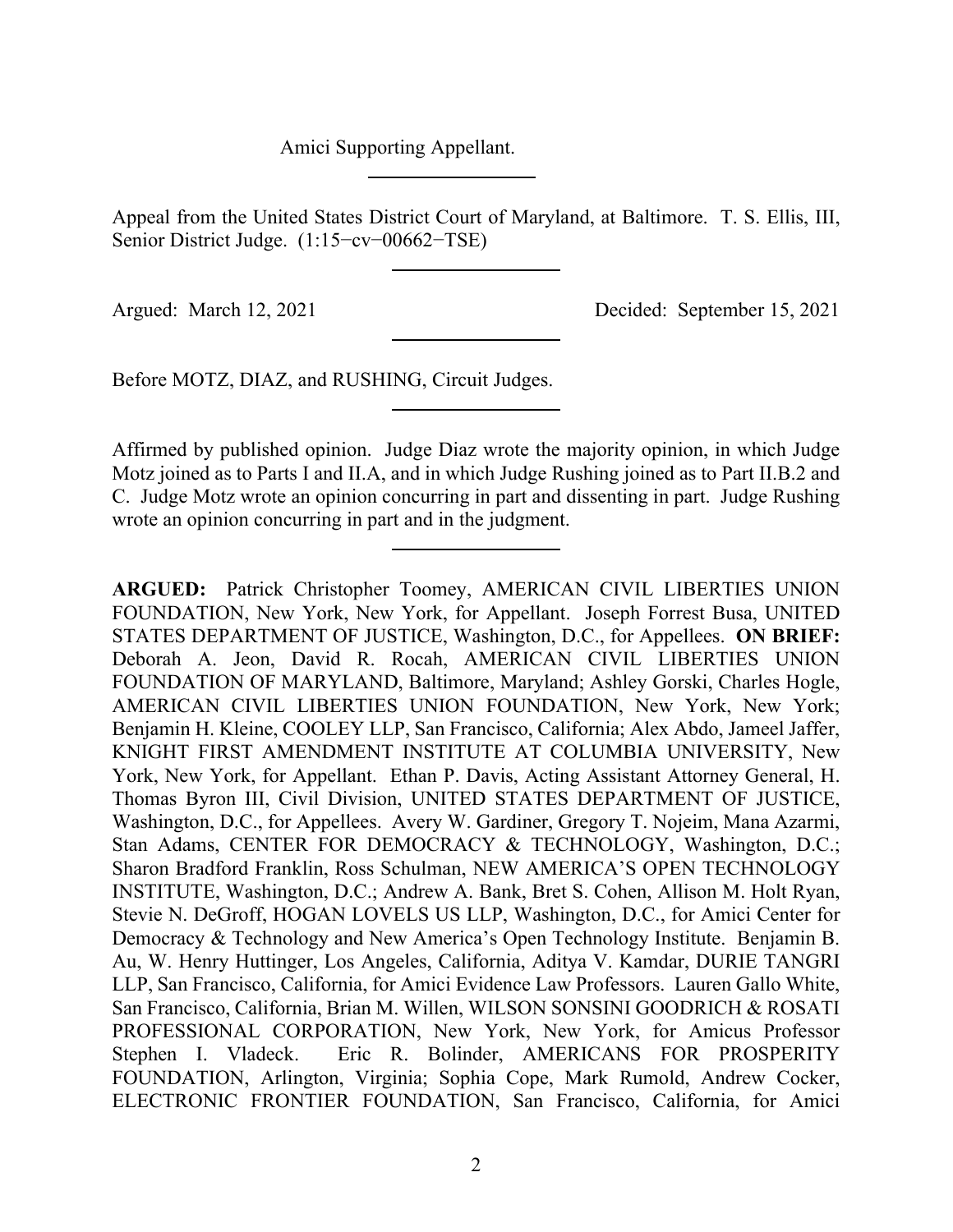Amici Supporting Appellant.

---

Appeal from the United States District Court of Maryland, at Baltimore. T. S. Ellis, III, Senior District Judge. (1:15−cv−00662−TSE)

---

Argued: March 12, 2021 Decided: September 15, 2021

---

Before MOTZ, DIAZ, and RUSHING, Circuit Judges.

---

Affirmed by published opinion. Judge Diaz wrote the majority opinion, in which Judge Motz joined as to Parts I and II.A, and in which Judge Rushing joined as to Part II.B.2 and C. Judge Motz wrote an opinion concurring in part and dissenting in part. Judge Rushing wrote an opinion concurring in part and in the judgment.

---

**ARGUED:** Patrick Christopher Toomey, AMERICAN CIVIL LIBERTIES UNION FOUNDATION, New York, New York, for Appellant. Joseph Forrest Busa, UNITED STATES DEPARTMENT OF JUSTICE, Washington, D.C., for Appellees. **ON BRIEF:** Deborah A. Jeon, David R. Rocah, AMERICAN CIVIL LIBERTIES UNION FOUNDATION OF MARYLAND, Baltimore, Maryland; Ashley Gorski, Charles Hogle, AMERICAN CIVIL LIBERTIES UNION FOUNDATION, New York, New York; Benjamin H. Kleine, COOLEY LLP, San Francisco, California; Alex Abdo, Jameel Jaffer, KNIGHT FIRST AMENDMENT INSTITUTE AT COLUMBIA UNIVERSITY, New York, New York, for Appellant. Ethan P. Davis, Acting Assistant Attorney General, H. Thomas Byron III, Civil Division, UNITED STATES DEPARTMENT OF JUSTICE, Washington, D.C., for Appellees. Avery W. Gardiner, Gregory T. Nojeim, Mana Azarmi, Stan Adams, CENTER FOR DEMOCRACY & TECHNOLOGY, Washington, D.C.; Sharon Bradford Franklin, Ross Schulman, NEW AMERICA'S OPEN TECHNOLOGY INSTITUTE, Washington, D.C.; Andrew A. Bank, Bret S. Cohen, Allison M. Holt Ryan, Stevie N. DeGroff, HOGAN LOVELS US LLP, Washington, D.C., for Amici Center for Democracy & Technology and New America's Open Technology Institute. Benjamin B. Au, W. Henry Huttinger, Los Angeles, California, Aditya V. Kamdar, DURIE TANGRI LLP, San Francisco, California, for Amici Evidence Law Professors. Lauren Gallo White, San Francisco, California, Brian M. Willen, WILSON SONSINI GOODRICH & ROSATI PROFESSIONAL CORPORATION, New York, New York, for Amicus Professor Stephen I. Vladeck. Eric R. Bolinder, AMERICANS FOR PROSPERITY FOUNDATION, Arlington, Virginia; Sophia Cope, Mark Rumold, Andrew Cocker, ELECTRONIC FRONTIER FOUNDATION, San Francisco, California, for Amici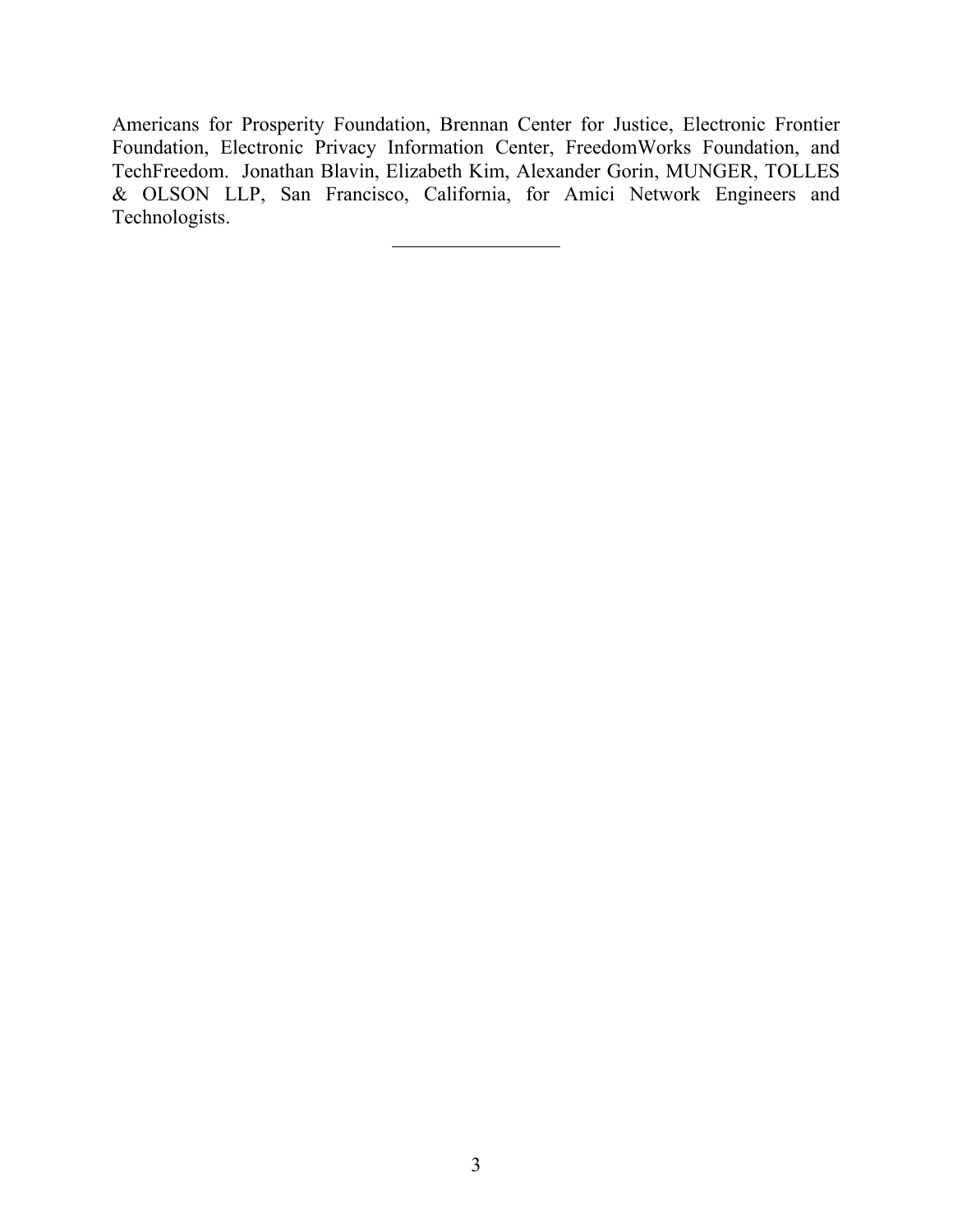Americans for Prosperity Foundation, Brennan Center for Justice, Electronic Frontier Foundation, Electronic Privacy Information Center, FreedomWorks Foundation, and TechFreedom. Jonathan Blavin, Elizabeth Kim, Alexander Gorin, MUNGER, TOLLES & OLSON LLP, San Francisco, California, for Amici Network Engineers and Technologists.

---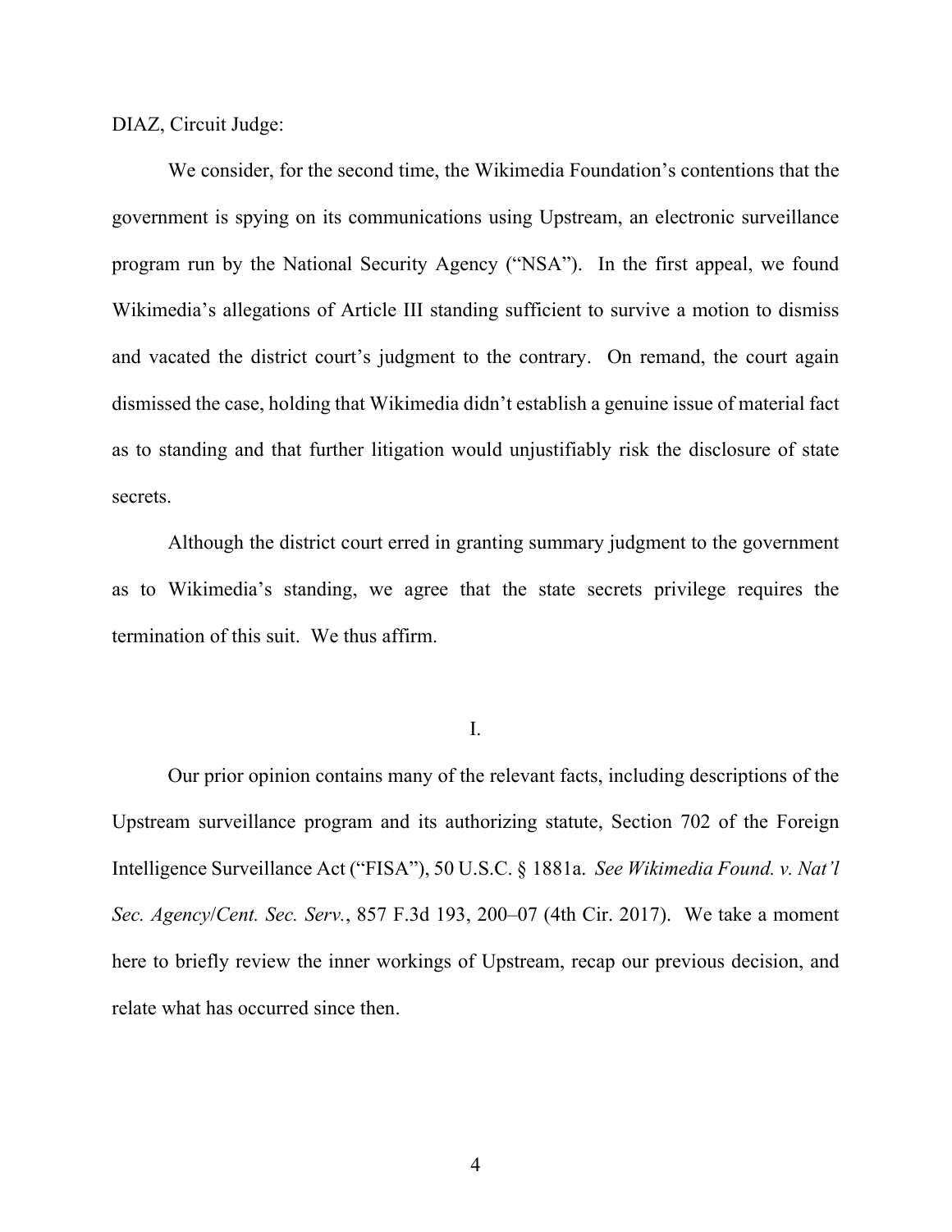DIAZ, Circuit Judge:

We consider, for the second time, the Wikimedia Foundation's contentions that the government is spying on its communications using Upstream, an electronic surveillance program run by the National Security Agency ("NSA"). In the first appeal, we found Wikimedia's allegations of Article III standing sufficient to survive a motion to dismiss and vacated the district court's judgment to the contrary. On remand, the court again dismissed the case, holding that Wikimedia didn't establish a genuine issue of material fact as to standing and that further litigation would unjustifiably risk the disclosure of state secrets.

Although the district court erred in granting summary judgment to the government as to Wikimedia's standing, we agree that the state secrets privilege requires the termination of this suit. We thus affirm.

## I.

Our prior opinion contains many of the relevant facts, including descriptions of the Upstream surveillance program and its authorizing statute, Section 702 of the Foreign Intelligence Surveillance Act ("FISA"), 50 U.S.C. § 1881a. *See Wikimedia Found. v. Nat'l Sec. Agency/Cent. Sec. Serv.*, 857 F.3d 193, 200–07 (4th Cir. 2017). We take a moment here to briefly review the inner workings of Upstream, recap our previous decision, and relate what has occurred since then.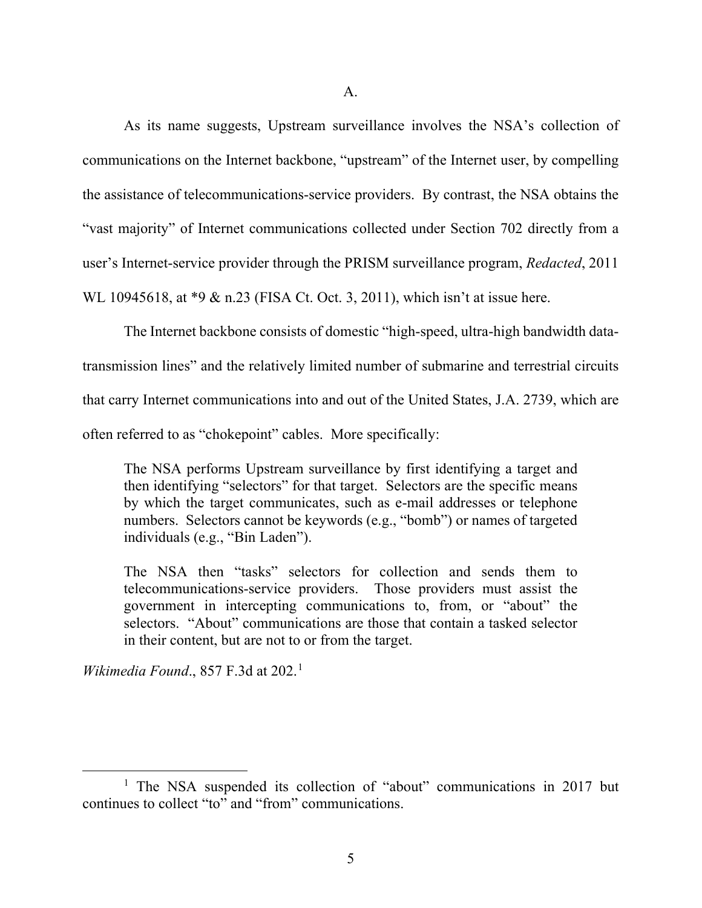A.

As its name suggests, Upstream surveillance involves the NSA's collection of communications on the Internet backbone, "upstream" of the Internet user, by compelling the assistance of telecommunications-service providers. By contrast, the NSA obtains the "vast majority" of Internet communications collected under Section 702 directly from a user's Internet-service provider through the PRISM surveillance program, *Redacted*, 2011 WL 10945618, at *9 & n.23 (FISA Ct. Oct. 3, 2011), which isn't at issue here.

The Internet backbone consists of domestic "high-speed, ultra-high bandwidth data-transmission lines" and the relatively limited number of submarine and terrestrial circuits that carry Internet communications into and out of the United States, J.A. 2739, which are often referred to as "chokepoint" cables. More specifically:

> The NSA performs Upstream surveillance by first identifying a target and then identifying "selectors" for that target. Selectors are the specific means by which the target communicates, such as e-mail addresses or telephone numbers. Selectors cannot be keywords (e.g., "bomb") or names of targeted individuals (e.g., "Bin Laden").
>
> The NSA then "tasks" selectors for collection and sends them to telecommunications-service providers. Those providers must assist the government in intercepting communications to, from, or "about" the selectors. "About" communications are those that contain a tasked selector in their content, but are not to or from the target.

*Wikimedia Found*., 857 F.3d at 202.[1]

[1] The NSA suspended its collection of "about" communications in 2017 but continues to collect "to" and "from" communications.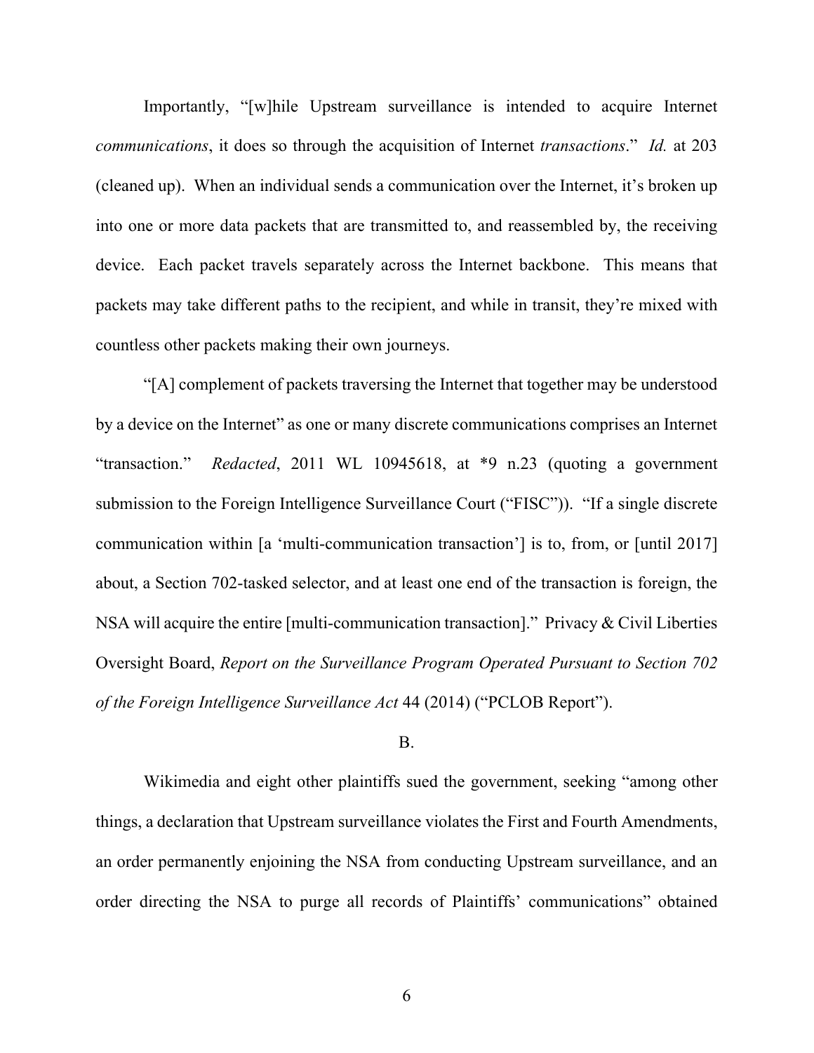Importantly, "[w]hile Upstream surveillance is intended to acquire Internet *communications*, it does so through the acquisition of Internet *transactions*." *Id.* at 203 (cleaned up). When an individual sends a communication over the Internet, it's broken up into one or more data packets that are transmitted to, and reassembled by, the receiving device. Each packet travels separately across the Internet backbone. This means that packets may take different paths to the recipient, and while in transit, they're mixed with countless other packets making their own journeys.

"[A] complement of packets traversing the Internet that together may be understood by a device on the Internet" as one or many discrete communications comprises an Internet "transaction." *Redacted*, 2011 WL 10945618, at *9 n.23 (quoting a government submission to the Foreign Intelligence Surveillance Court ("FISC")). "If a single discrete communication within [a 'multi-communication transaction'] is to, from, or [until 2017] about, a Section 702-tasked selector, and at least one end of the transaction is foreign, the NSA will acquire the entire [multi-communication transaction]." Privacy & Civil Liberties Oversight Board, *Report on the Surveillance Program Operated Pursuant to Section 702 of the Foreign Intelligence Surveillance Act* 44 (2014) ("PCLOB Report").

B.

Wikimedia and eight other plaintiffs sued the government, seeking "among other things, a declaration that Upstream surveillance violates the First and Fourth Amendments, an order permanently enjoining the NSA from conducting Upstream surveillance, and an order directing the NSA to purge all records of Plaintiffs' communications" obtained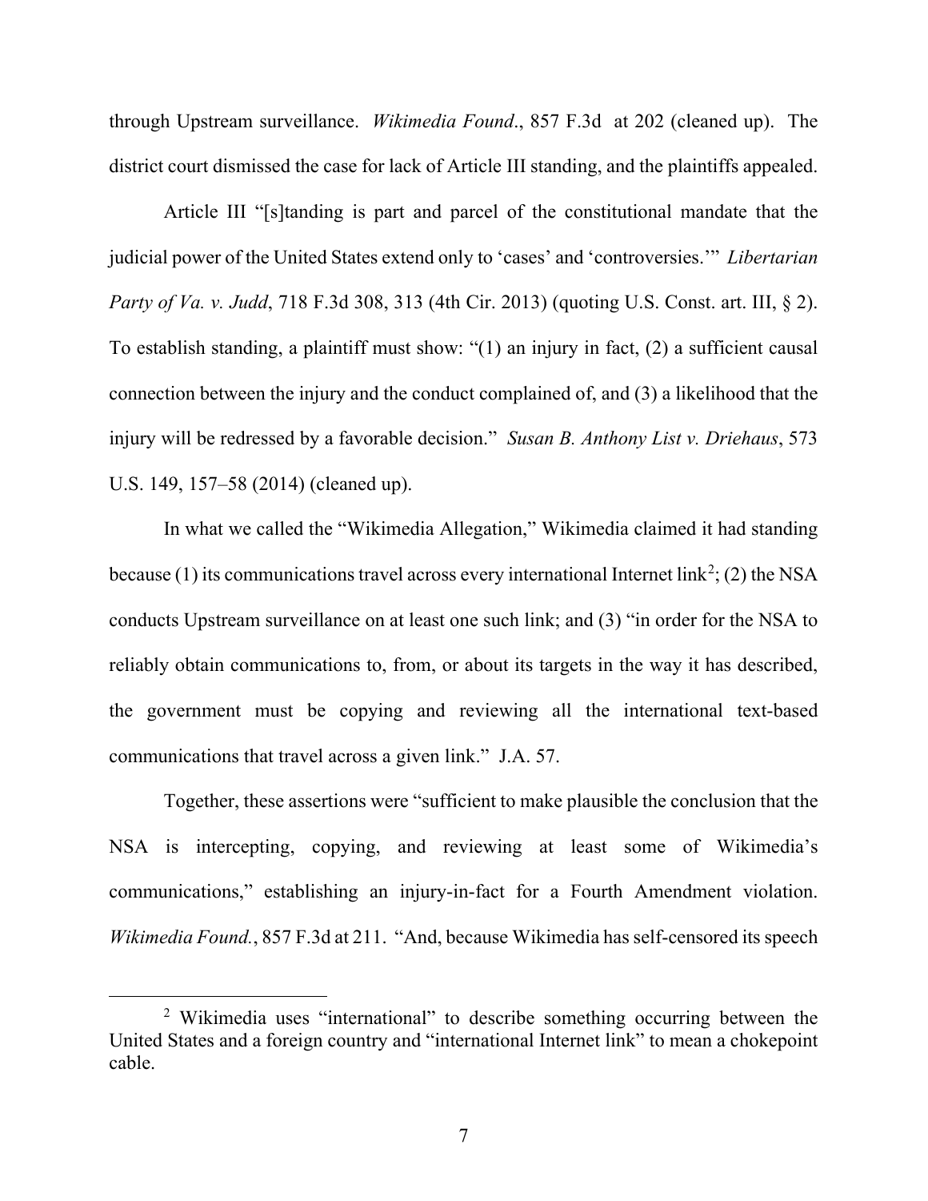through Upstream surveillance. *Wikimedia Found*., 857 F.3d at 202 (cleaned up). The district court dismissed the case for lack of Article III standing, and the plaintiffs appealed.

Article III "[s]tanding is part and parcel of the constitutional mandate that the judicial power of the United States extend only to 'cases' and 'controversies.'" *Libertarian Party of Va. v. Judd*, 718 F.3d 308, 313 (4th Cir. 2013) (quoting U.S. Const. art. III, § 2). To establish standing, a plaintiff must show: "(1) an injury in fact, (2) a sufficient causal connection between the injury and the conduct complained of, and (3) a likelihood that the injury will be redressed by a favorable decision." *Susan B. Anthony List v. Driehaus*, 573 U.S. 149, 157–58 (2014) (cleaned up).

In what we called the "Wikimedia Allegation," Wikimedia claimed it had standing because (1) its communications travel across every international Internet link[2]; (2) the NSA conducts Upstream surveillance on at least one such link; and (3) "in order for the NSA to reliably obtain communications to, from, or about its targets in the way it has described, the government must be copying and reviewing all the international text-based communications that travel across a given link." J.A. 57.

Together, these assertions were "sufficient to make plausible the conclusion that the NSA is intercepting, copying, and reviewing at least some of Wikimedia's communications," establishing an injury-in-fact for a Fourth Amendment violation. *Wikimedia Found.*, 857 F.3d at 211. "And, because Wikimedia has self-censored its speech

[2] Wikimedia uses "international" to describe something occurring between the United States and a foreign country and "international Internet link" to mean a chokepoint cable.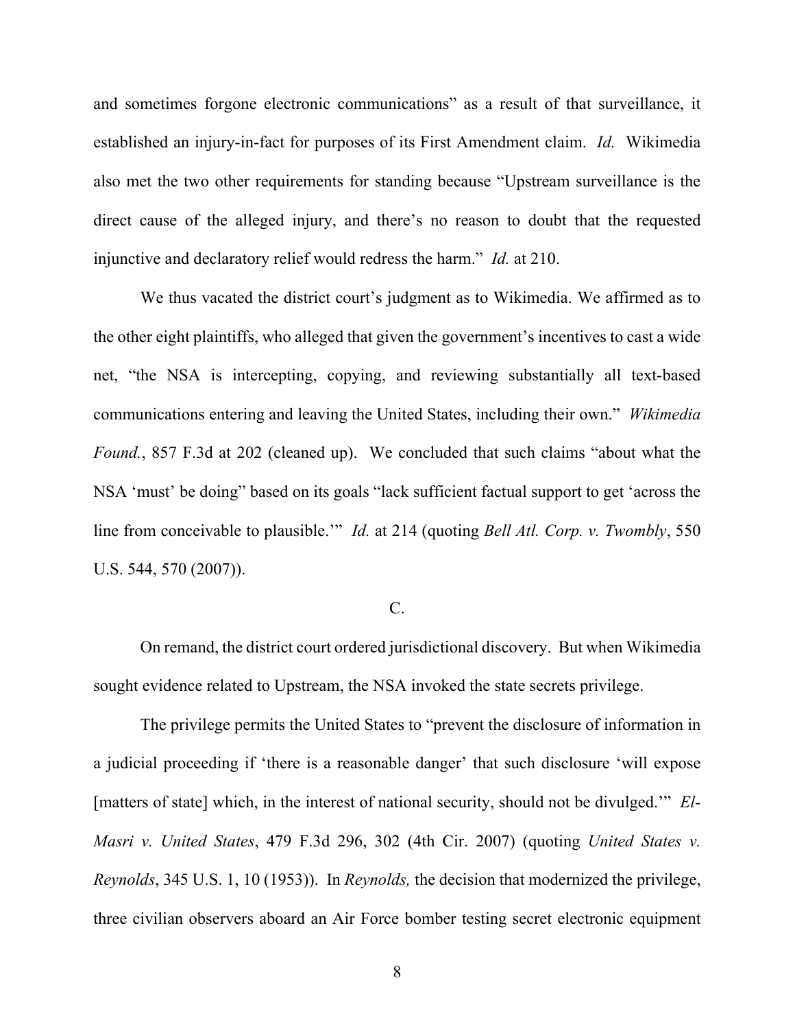and sometimes forgone electronic communications" as a result of that surveillance, it established an injury-in-fact for purposes of its First Amendment claim. *Id.* Wikimedia also met the two other requirements for standing because "Upstream surveillance is the direct cause of the alleged injury, and there's no reason to doubt that the requested injunctive and declaratory relief would redress the harm." *Id.* at 210.

We thus vacated the district court's judgment as to Wikimedia. We affirmed as to the other eight plaintiffs, who alleged that given the government's incentives to cast a wide net, "the NSA is intercepting, copying, and reviewing substantially all text-based communications entering and leaving the United States, including their own." *Wikimedia Found.*, 857 F.3d at 202 (cleaned up). We concluded that such claims "about what the NSA 'must' be doing" based on its goals "lack sufficient factual support to get 'across the line from conceivable to plausible.'" *Id.* at 214 (quoting *Bell Atl. Corp. v. Twombly*, 550 U.S. 544, 570 (2007)).

C.

On remand, the district court ordered jurisdictional discovery. But when Wikimedia sought evidence related to Upstream, the NSA invoked the state secrets privilege.

The privilege permits the United States to "prevent the disclosure of information in a judicial proceeding if 'there is a reasonable danger' that such disclosure 'will expose [matters of state] which, in the interest of national security, should not be divulged.'" *El-Masri v. United States*, 479 F.3d 296, 302 (4th Cir. 2007) (quoting *United States v. Reynolds*, 345 U.S. 1, 10 (1953)). In *Reynolds,* the decision that modernized the privilege, three civilian observers aboard an Air Force bomber testing secret electronic equipment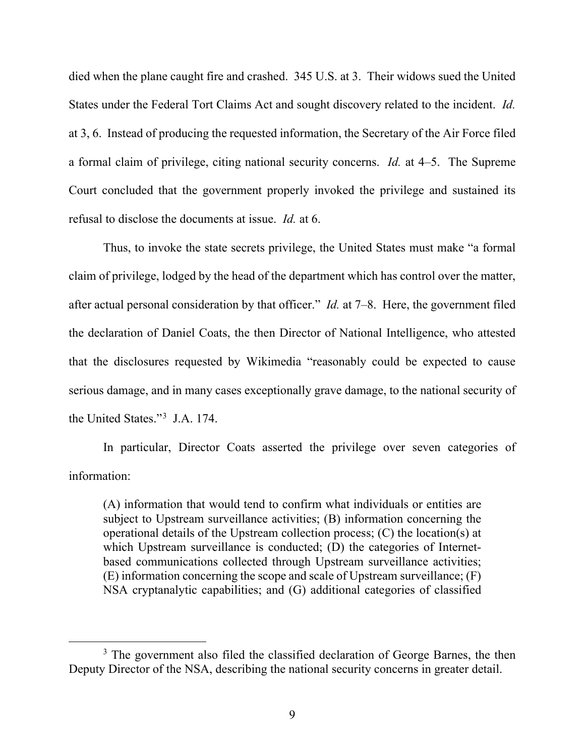died when the plane caught fire and crashed. 345 U.S. at 3. Their widows sued the United States under the Federal Tort Claims Act and sought discovery related to the incident. *Id.* at 3, 6. Instead of producing the requested information, the Secretary of the Air Force filed a formal claim of privilege, citing national security concerns. *Id.* at 4–5. The Supreme Court concluded that the government properly invoked the privilege and sustained its refusal to disclose the documents at issue. *Id.* at 6.

Thus, to invoke the state secrets privilege, the United States must make "a formal claim of privilege, lodged by the head of the department which has control over the matter, after actual personal consideration by that officer." *Id.* at 7–8. Here, the government filed the declaration of Daniel Coats, the then Director of National Intelligence, who attested that the disclosures requested by Wikimedia "reasonably could be expected to cause serious damage, and in many cases exceptionally grave damage, to the national security of the United States."[3] J.A. 174.

In particular, Director Coats asserted the privilege over seven categories of information:

> (A) information that would tend to confirm what individuals or entities are subject to Upstream surveillance activities; (B) information concerning the operational details of the Upstream collection process; (C) the location(s) at which Upstream surveillance is conducted; (D) the categories of Internet-based communications collected through Upstream surveillance activities; (E) information concerning the scope and scale of Upstream surveillance; (F) NSA cryptanalytic capabilities; and (G) additional categories of classified

[3] The government also filed the classified declaration of George Barnes, the then Deputy Director of the NSA, describing the national security concerns in greater detail.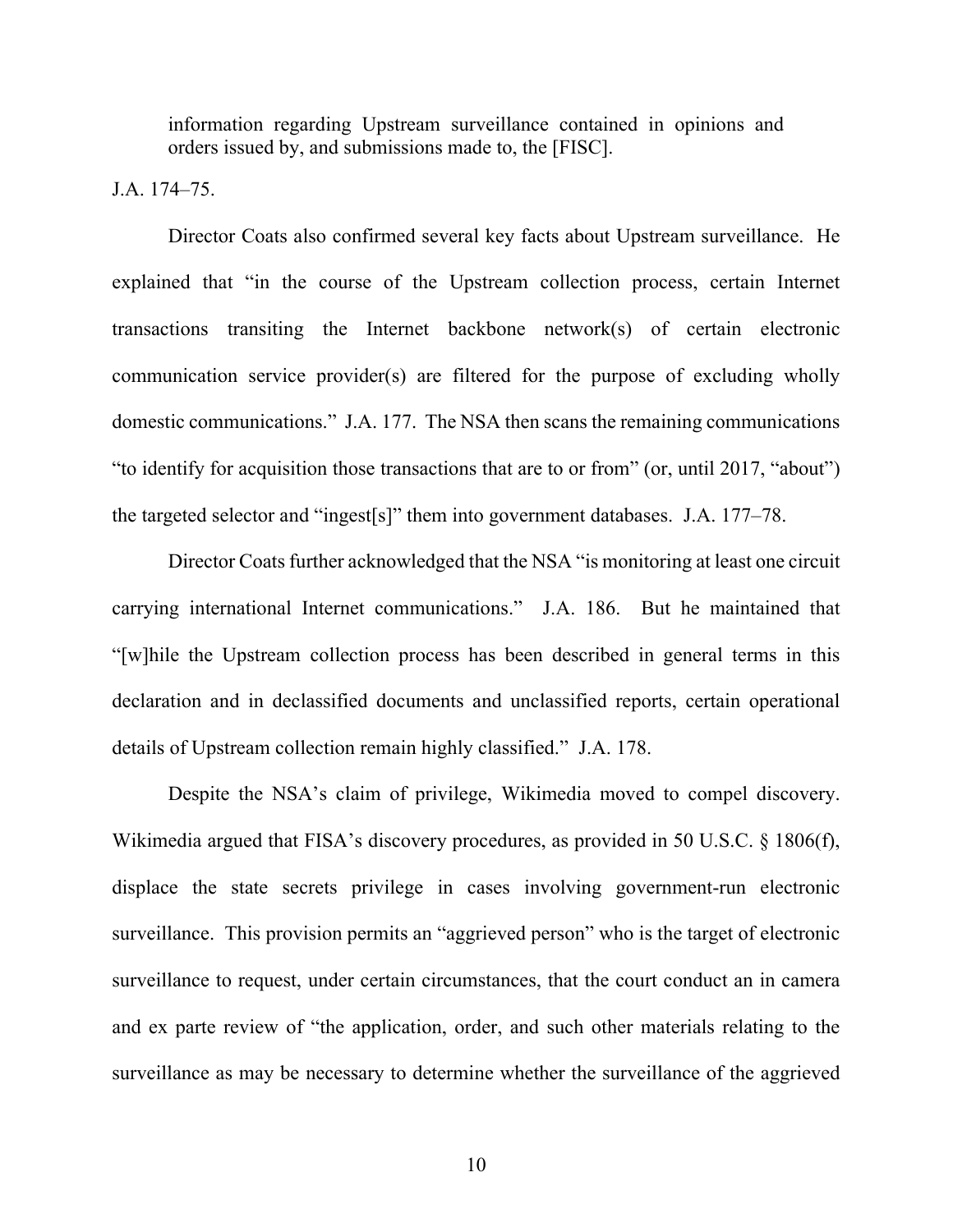information regarding Upstream surveillance contained in opinions and orders issued by, and submissions made to, the [FISC].

J.A. 174–75.

Director Coats also confirmed several key facts about Upstream surveillance. He explained that "in the course of the Upstream collection process, certain Internet transactions transiting the Internet backbone network(s) of certain electronic communication service provider(s) are filtered for the purpose of excluding wholly domestic communications." J.A. 177. The NSA then scans the remaining communications "to identify for acquisition those transactions that are to or from" (or, until 2017, "about") the targeted selector and "ingest[s]" them into government databases. J.A. 177–78.

Director Coats further acknowledged that the NSA "is monitoring at least one circuit carrying international Internet communications." J.A. 186. But he maintained that "[w]hile the Upstream collection process has been described in general terms in this declaration and in declassified documents and unclassified reports, certain operational details of Upstream collection remain highly classified." J.A. 178.

Despite the NSA's claim of privilege, Wikimedia moved to compel discovery. Wikimedia argued that FISA's discovery procedures, as provided in 50 U.S.C. § 1806(f), displace the state secrets privilege in cases involving government-run electronic surveillance. This provision permits an "aggrieved person" who is the target of electronic surveillance to request, under certain circumstances, that the court conduct an in camera and ex parte review of "the application, order, and such other materials relating to the surveillance as may be necessary to determine whether the surveillance of the aggrieved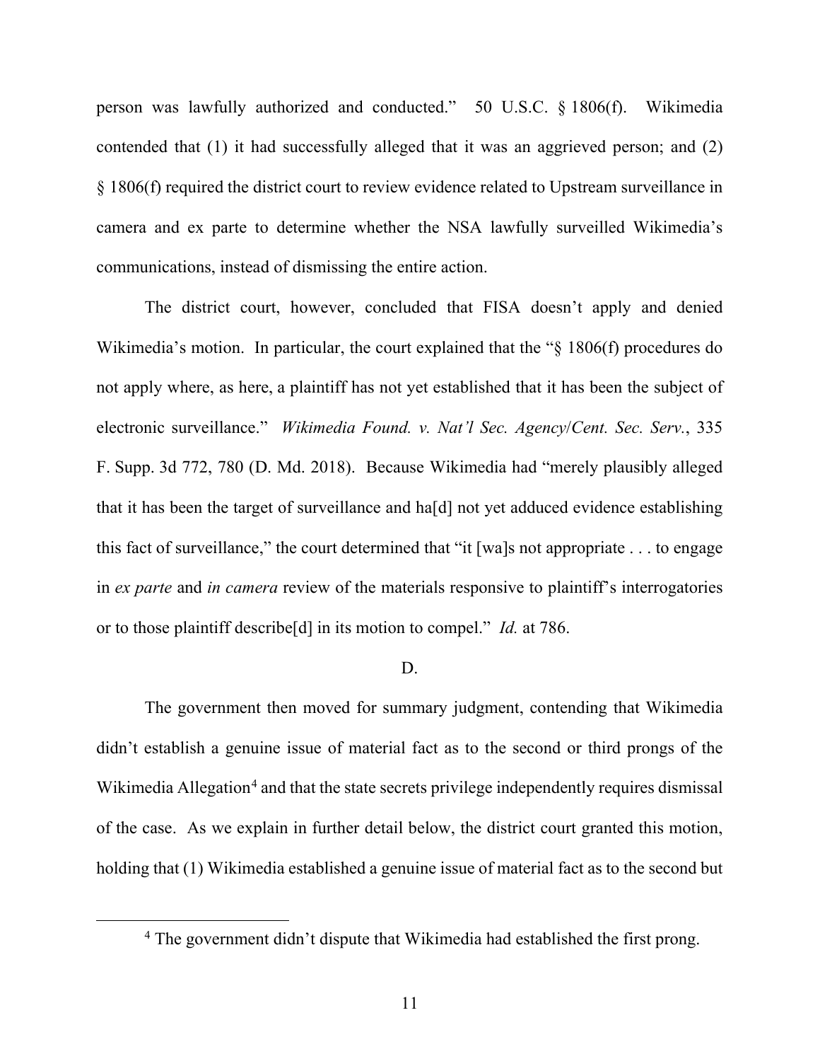person was lawfully authorized and conducted." 50 U.S.C. § 1806(f). Wikimedia contended that (1) it had successfully alleged that it was an aggrieved person; and (2) § 1806(f) required the district court to review evidence related to Upstream surveillance in camera and ex parte to determine whether the NSA lawfully surveilled Wikimedia's communications, instead of dismissing the entire action.

The district court, however, concluded that FISA doesn't apply and denied Wikimedia's motion. In particular, the court explained that the "§ 1806(f) procedures do not apply where, as here, a plaintiff has not yet established that it has been the subject of electronic surveillance." *Wikimedia Found. v. Nat'l Sec. Agency/Cent. Sec. Serv.*, 335 F. Supp. 3d 772, 780 (D. Md. 2018). Because Wikimedia had "merely plausibly alleged that it has been the target of surveillance and ha[d] not yet adduced evidence establishing this fact of surveillance," the court determined that "it [wa]s not appropriate . . . to engage in *ex parte* and *in camera* review of the materials responsive to plaintiff's interrogatories or to those plaintiff describe[d] in its motion to compel." *Id.* at 786.

D.

The government then moved for summary judgment, contending that Wikimedia didn't establish a genuine issue of material fact as to the second or third prongs of the Wikimedia Allegation[4] and that the state secrets privilege independently requires dismissal of the case. As we explain in further detail below, the district court granted this motion, holding that (1) Wikimedia established a genuine issue of material fact as to the second but

[4] The government didn't dispute that Wikimedia had established the first prong.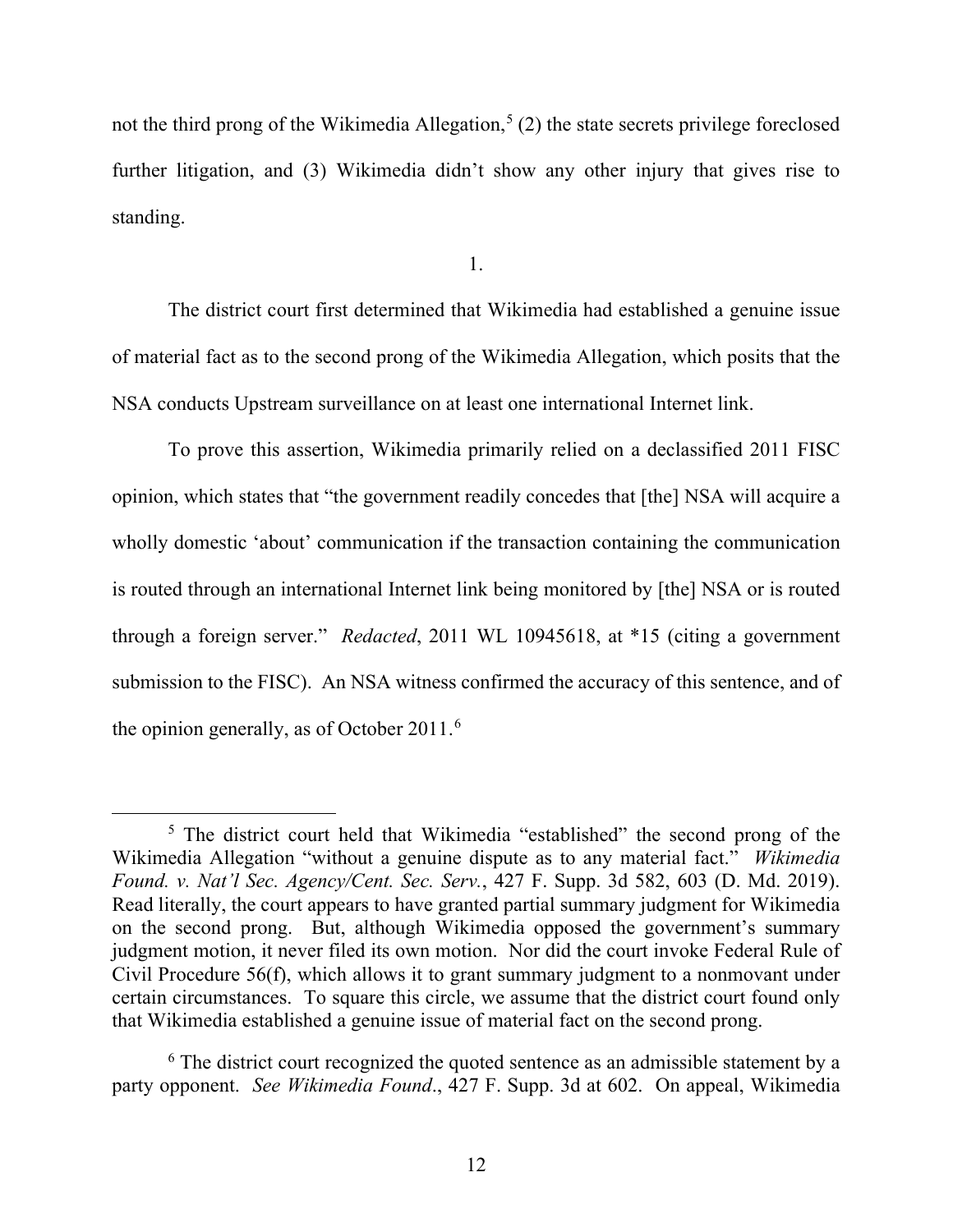not the third prong of the Wikimedia Allegation,[5] (2) the state secrets privilege foreclosed further litigation, and (3) Wikimedia didn't show any other injury that gives rise to standing.

1.

The district court first determined that Wikimedia had established a genuine issue of material fact as to the second prong of the Wikimedia Allegation, which posits that the NSA conducts Upstream surveillance on at least one international Internet link.

To prove this assertion, Wikimedia primarily relied on a declassified 2011 FISC opinion, which states that "the government readily concedes that [the] NSA will acquire a wholly domestic 'about' communication if the transaction containing the communication is routed through an international Internet link being monitored by [the] NSA or is routed through a foreign server." *Redacted*, 2011 WL 10945618, at *15 (citing a government submission to the FISC). An NSA witness confirmed the accuracy of this sentence, and of the opinion generally, as of October 2011.[6]

---

[5] The district court held that Wikimedia "established" the second prong of the Wikimedia Allegation "without a genuine dispute as to any material fact." *Wikimedia Found. v. Nat'l Sec. Agency/Cent. Sec. Serv.*, 427 F. Supp. 3d 582, 603 (D. Md. 2019). Read literally, the court appears to have granted partial summary judgment for Wikimedia on the second prong. But, although Wikimedia opposed the government's summary judgment motion, it never filed its own motion. Nor did the court invoke Federal Rule of Civil Procedure 56(f), which allows it to grant summary judgment to a nonmovant under certain circumstances. To square this circle, we assume that the district court found only that Wikimedia established a genuine issue of material fact on the second prong.

[6] The district court recognized the quoted sentence as an admissible statement by a party opponent. *See Wikimedia Found.*, 427 F. Supp. 3d at 602. On appeal, Wikimedia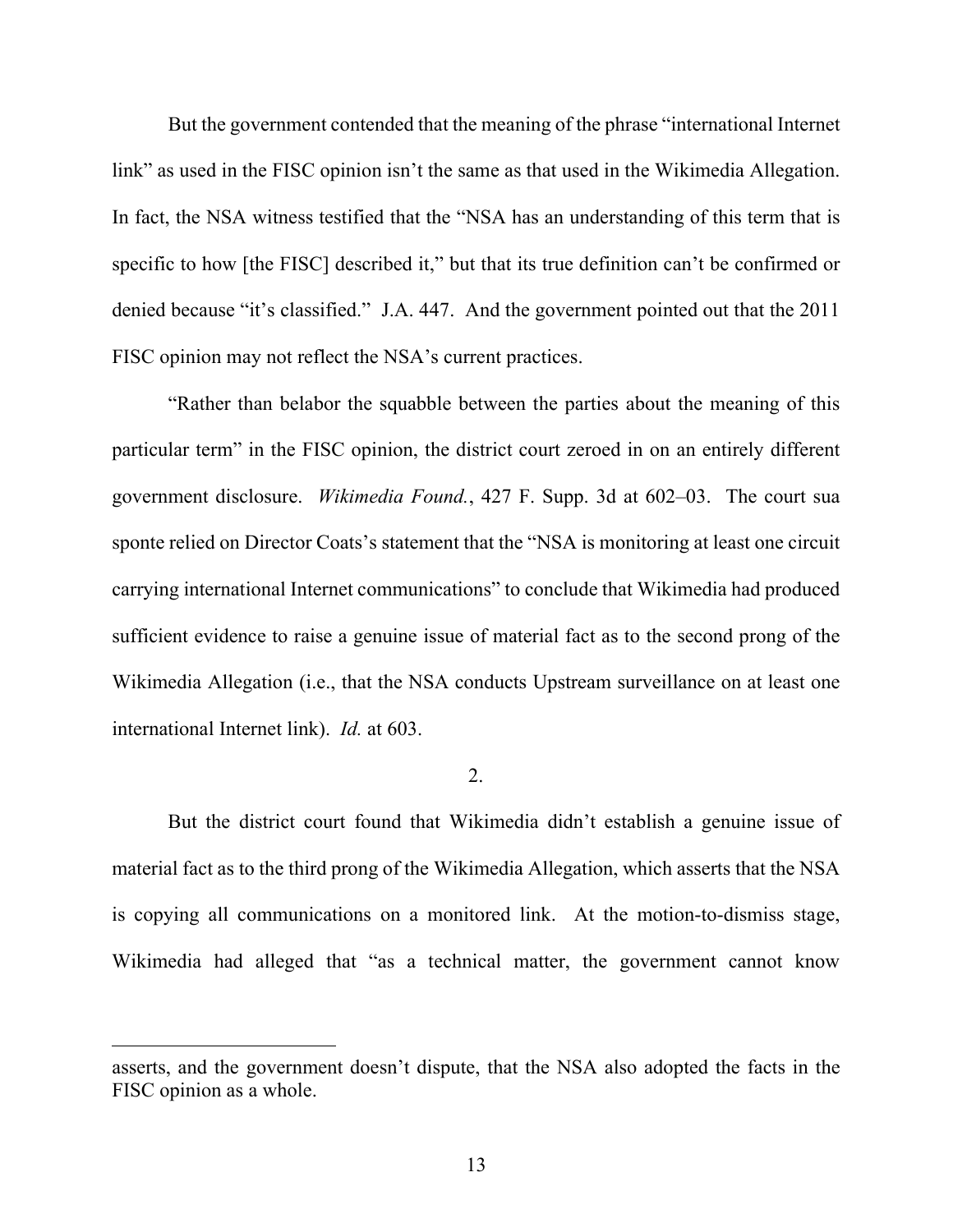But the government contended that the meaning of the phrase "international Internet link" as used in the FISC opinion isn't the same as that used in the Wikimedia Allegation. In fact, the NSA witness testified that the "NSA has an understanding of this term that is specific to how [the FISC] described it," but that its true definition can't be confirmed or denied because "it's classified." J.A. 447. And the government pointed out that the 2011 FISC opinion may not reflect the NSA's current practices.

"Rather than belabor the squabble between the parties about the meaning of this particular term" in the FISC opinion, the district court zeroed in on an entirely different government disclosure. *Wikimedia Found.*, 427 F. Supp. 3d at 602–03. The court sua sponte relied on Director Coats's statement that the "NSA is monitoring at least one circuit carrying international Internet communications" to conclude that Wikimedia had produced sufficient evidence to raise a genuine issue of material fact as to the second prong of the Wikimedia Allegation (i.e., that the NSA conducts Upstream surveillance on at least one international Internet link). *Id.* at 603.

2.

But the district court found that Wikimedia didn't establish a genuine issue of material fact as to the third prong of the Wikimedia Allegation, which asserts that the NSA is copying all communications on a monitored link. At the motion-to-dismiss stage, Wikimedia had alleged that "as a technical matter, the government cannot know

---

asserts, and the government doesn't dispute, that the NSA also adopted the facts in the FISC opinion as a whole.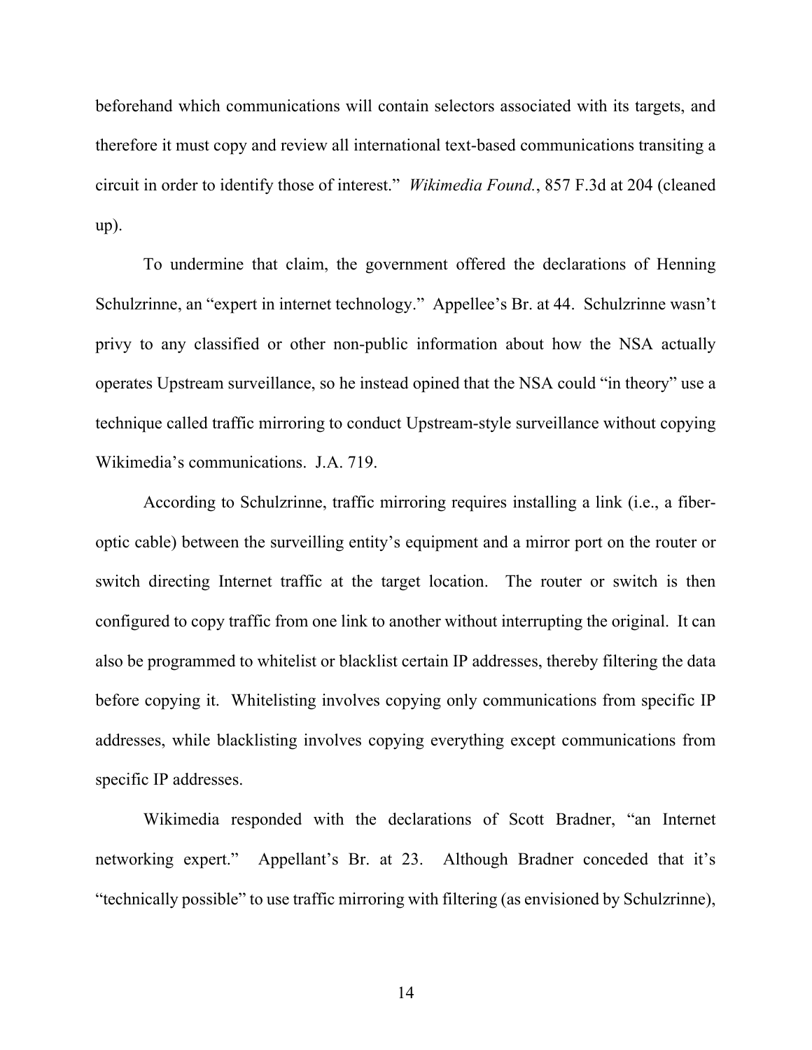beforehand which communications will contain selectors associated with its targets, and therefore it must copy and review all international text-based communications transiting a circuit in order to identify those of interest." *Wikimedia Found.*, 857 F.3d at 204 (cleaned up).

To undermine that claim, the government offered the declarations of Henning Schulzrinne, an "expert in internet technology." Appellee's Br. at 44. Schulzrinne wasn't privy to any classified or other non-public information about how the NSA actually operates Upstream surveillance, so he instead opined that the NSA could "in theory" use a technique called traffic mirroring to conduct Upstream-style surveillance without copying Wikimedia's communications. J.A. 719.

According to Schulzrinne, traffic mirroring requires installing a link (i.e., a fiber-optic cable) between the surveilling entity's equipment and a mirror port on the router or switch directing Internet traffic at the target location. The router or switch is then configured to copy traffic from one link to another without interrupting the original. It can also be programmed to whitelist or blacklist certain IP addresses, thereby filtering the data before copying it. Whitelisting involves copying only communications from specific IP addresses, while blacklisting involves copying everything except communications from specific IP addresses.

Wikimedia responded with the declarations of Scott Bradner, "an Internet networking expert." Appellant's Br. at 23. Although Bradner conceded that it's "technically possible" to use traffic mirroring with filtering (as envisioned by Schulzrinne),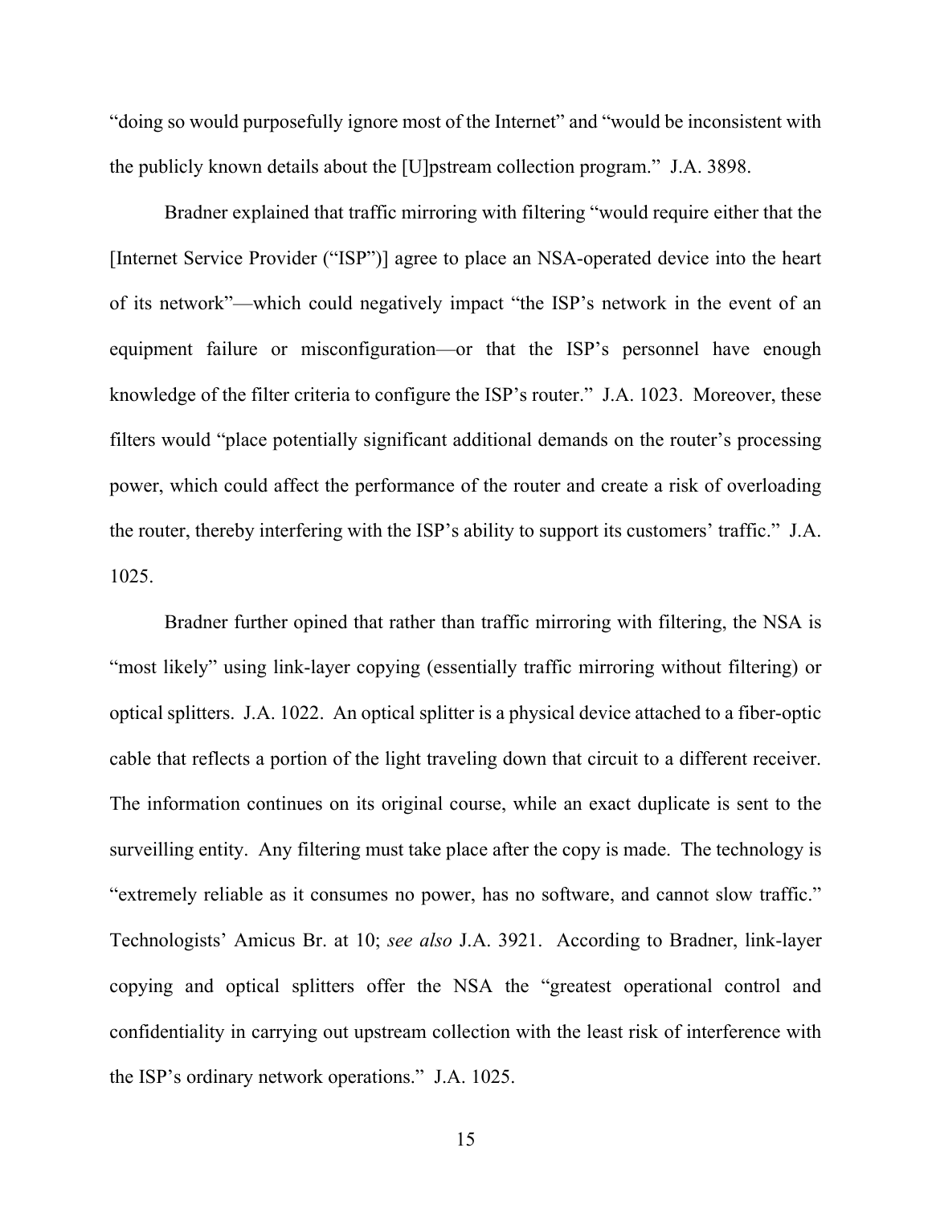“doing so would purposefully ignore most of the Internet” and “would be inconsistent with the publicly known details about the [U]pstream collection program.” J.A. 3898.

Bradner explained that traffic mirroring with filtering “would require either that the [Internet Service Provider (“ISP”)] agree to place an NSA-operated device into the heart of its network”—which could negatively impact “the ISP’s network in the event of an equipment failure or misconfiguration—or that the ISP’s personnel have enough knowledge of the filter criteria to configure the ISP’s router.” J.A. 1023. Moreover, these filters would “place potentially significant additional demands on the router’s processing power, which could affect the performance of the router and create a risk of overloading the router, thereby interfering with the ISP’s ability to support its customers’ traffic.” J.A. 1025.

Bradner further opined that rather than traffic mirroring with filtering, the NSA is “most likely” using link-layer copying (essentially traffic mirroring without filtering) or optical splitters. J.A. 1022. An optical splitter is a physical device attached to a fiber-optic cable that reflects a portion of the light traveling down that circuit to a different receiver. The information continues on its original course, while an exact duplicate is sent to the surveilling entity. Any filtering must take place after the copy is made. The technology is “extremely reliable as it consumes no power, has no software, and cannot slow traffic.” Technologists’ Amicus Br. at 10; *see also* J.A. 3921. According to Bradner, link-layer copying and optical splitters offer the NSA the “greatest operational control and confidentiality in carrying out upstream collection with the least risk of interference with the ISP’s ordinary network operations.” J.A. 1025.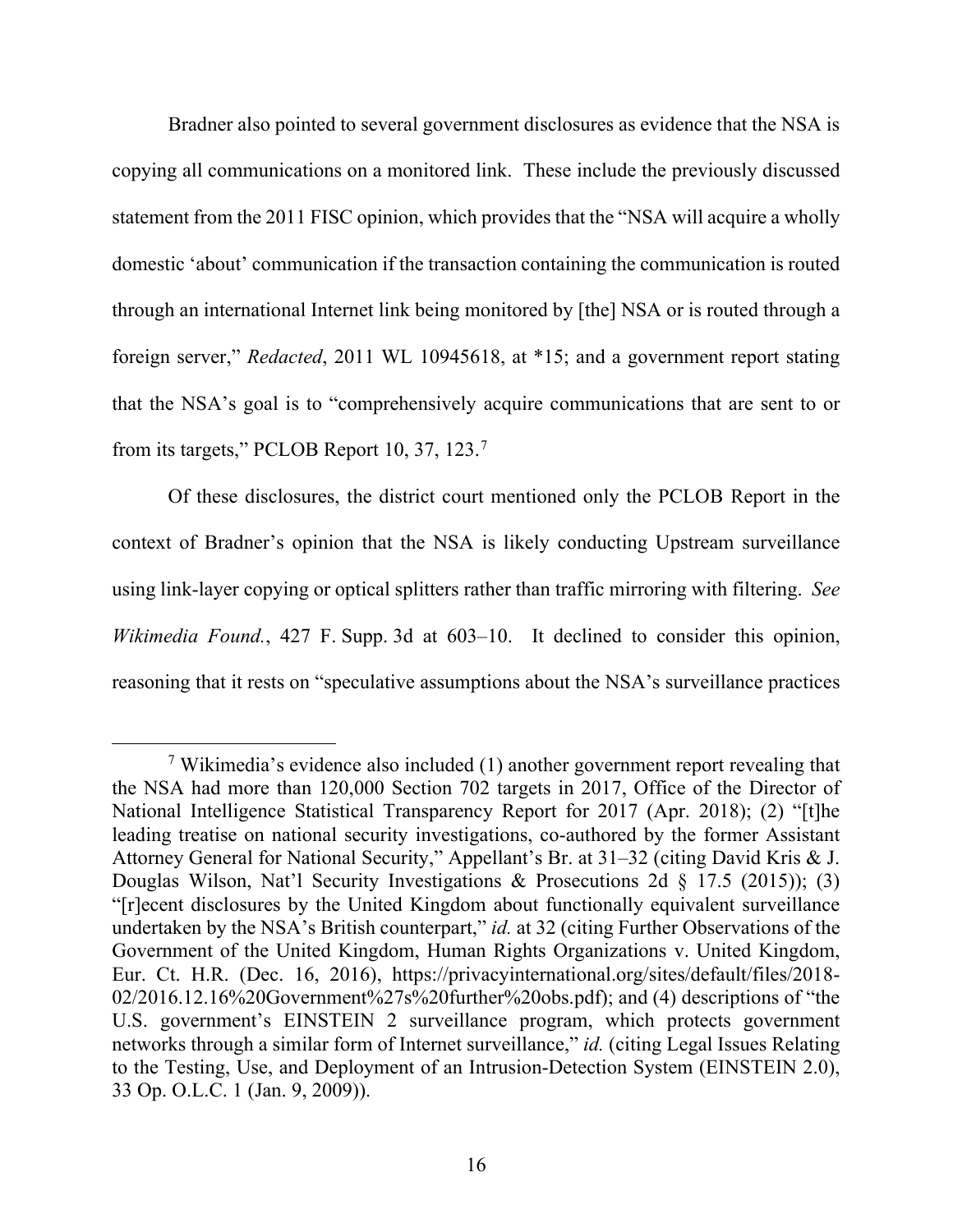Bradner also pointed to several government disclosures as evidence that the NSA is copying all communications on a monitored link. These include the previously discussed statement from the 2011 FISC opinion, which provides that the "NSA will acquire a wholly domestic 'about' communication if the transaction containing the communication is routed through an international Internet link being monitored by [the] NSA or is routed through a foreign server," *Redacted*, 2011 WL 10945618, at *15; and a government report stating that the NSA's goal is to "comprehensively acquire communications that are sent to or from its targets," PCLOB Report 10, 37, 123.[7]

Of these disclosures, the district court mentioned only the PCLOB Report in the context of Bradner's opinion that the NSA is likely conducting Upstream surveillance using link-layer copying or optical splitters rather than traffic mirroring with filtering. *See Wikimedia Found.*, 427 F. Supp. 3d at 603–10. It declined to consider this opinion, reasoning that it rests on "speculative assumptions about the NSA's surveillance practices

[7] Wikimedia's evidence also included (1) another government report revealing that the NSA had more than 120,000 Section 702 targets in 2017, Office of the Director of National Intelligence Statistical Transparency Report for 2017 (Apr. 2018); (2) "[t]he leading treatise on national security investigations, co-authored by the former Assistant Attorney General for National Security," Appellant's Br. at 31–32 (citing David Kris & J. Douglas Wilson, Nat'l Security Investigations & Prosecutions 2d § 17.5 (2015)); (3) "[r]ecent disclosures by the United Kingdom about functionally equivalent surveillance undertaken by the NSA's British counterpart," *id.* at 32 (citing Further Observations of the Government of the United Kingdom, Human Rights Organizations v. United Kingdom, Eur. Ct. H.R. (Dec. 16, 2016), https://privacyinternational.org/sites/default/files/2018-02/2016.12.16%20Government%27s%20further%20obs.pdf); and (4) descriptions of "the U.S. government's EINSTEIN 2 surveillance program, which protects government networks through a similar form of Internet surveillance," *id.* (citing Legal Issues Relating to the Testing, Use, and Deployment of an Intrusion-Detection System (EINSTEIN 2.0), 33 Op. O.L.C. 1 (Jan. 9, 2009)).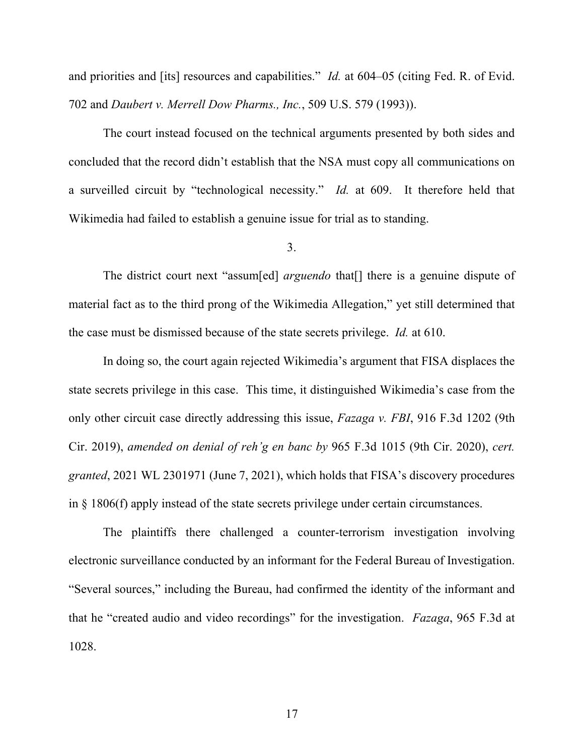and priorities and [its] resources and capabilities." *Id.* at 604–05 (citing Fed. R. of Evid. 702 and *Daubert v. Merrell Dow Pharms., Inc.*, 509 U.S. 579 (1993)).

The court instead focused on the technical arguments presented by both sides and concluded that the record didn't establish that the NSA must copy all communications on a surveilled circuit by "technological necessity." *Id.* at 609. It therefore held that Wikimedia had failed to establish a genuine issue for trial as to standing.

3.

The district court next "assum[ed] *arguendo* that[] there is a genuine dispute of material fact as to the third prong of the Wikimedia Allegation," yet still determined that the case must be dismissed because of the state secrets privilege. *Id.* at 610.

In doing so, the court again rejected Wikimedia's argument that FISA displaces the state secrets privilege in this case. This time, it distinguished Wikimedia's case from the only other circuit case directly addressing this issue, *Fazaga v. FBI*, 916 F.3d 1202 (9th Cir. 2019), *amended on denial of reh'g en banc by* 965 F.3d 1015 (9th Cir. 2020), *cert. granted*, 2021 WL 2301971 (June 7, 2021), which holds that FISA's discovery procedures in § 1806(f) apply instead of the state secrets privilege under certain circumstances.

The plaintiffs there challenged a counter-terrorism investigation involving electronic surveillance conducted by an informant for the Federal Bureau of Investigation. "Several sources," including the Bureau, had confirmed the identity of the informant and that he "created audio and video recordings" for the investigation. *Fazaga*, 965 F.3d at 1028.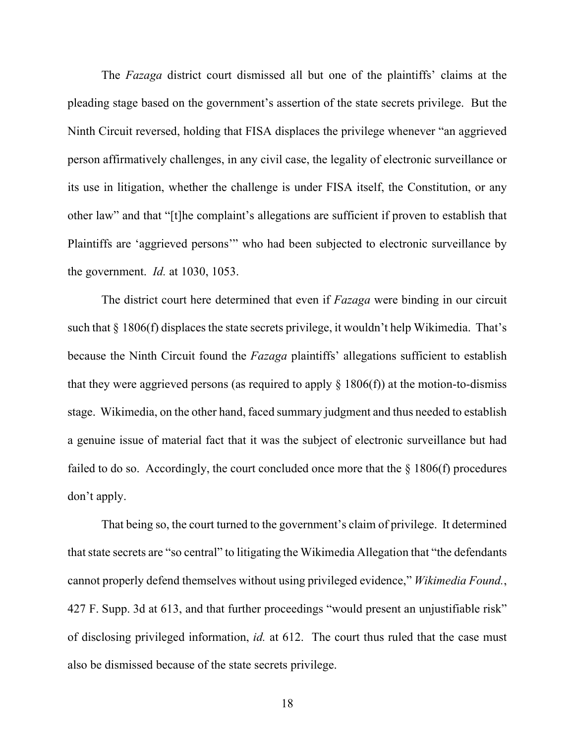The *Fazaga* district court dismissed all but one of the plaintiffs' claims at the pleading stage based on the government's assertion of the state secrets privilege. But the Ninth Circuit reversed, holding that FISA displaces the privilege whenever "an aggrieved person affirmatively challenges, in any civil case, the legality of electronic surveillance or its use in litigation, whether the challenge is under FISA itself, the Constitution, or any other law" and that "[t]he complaint's allegations are sufficient if proven to establish that Plaintiffs are 'aggrieved persons'" who had been subjected to electronic surveillance by the government. *Id.* at 1030, 1053.

The district court here determined that even if *Fazaga* were binding in our circuit such that § 1806(f) displaces the state secrets privilege, it wouldn't help Wikimedia. That's because the Ninth Circuit found the *Fazaga* plaintiffs' allegations sufficient to establish that they were aggrieved persons (as required to apply § 1806(f)) at the motion-to-dismiss stage. Wikimedia, on the other hand, faced summary judgment and thus needed to establish a genuine issue of material fact that it was the subject of electronic surveillance but had failed to do so. Accordingly, the court concluded once more that the § 1806(f) procedures don't apply.

That being so, the court turned to the government's claim of privilege. It determined that state secrets are "so central" to litigating the Wikimedia Allegation that "the defendants cannot properly defend themselves without using privileged evidence," *Wikimedia Found.*, 427 F. Supp. 3d at 613, and that further proceedings "would present an unjustifiable risk" of disclosing privileged information, *id.* at 612. The court thus ruled that the case must also be dismissed because of the state secrets privilege.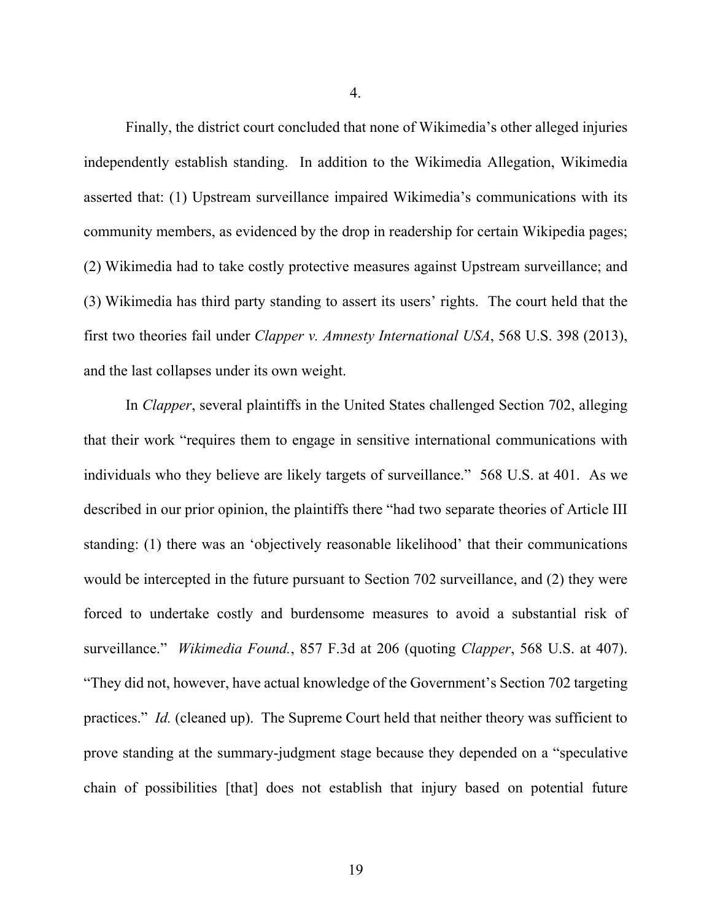4.

Finally, the district court concluded that none of Wikimedia's other alleged injuries independently establish standing. In addition to the Wikimedia Allegation, Wikimedia asserted that: (1) Upstream surveillance impaired Wikimedia's communications with its community members, as evidenced by the drop in readership for certain Wikipedia pages; (2) Wikimedia had to take costly protective measures against Upstream surveillance; and (3) Wikimedia has third party standing to assert its users' rights. The court held that the first two theories fail under *Clapper v. Amnesty International USA*, 568 U.S. 398 (2013), and the last collapses under its own weight.

In *Clapper*, several plaintiffs in the United States challenged Section 702, alleging that their work "requires them to engage in sensitive international communications with individuals who they believe are likely targets of surveillance." 568 U.S. at 401. As we described in our prior opinion, the plaintiffs there "had two separate theories of Article III standing: (1) there was an 'objectively reasonable likelihood' that their communications would be intercepted in the future pursuant to Section 702 surveillance, and (2) they were forced to undertake costly and burdensome measures to avoid a substantial risk of surveillance." *Wikimedia Found.*, 857 F.3d at 206 (quoting *Clapper*, 568 U.S. at 407). "They did not, however, have actual knowledge of the Government's Section 702 targeting practices." *Id.* (cleaned up). The Supreme Court held that neither theory was sufficient to prove standing at the summary-judgment stage because they depended on a "speculative chain of possibilities [that] does not establish that injury based on potential future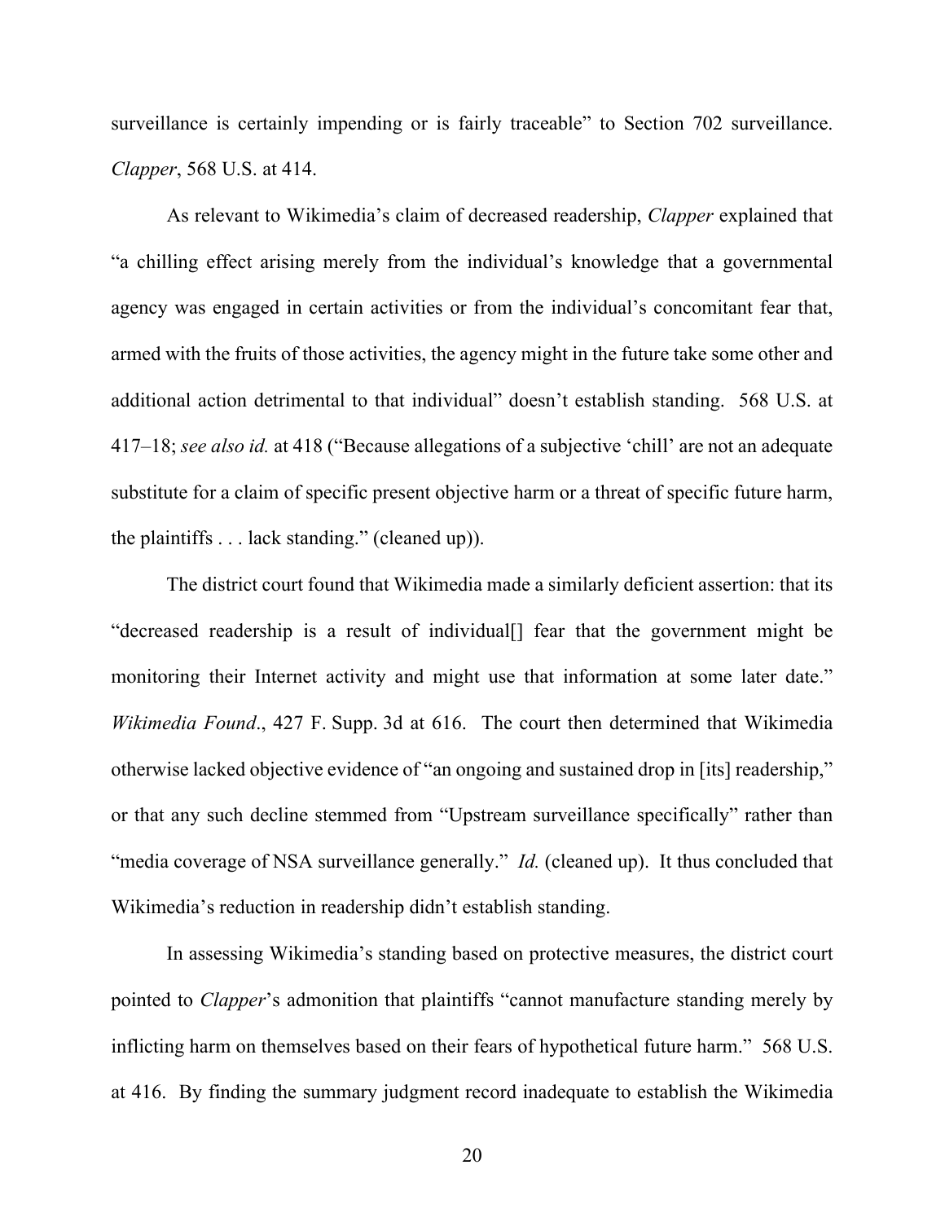surveillance is certainly impending or is fairly traceable" to Section 702 surveillance. *Clapper*, 568 U.S. at 414.

As relevant to Wikimedia's claim of decreased readership, *Clapper* explained that "a chilling effect arising merely from the individual's knowledge that a governmental agency was engaged in certain activities or from the individual's concomitant fear that, armed with the fruits of those activities, the agency might in the future take some other and additional action detrimental to that individual" doesn't establish standing. 568 U.S. at 417–18; *see also id.* at 418 ("Because allegations of a subjective 'chill' are not an adequate substitute for a claim of specific present objective harm or a threat of specific future harm, the plaintiffs . . . lack standing." (cleaned up)).

The district court found that Wikimedia made a similarly deficient assertion: that its "decreased readership is a result of individual[] fear that the government might be monitoring their Internet activity and might use that information at some later date." *Wikimedia Found*., 427 F. Supp. 3d at 616. The court then determined that Wikimedia otherwise lacked objective evidence of "an ongoing and sustained drop in [its] readership," or that any such decline stemmed from "Upstream surveillance specifically" rather than "media coverage of NSA surveillance generally." *Id.* (cleaned up). It thus concluded that Wikimedia's reduction in readership didn't establish standing.

In assessing Wikimedia's standing based on protective measures, the district court pointed to *Clapper*'s admonition that plaintiffs "cannot manufacture standing merely by inflicting harm on themselves based on their fears of hypothetical future harm." 568 U.S. at 416. By finding the summary judgment record inadequate to establish the Wikimedia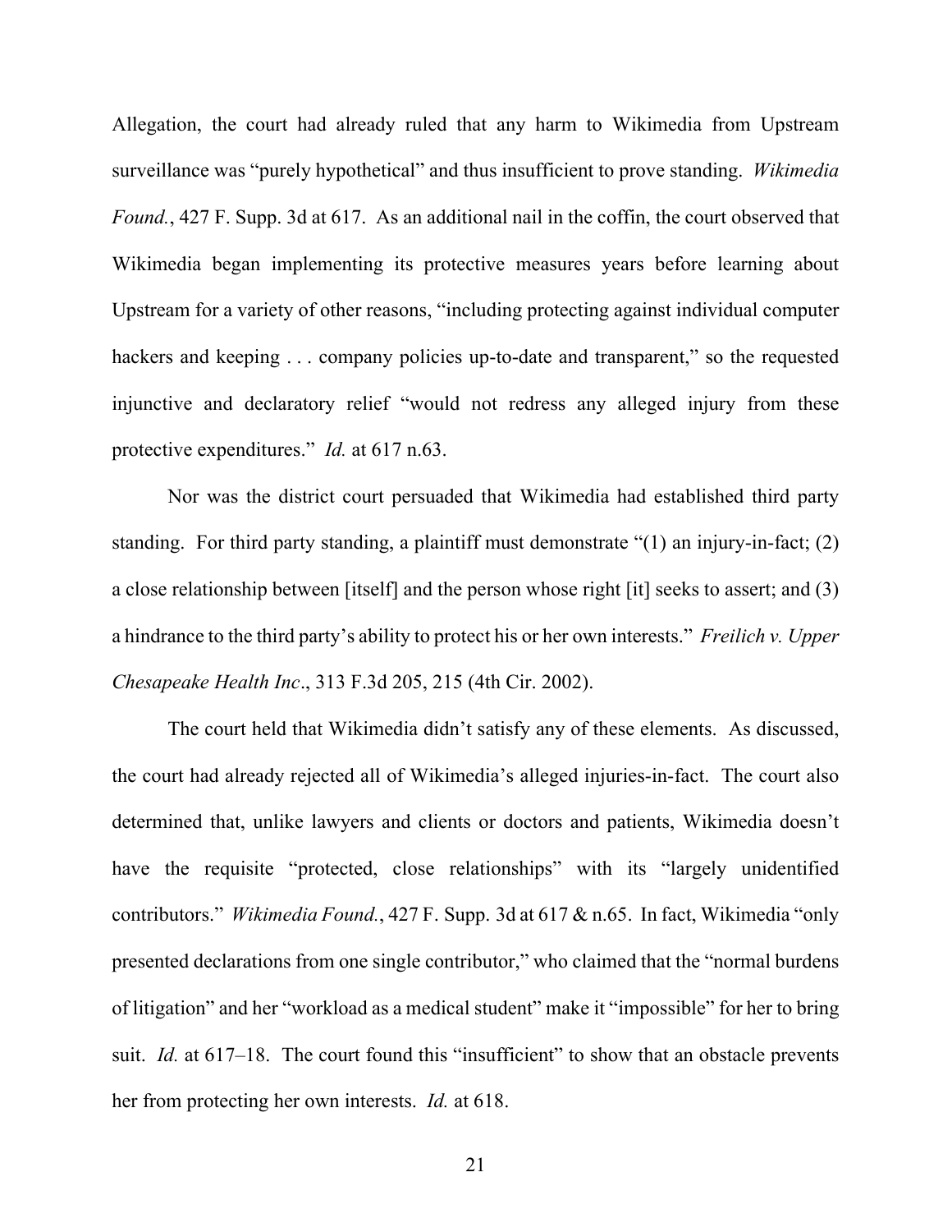Allegation, the court had already ruled that any harm to Wikimedia from Upstream surveillance was "purely hypothetical" and thus insufficient to prove standing. *Wikimedia Found.*, 427 F. Supp. 3d at 617. As an additional nail in the coffin, the court observed that Wikimedia began implementing its protective measures years before learning about Upstream for a variety of other reasons, "including protecting against individual computer hackers and keeping . . . company policies up-to-date and transparent," so the requested injunctive and declaratory relief "would not redress any alleged injury from these protective expenditures." *Id.* at 617 n.63.

Nor was the district court persuaded that Wikimedia had established third party standing. For third party standing, a plaintiff must demonstrate "(1) an injury-in-fact; (2) a close relationship between [itself] and the person whose right [it] seeks to assert; and (3) a hindrance to the third party's ability to protect his or her own interests." *Freilich v. Upper Chesapeake Health Inc*., 313 F.3d 205, 215 (4th Cir. 2002).

The court held that Wikimedia didn't satisfy any of these elements. As discussed, the court had already rejected all of Wikimedia's alleged injuries-in-fact. The court also determined that, unlike lawyers and clients or doctors and patients, Wikimedia doesn't have the requisite "protected, close relationships" with its "largely unidentified contributors." *Wikimedia Found.*, 427 F. Supp. 3d at 617 & n.65. In fact, Wikimedia "only presented declarations from one single contributor," who claimed that the "normal burdens of litigation" and her "workload as a medical student" make it "impossible" for her to bring suit. *Id.* at 617–18. The court found this "insufficient" to show that an obstacle prevents her from protecting her own interests. *Id.* at 618.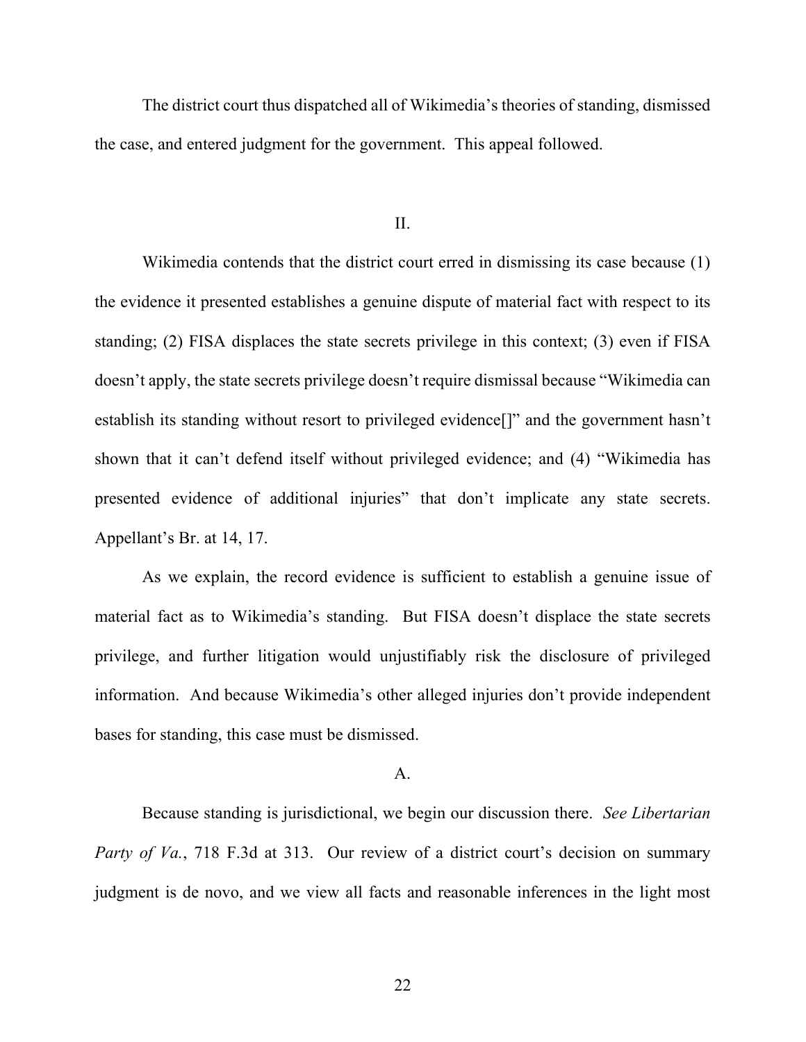The district court thus dispatched all of Wikimedia's theories of standing, dismissed the case, and entered judgment for the government. This appeal followed.

## II.

Wikimedia contends that the district court erred in dismissing its case because (1) the evidence it presented establishes a genuine dispute of material fact with respect to its standing; (2) FISA displaces the state secrets privilege in this context; (3) even if FISA doesn't apply, the state secrets privilege doesn't require dismissal because "Wikimedia can establish its standing without resort to privileged evidence[]" and the government hasn't shown that it can't defend itself without privileged evidence; and (4) "Wikimedia has presented evidence of additional injuries" that don't implicate any state secrets. Appellant's Br. at 14, 17.

As we explain, the record evidence is sufficient to establish a genuine issue of material fact as to Wikimedia's standing. But FISA doesn't displace the state secrets privilege, and further litigation would unjustifiably risk the disclosure of privileged information. And because Wikimedia's other alleged injuries don't provide independent bases for standing, this case must be dismissed.

### A.

Because standing is jurisdictional, we begin our discussion there. *See Libertarian Party of Va.*, 718 F.3d at 313. Our review of a district court's decision on summary judgment is de novo, and we view all facts and reasonable inferences in the light most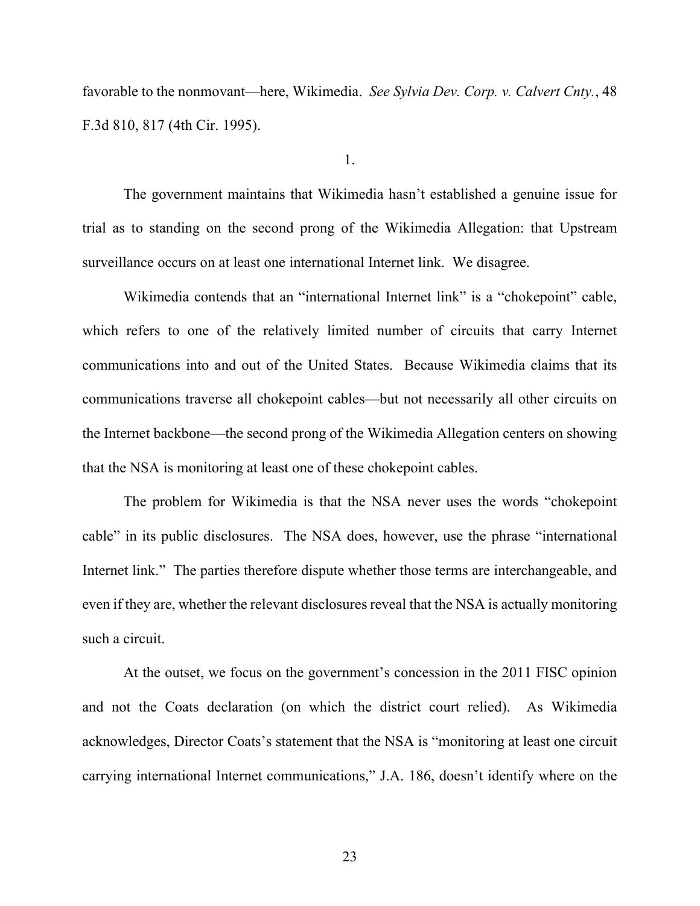favorable to the nonmovant—here, Wikimedia. *See Sylvia Dev. Corp. v. Calvert Cnty.*, 48 F.3d 810, 817 (4th Cir. 1995).

1.

The government maintains that Wikimedia hasn't established a genuine issue for trial as to standing on the second prong of the Wikimedia Allegation: that Upstream surveillance occurs on at least one international Internet link. We disagree.

Wikimedia contends that an "international Internet link" is a "chokepoint" cable, which refers to one of the relatively limited number of circuits that carry Internet communications into and out of the United States. Because Wikimedia claims that its communications traverse all chokepoint cables—but not necessarily all other circuits on the Internet backbone—the second prong of the Wikimedia Allegation centers on showing that the NSA is monitoring at least one of these chokepoint cables.

The problem for Wikimedia is that the NSA never uses the words "chokepoint cable" in its public disclosures. The NSA does, however, use the phrase "international Internet link." The parties therefore dispute whether those terms are interchangeable, and even if they are, whether the relevant disclosures reveal that the NSA is actually monitoring such a circuit.

At the outset, we focus on the government's concession in the 2011 FISC opinion and not the Coats declaration (on which the district court relied). As Wikimedia acknowledges, Director Coats's statement that the NSA is "monitoring at least one circuit carrying international Internet communications," J.A. 186, doesn't identify where on the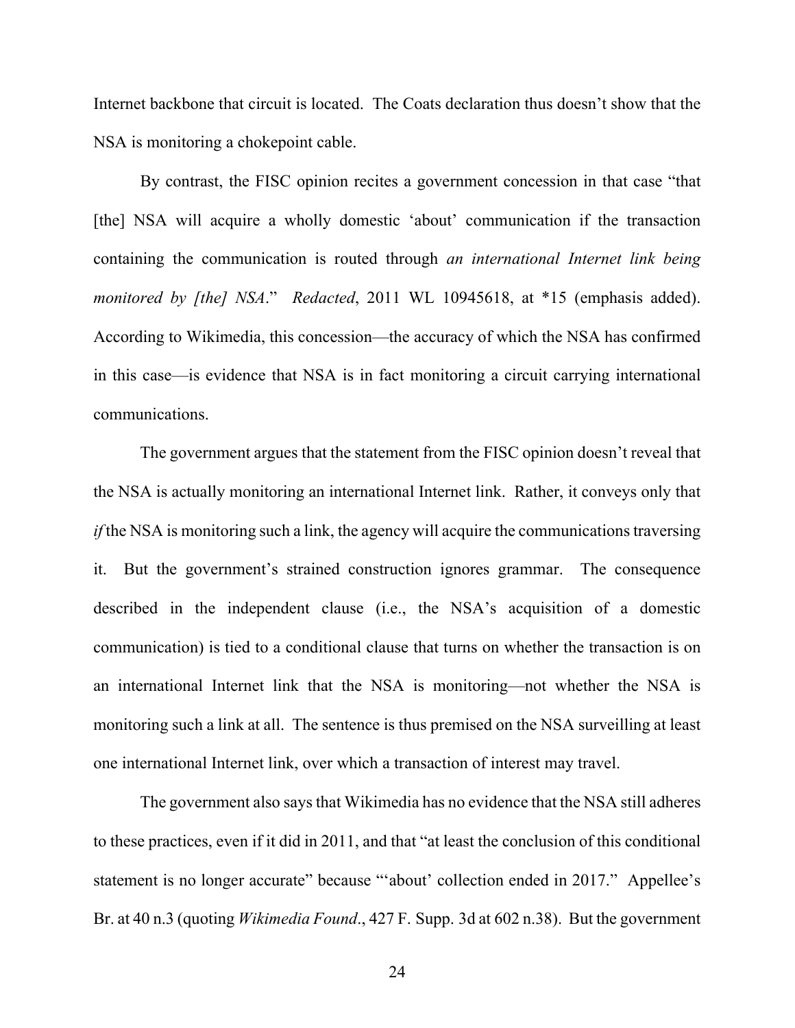Internet backbone that circuit is located. The Coats declaration thus doesn't show that the NSA is monitoring a chokepoint cable.

By contrast, the FISC opinion recites a government concession in that case "that [the] NSA will acquire a wholly domestic 'about' communication if the transaction containing the communication is routed through *an international Internet link being monitored by [the] NSA*." *Redacted*, 2011 WL 10945618, at *15 (emphasis added). According to Wikimedia, this concession—the accuracy of which the NSA has confirmed in this case—is evidence that NSA is in fact monitoring a circuit carrying international communications.

The government argues that the statement from the FISC opinion doesn't reveal that the NSA is actually monitoring an international Internet link. Rather, it conveys only that *if* the NSA is monitoring such a link, the agency will acquire the communications traversing it. But the government's strained construction ignores grammar. The consequence described in the independent clause (i.e., the NSA's acquisition of a domestic communication) is tied to a conditional clause that turns on whether the transaction is on an international Internet link that the NSA is monitoring—not whether the NSA is monitoring such a link at all. The sentence is thus premised on the NSA surveilling at least one international Internet link, over which a transaction of interest may travel.

The government also says that Wikimedia has no evidence that the NSA still adheres to these practices, even if it did in 2011, and that "at least the conclusion of this conditional statement is no longer accurate" because "'about' collection ended in 2017." Appellee's Br. at 40 n.3 (quoting *Wikimedia Found.*, 427 F. Supp. 3d at 602 n.38). But the government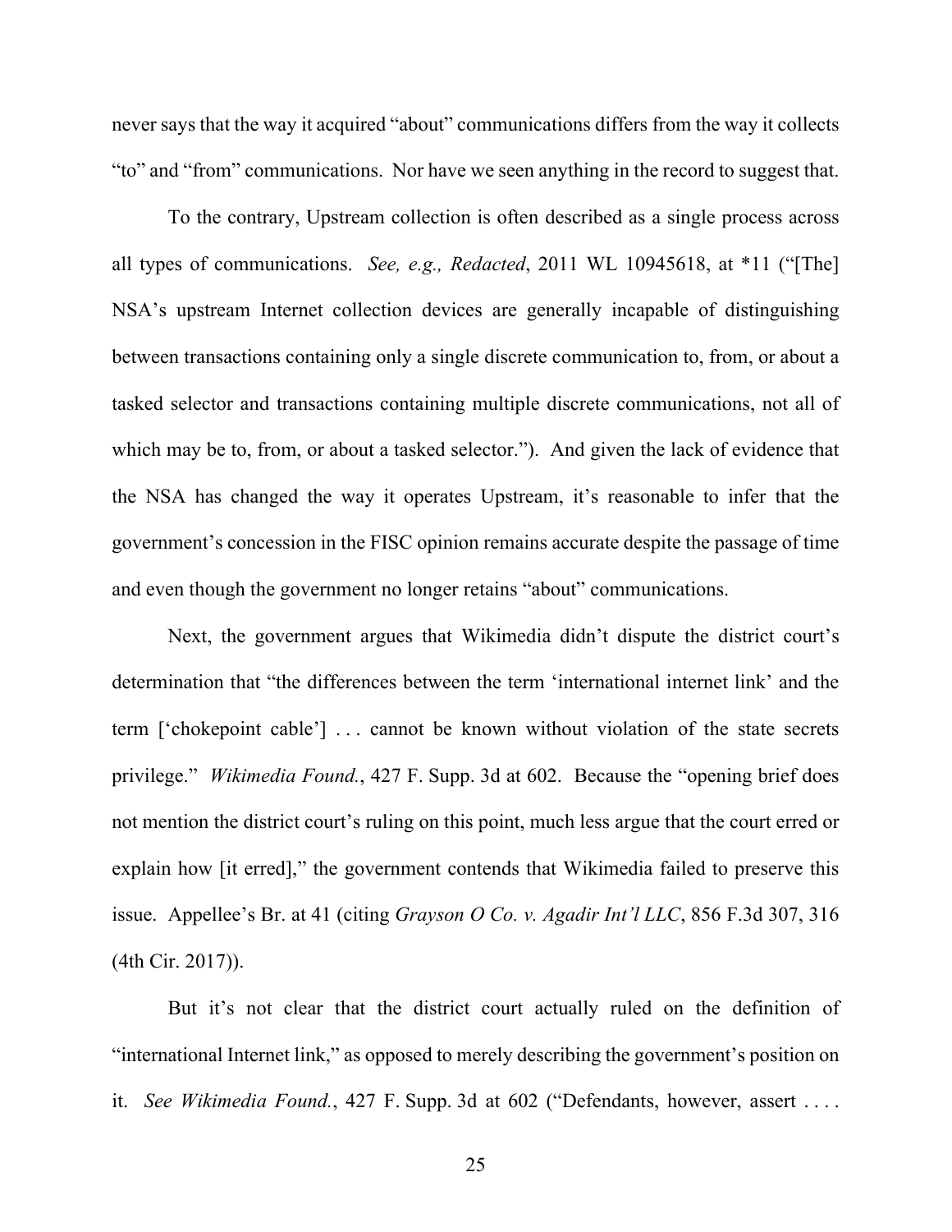never says that the way it acquired "about" communications differs from the way it collects "to" and "from" communications. Nor have we seen anything in the record to suggest that.

To the contrary, Upstream collection is often described as a single process across all types of communications. *See, e.g., Redacted*, 2011 WL 10945618, at *11 ("[The] NSA's upstream Internet collection devices are generally incapable of distinguishing between transactions containing only a single discrete communication to, from, or about a tasked selector and transactions containing multiple discrete communications, not all of which may be to, from, or about a tasked selector."). And given the lack of evidence that the NSA has changed the way it operates Upstream, it's reasonable to infer that the government's concession in the FISC opinion remains accurate despite the passage of time and even though the government no longer retains "about" communications.

Next, the government argues that Wikimedia didn't dispute the district court's determination that "the differences between the term 'international internet link' and the term ['chokepoint cable'] . . . cannot be known without violation of the state secrets privilege." *Wikimedia Found.*, 427 F. Supp. 3d at 602. Because the "opening brief does not mention the district court's ruling on this point, much less argue that the court erred or explain how [it erred]," the government contends that Wikimedia failed to preserve this issue. Appellee's Br. at 41 (citing *Grayson O Co. v. Agadir Int'l LLC*, 856 F.3d 307, 316 (4th Cir. 2017)).

But it's not clear that the district court actually ruled on the definition of "international Internet link," as opposed to merely describing the government's position on it. *See Wikimedia Found.*, 427 F. Supp. 3d at 602 ("Defendants, however, assert . . . .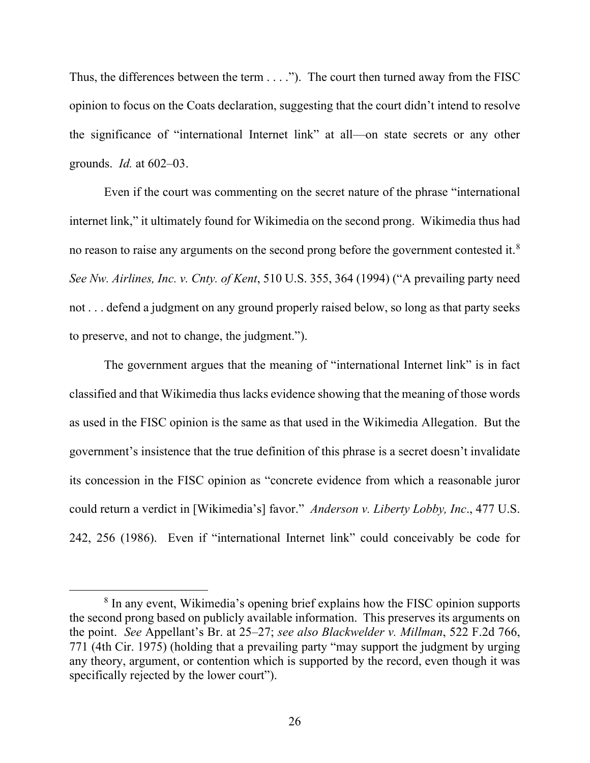Thus, the differences between the term . . . ."). The court then turned away from the FISC opinion to focus on the Coats declaration, suggesting that the court didn't intend to resolve the significance of "international Internet link" at all—on state secrets or any other grounds. *Id.* at 602–03.

Even if the court was commenting on the secret nature of the phrase "international internet link," it ultimately found for Wikimedia on the second prong. Wikimedia thus had no reason to raise any arguments on the second prong before the government contested it.[8] *See Nw. Airlines, Inc. v. Cnty. of Kent*, 510 U.S. 355, 364 (1994) ("A prevailing party need not . . . defend a judgment on any ground properly raised below, so long as that party seeks to preserve, and not to change, the judgment.").

The government argues that the meaning of "international Internet link" is in fact classified and that Wikimedia thus lacks evidence showing that the meaning of those words as used in the FISC opinion is the same as that used in the Wikimedia Allegation. But the government's insistence that the true definition of this phrase is a secret doesn't invalidate its concession in the FISC opinion as "concrete evidence from which a reasonable juror could return a verdict in [Wikimedia's] favor." *Anderson v. Liberty Lobby, Inc*., 477 U.S. 242, 256 (1986). Even if "international Internet link" could conceivably be code for

[8] In any event, Wikimedia's opening brief explains how the FISC opinion supports the second prong based on publicly available information. This preserves its arguments on the point. *See* Appellant's Br. at 25–27; *see also Blackwelder v. Millman*, 522 F.2d 766, 771 (4th Cir. 1975) (holding that a prevailing party "may support the judgment by urging any theory, argument, or contention which is supported by the record, even though it was specifically rejected by the lower court").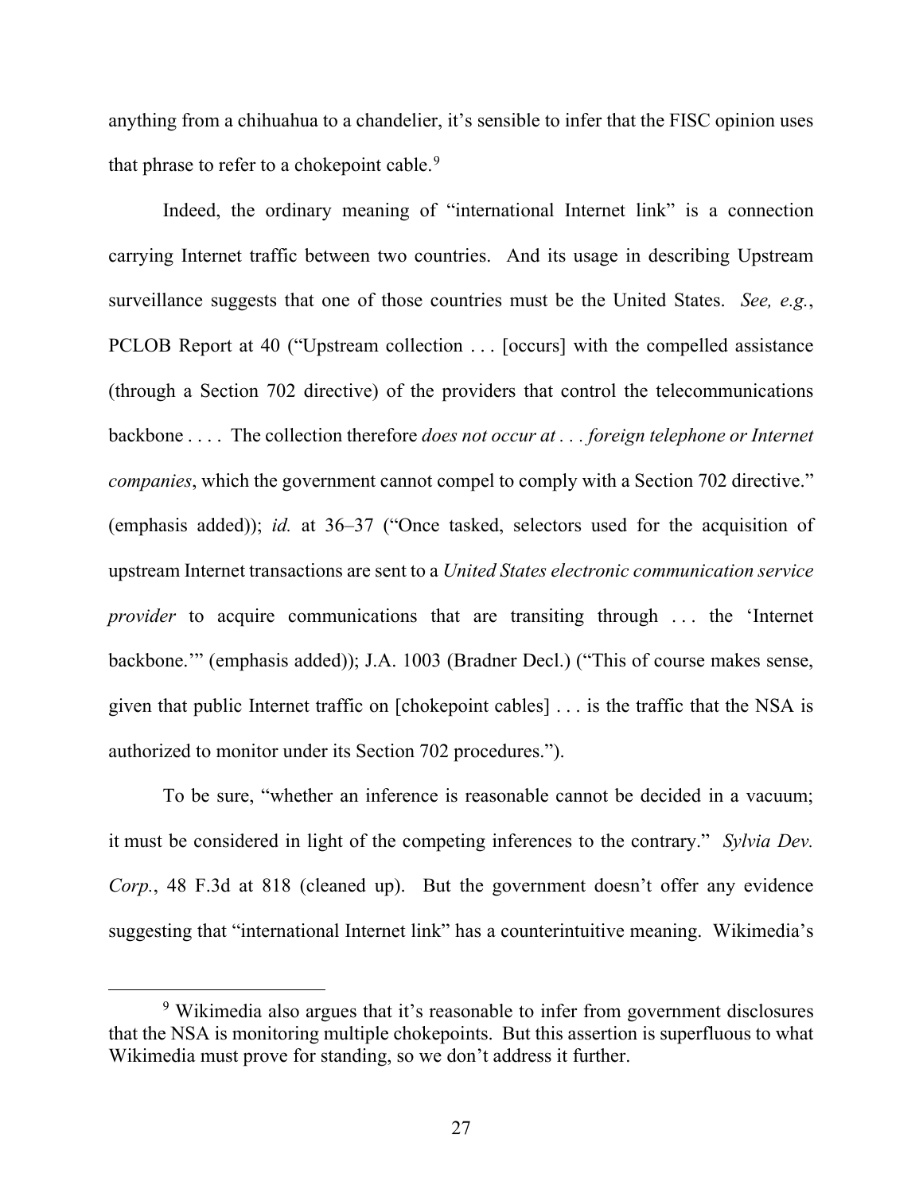anything from a chihuahua to a chandelier, it's sensible to infer that the FISC opinion uses that phrase to refer to a chokepoint cable.[9]

Indeed, the ordinary meaning of "international Internet link" is a connection carrying Internet traffic between two countries. And its usage in describing Upstream surveillance suggests that one of those countries must be the United States. *See, e.g.*, PCLOB Report at 40 ("Upstream collection . . . [occurs] with the compelled assistance (through a Section 702 directive) of the providers that control the telecommunications backbone . . . . The collection therefore *does not occur at . . . foreign telephone or Internet companies*, which the government cannot compel to comply with a Section 702 directive." (emphasis added)); *id.* at 36–37 ("Once tasked, selectors used for the acquisition of upstream Internet transactions are sent to a *United States electronic communication service provider* to acquire communications that are transiting through . . . the 'Internet backbone.'" (emphasis added)); J.A. 1003 (Bradner Decl.) ("This of course makes sense, given that public Internet traffic on [chokepoint cables] . . . is the traffic that the NSA is authorized to monitor under its Section 702 procedures.").

To be sure, "whether an inference is reasonable cannot be decided in a vacuum; it must be considered in light of the competing inferences to the contrary." *Sylvia Dev. Corp.*, 48 F.3d at 818 (cleaned up). But the government doesn't offer any evidence suggesting that "international Internet link" has a counterintuitive meaning. Wikimedia's

[9] Wikimedia also argues that it's reasonable to infer from government disclosures that the NSA is monitoring multiple chokepoints. But this assertion is superfluous to what Wikimedia must prove for standing, so we don't address it further.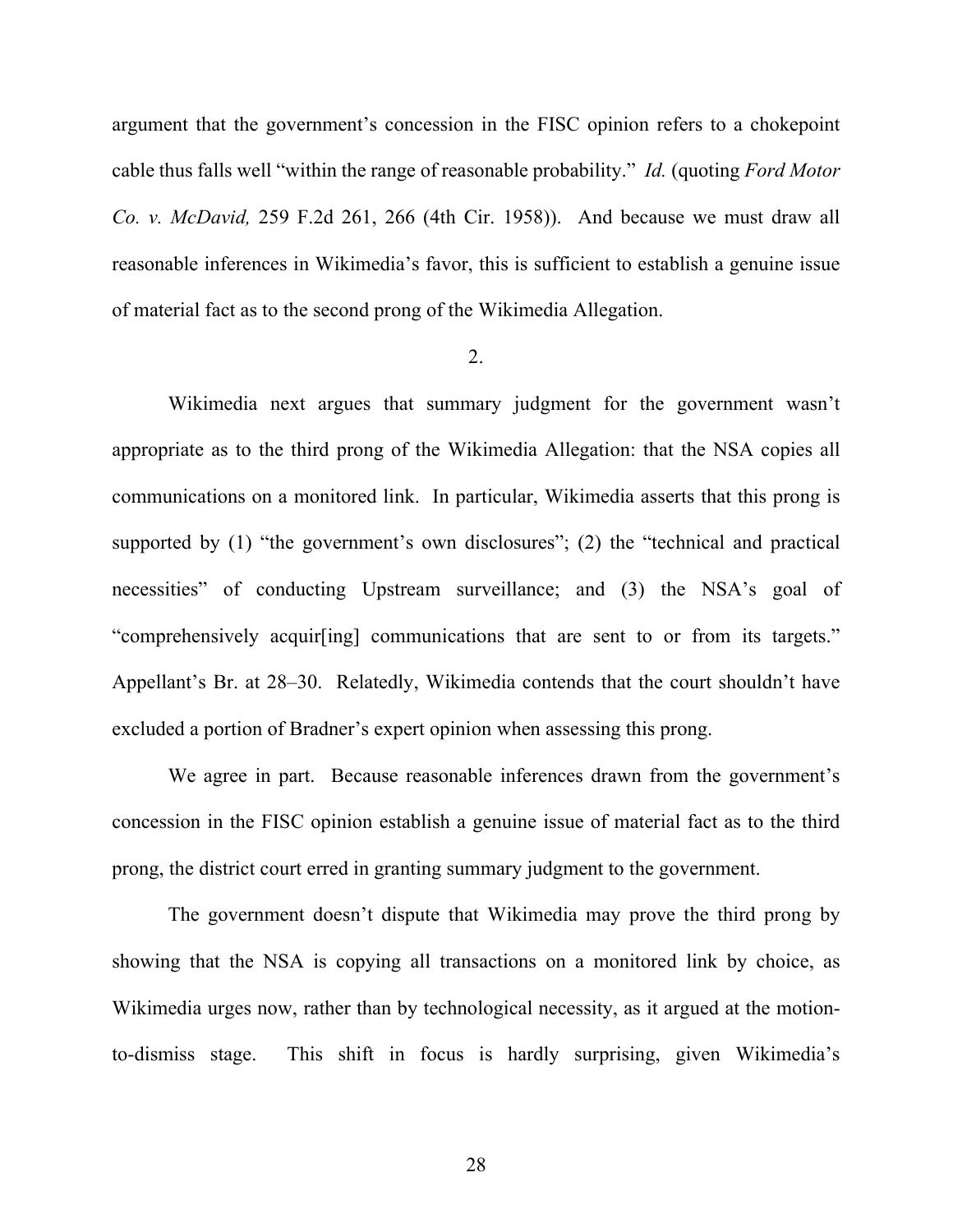argument that the government's concession in the FISC opinion refers to a chokepoint cable thus falls well "within the range of reasonable probability." *Id.* (quoting *Ford Motor Co. v. McDavid,* 259 F.2d 261, 266 (4th Cir. 1958)). And because we must draw all reasonable inferences in Wikimedia's favor, this is sufficient to establish a genuine issue of material fact as to the second prong of the Wikimedia Allegation.

2.

Wikimedia next argues that summary judgment for the government wasn't appropriate as to the third prong of the Wikimedia Allegation: that the NSA copies all communications on a monitored link. In particular, Wikimedia asserts that this prong is supported by (1) "the government's own disclosures"; (2) the "technical and practical necessities" of conducting Upstream surveillance; and (3) the NSA's goal of "comprehensively acquir[ing] communications that are sent to or from its targets." Appellant's Br. at 28–30. Relatedly, Wikimedia contends that the court shouldn't have excluded a portion of Bradner's expert opinion when assessing this prong.

We agree in part. Because reasonable inferences drawn from the government's concession in the FISC opinion establish a genuine issue of material fact as to the third prong, the district court erred in granting summary judgment to the government.

The government doesn't dispute that Wikimedia may prove the third prong by showing that the NSA is copying all transactions on a monitored link by choice, as Wikimedia urges now, rather than by technological necessity, as it argued at the motion-to-dismiss stage. This shift in focus is hardly surprising, given Wikimedia's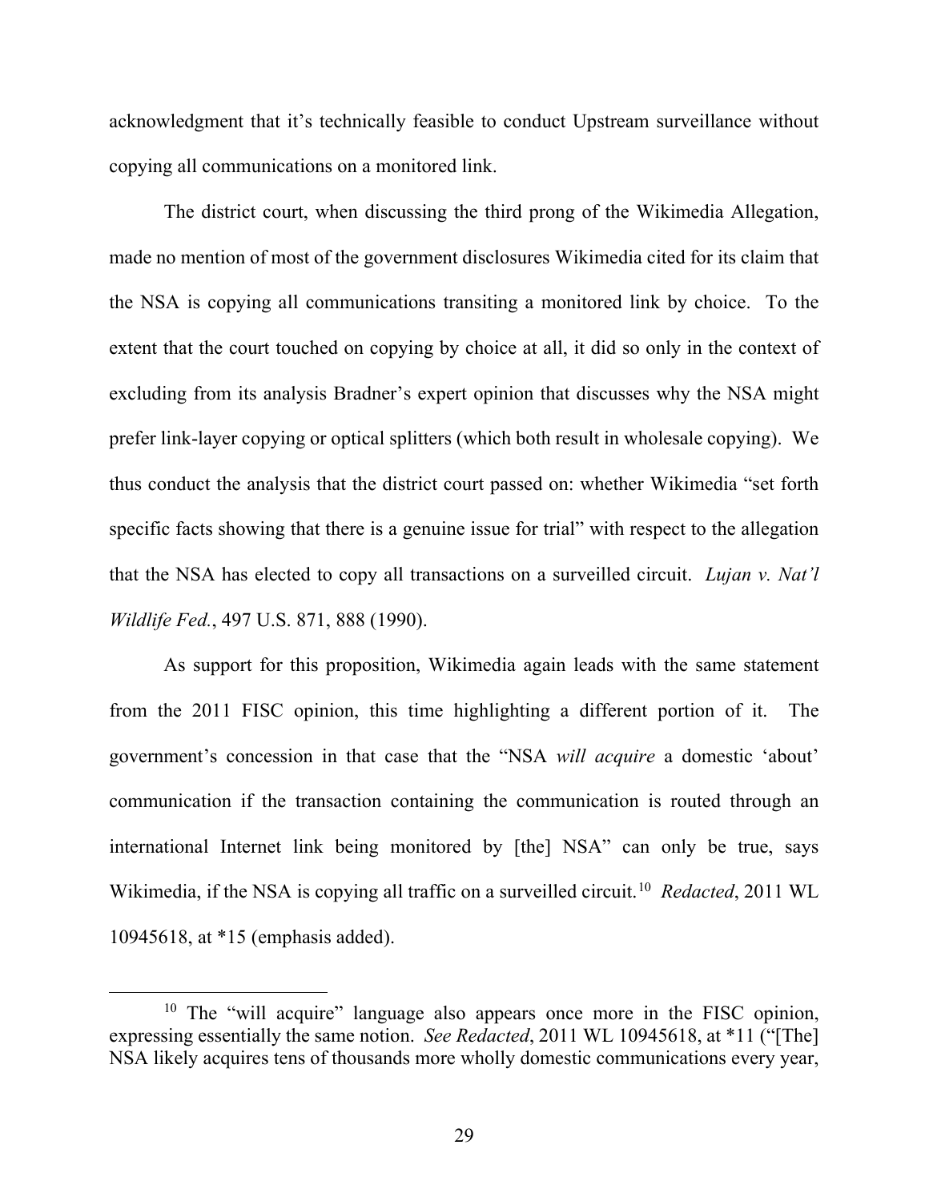acknowledgment that it's technically feasible to conduct Upstream surveillance without copying all communications on a monitored link.

The district court, when discussing the third prong of the Wikimedia Allegation, made no mention of most of the government disclosures Wikimedia cited for its claim that the NSA is copying all communications transiting a monitored link by choice. To the extent that the court touched on copying by choice at all, it did so only in the context of excluding from its analysis Bradner's expert opinion that discusses why the NSA might prefer link-layer copying or optical splitters (which both result in wholesale copying). We thus conduct the analysis that the district court passed on: whether Wikimedia "set forth specific facts showing that there is a genuine issue for trial" with respect to the allegation that the NSA has elected to copy all transactions on a surveilled circuit. *Lujan v. Nat'l Wildlife Fed.*, 497 U.S. 871, 888 (1990).

As support for this proposition, Wikimedia again leads with the same statement from the 2011 FISC opinion, this time highlighting a different portion of it. The government's concession in that case that the "NSA *will acquire* a domestic 'about' communication if the transaction containing the communication is routed through an international Internet link being monitored by [the] NSA" can only be true, says Wikimedia, if the NSA is copying all traffic on a surveilled circuit.[10] *Redacted*, 2011 WL 10945618, at *15 (emphasis added).

[10] The "will acquire" language also appears once more in the FISC opinion, expressing essentially the same notion. *See Redacted*, 2011 WL 10945618, at *11 ("[The] NSA likely acquires tens of thousands more wholly domestic communications every year,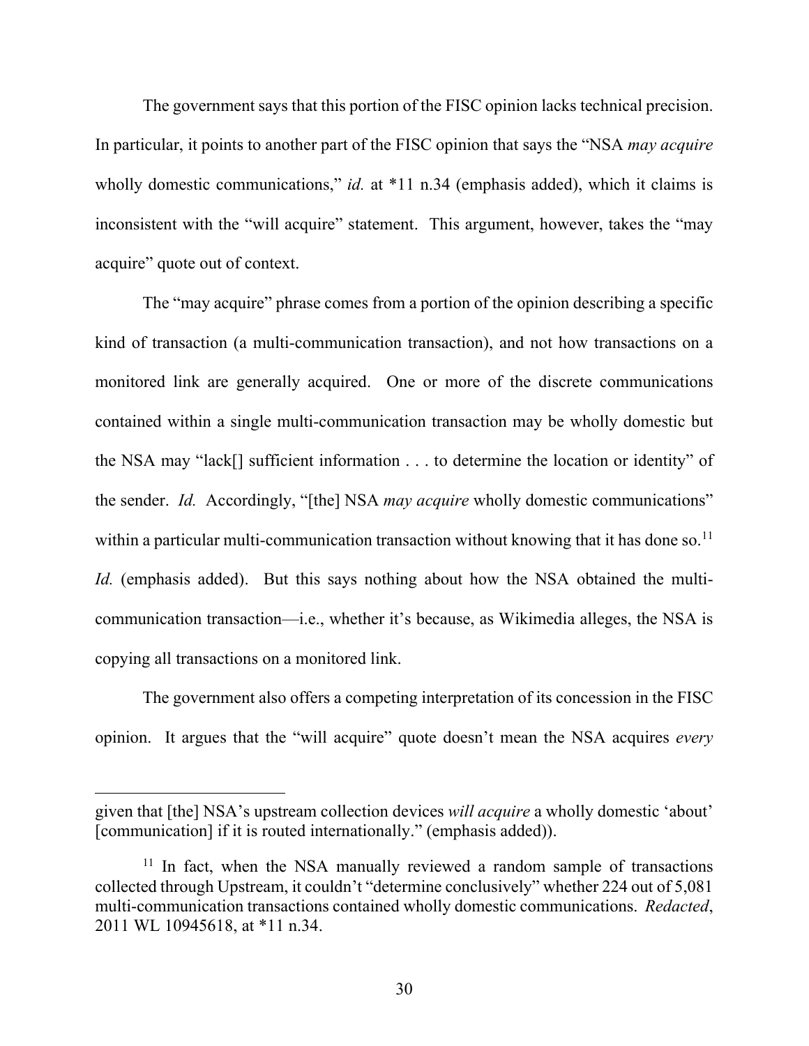The government says that this portion of the FISC opinion lacks technical precision. In particular, it points to another part of the FISC opinion that says the "NSA *may acquire* wholly domestic communications," *id.* at *11 n.34 (emphasis added), which it claims is inconsistent with the "will acquire" statement. This argument, however, takes the "may acquire" quote out of context.

The "may acquire" phrase comes from a portion of the opinion describing a specific kind of transaction (a multi-communication transaction), and not how transactions on a monitored link are generally acquired. One or more of the discrete communications contained within a single multi-communication transaction may be wholly domestic but the NSA may "lack[] sufficient information . . . to determine the location or identity" of the sender. *Id.* Accordingly, "[the] NSA *may acquire* wholly domestic communications" within a particular multi-communication transaction without knowing that it has done so.[11] *Id.* (emphasis added). But this says nothing about how the NSA obtained the multi-communication transaction—i.e., whether it's because, as Wikimedia alleges, the NSA is copying all transactions on a monitored link.

The government also offers a competing interpretation of its concession in the FISC opinion. It argues that the "will acquire" quote doesn't mean the NSA acquires *every*

---

given that [the] NSA's upstream collection devices *will acquire* a wholly domestic 'about' [communication] if it is routed internationally." (emphasis added)).

[11] In fact, when the NSA manually reviewed a random sample of transactions collected through Upstream, it couldn't "determine conclusively" whether 224 out of 5,081 multi-communication transactions contained wholly domestic communications. *Redacted*, 2011 WL 10945618, at *11 n.34.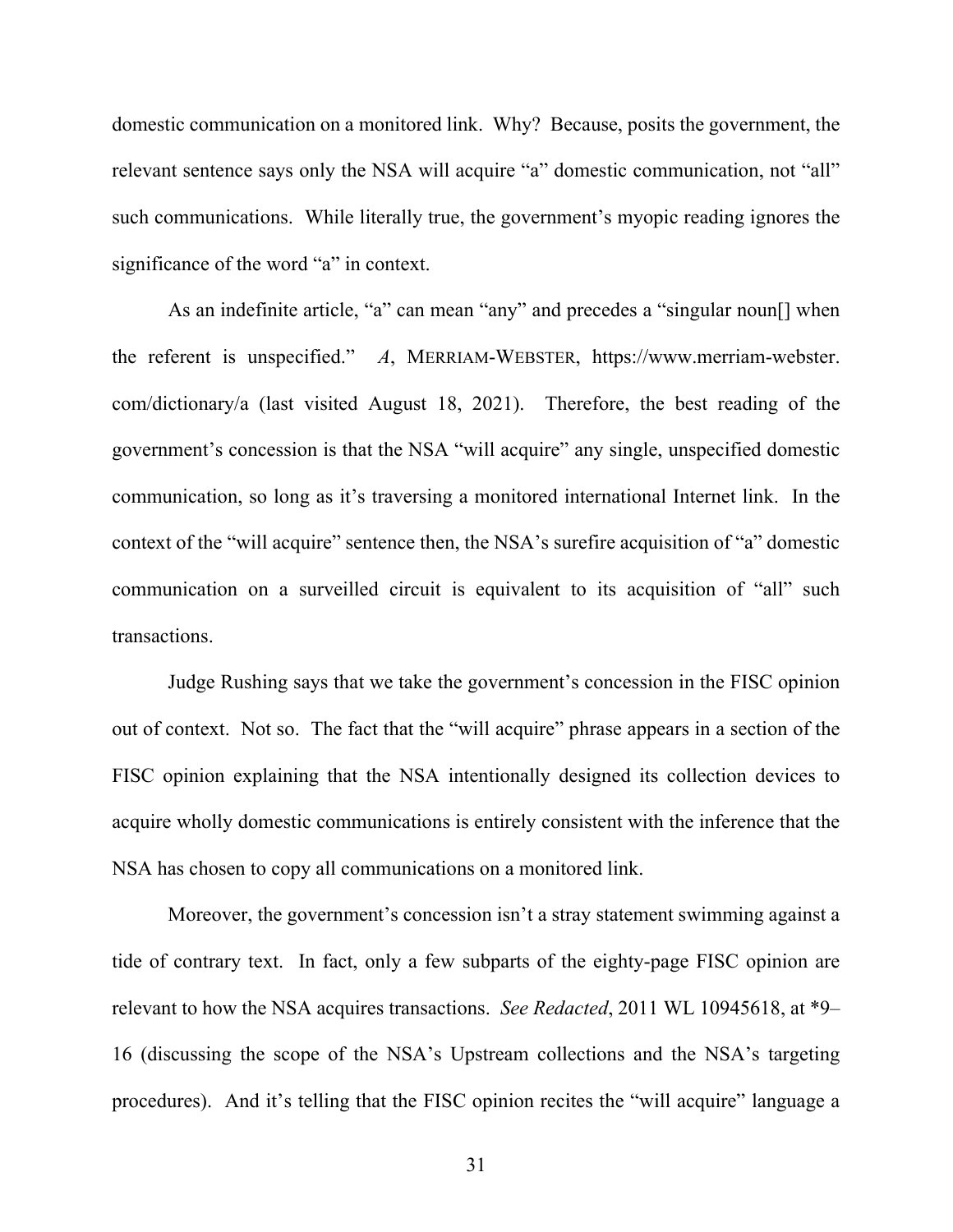domestic communication on a monitored link. Why? Because, posits the government, the relevant sentence says only the NSA will acquire "a" domestic communication, not "all" such communications. While literally true, the government's myopic reading ignores the significance of the word "a" in context.

As an indefinite article, "a" can mean "any" and precedes a "singular noun[] when the referent is unspecified." *A*, MERRIAM-WEBSTER, https://www.merriam-webster.com/dictionary/a (last visited August 18, 2021). Therefore, the best reading of the government's concession is that the NSA "will acquire" any single, unspecified domestic communication, so long as it's traversing a monitored international Internet link. In the context of the "will acquire" sentence then, the NSA's surefire acquisition of "a" domestic communication on a surveilled circuit is equivalent to its acquisition of "all" such transactions.

Judge Rushing says that we take the government's concession in the FISC opinion out of context. Not so. The fact that the "will acquire" phrase appears in a section of the FISC opinion explaining that the NSA intentionally designed its collection devices to acquire wholly domestic communications is entirely consistent with the inference that the NSA has chosen to copy all communications on a monitored link.

Moreover, the government's concession isn't a stray statement swimming against a tide of contrary text. In fact, only a few subparts of the eighty-page FISC opinion are relevant to how the NSA acquires transactions. *See Redacted*, 2011 WL 10945618, at *9–16 (discussing the scope of the NSA's Upstream collections and the NSA's targeting procedures). And it's telling that the FISC opinion recites the "will acquire" language a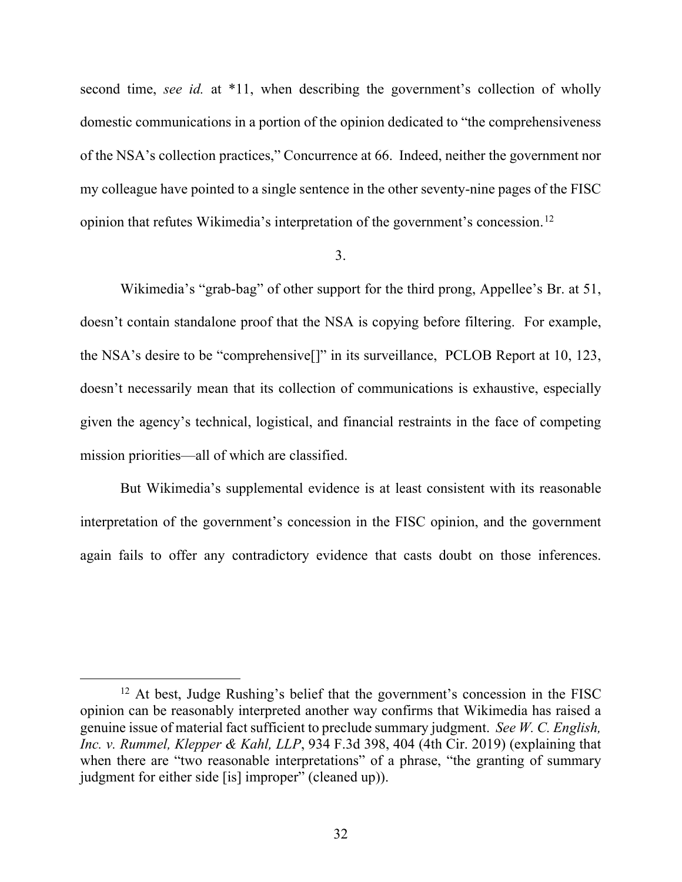second time, *see id.* at *11, when describing the government's collection of wholly domestic communications in a portion of the opinion dedicated to "the comprehensiveness of the NSA's collection practices," Concurrence at 66. Indeed, neither the government nor my colleague have pointed to a single sentence in the other seventy-nine pages of the FISC opinion that refutes Wikimedia's interpretation of the government's concession.[12]

3.

Wikimedia's "grab-bag" of other support for the third prong, Appellee's Br. at 51, doesn't contain standalone proof that the NSA is copying before filtering. For example, the NSA's desire to be "comprehensive[]" in its surveillance, PCLOB Report at 10, 123, doesn't necessarily mean that its collection of communications is exhaustive, especially given the agency's technical, logistical, and financial restraints in the face of competing mission priorities—all of which are classified.

But Wikimedia's supplemental evidence is at least consistent with its reasonable interpretation of the government's concession in the FISC opinion, and the government again fails to offer any contradictory evidence that casts doubt on those inferences.

[12] At best, Judge Rushing's belief that the government's concession in the FISC opinion can be reasonably interpreted another way confirms that Wikimedia has raised a genuine issue of material fact sufficient to preclude summary judgment. *See W. C. English, Inc. v. Rummel, Klepper & Kahl, LLP*, 934 F.3d 398, 404 (4th Cir. 2019) (explaining that when there are "two reasonable interpretations" of a phrase, "the granting of summary judgment for either side [is] improper" (cleaned up)).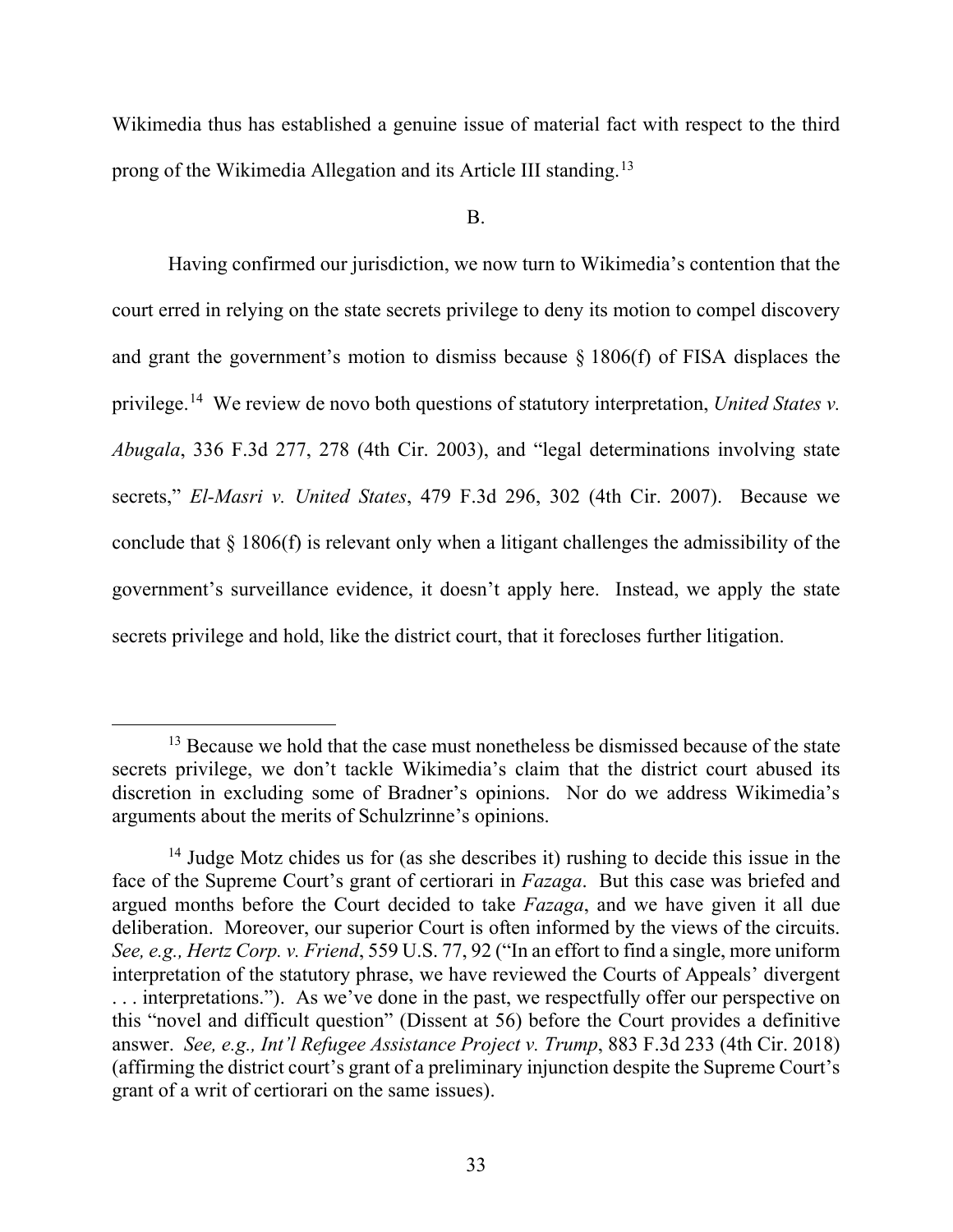Wikimedia thus has established a genuine issue of material fact with respect to the third prong of the Wikimedia Allegation and its Article III standing.[13]

B.

Having confirmed our jurisdiction, we now turn to Wikimedia's contention that the court erred in relying on the state secrets privilege to deny its motion to compel discovery and grant the government's motion to dismiss because § 1806(f) of FISA displaces the privilege.[14] We review de novo both questions of statutory interpretation, *United States v. Abugala*, 336 F.3d 277, 278 (4th Cir. 2003), and "legal determinations involving state secrets," *El-Masri v. United States*, 479 F.3d 296, 302 (4th Cir. 2007). Because we conclude that § 1806(f) is relevant only when a litigant challenges the admissibility of the government's surveillance evidence, it doesn't apply here. Instead, we apply the state secrets privilege and hold, like the district court, that it forecloses further litigation.

---

[13] Because we hold that the case must nonetheless be dismissed because of the state secrets privilege, we don't tackle Wikimedia's claim that the district court abused its discretion in excluding some of Bradner's opinions. Nor do we address Wikimedia's arguments about the merits of Schulzrinne's opinions.

[14] Judge Motz chides us for (as she describes it) rushing to decide this issue in the face of the Supreme Court's grant of certiorari in *Fazaga*. But this case was briefed and argued months before the Court decided to take *Fazaga*, and we have given it all due deliberation. Moreover, our superior Court is often informed by the views of the circuits. *See, e.g., Hertz Corp. v. Friend*, 559 U.S. 77, 92 ("In an effort to find a single, more uniform interpretation of the statutory phrase, we have reviewed the Courts of Appeals' divergent . . . interpretations."). As we've done in the past, we respectfully offer our perspective on this "novel and difficult question" (Dissent at 56) before the Court provides a definitive answer. *See, e.g., Int'l Refugee Assistance Project v. Trump*, 883 F.3d 233 (4th Cir. 2018) (affirming the district court's grant of a preliminary injunction despite the Supreme Court's grant of a writ of certiorari on the same issues).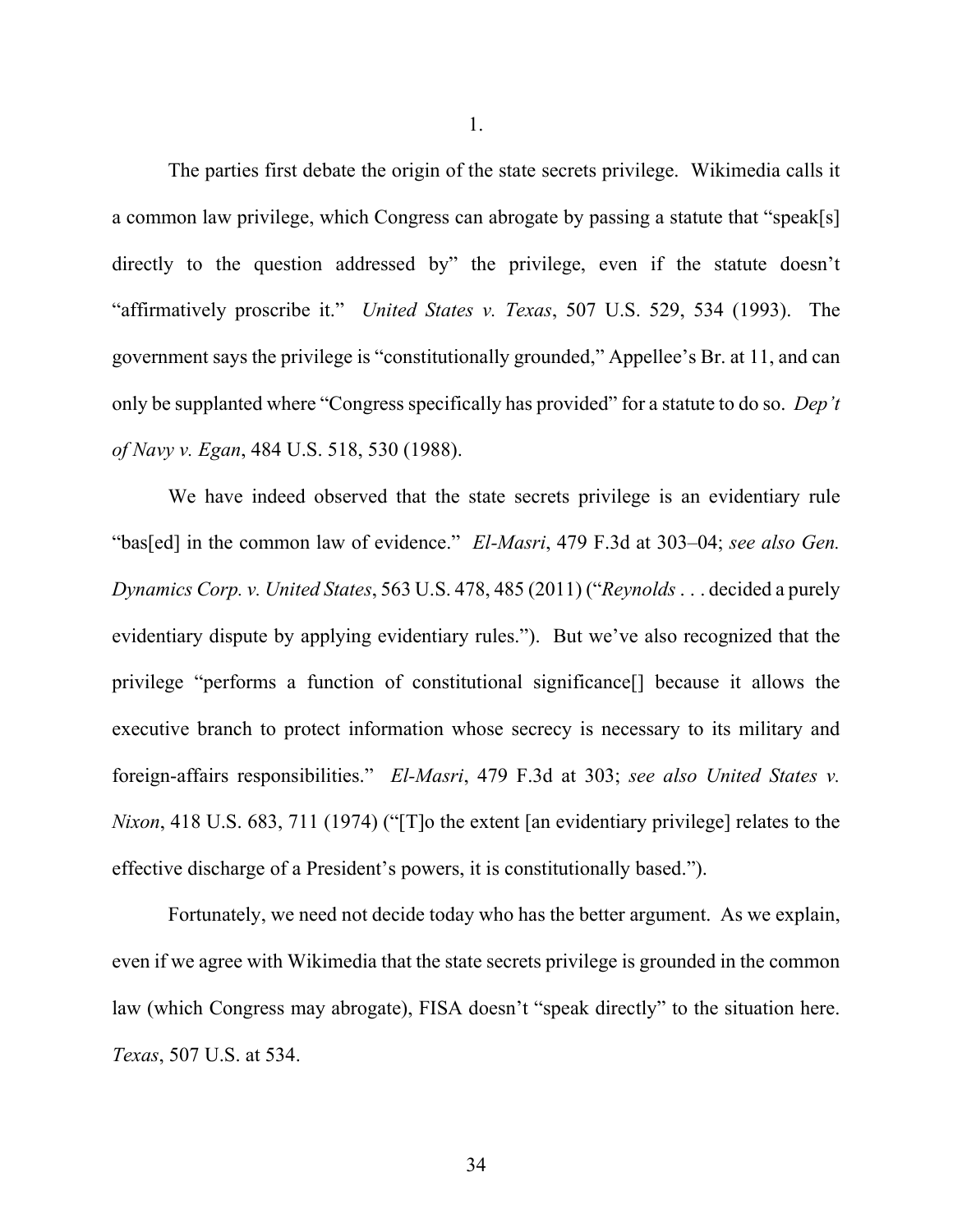1.

The parties first debate the origin of the state secrets privilege. Wikimedia calls it a common law privilege, which Congress can abrogate by passing a statute that "speak[s] directly to the question addressed by" the privilege, even if the statute doesn't "affirmatively proscribe it." *United States v. Texas*, 507 U.S. 529, 534 (1993). The government says the privilege is "constitutionally grounded," Appellee's Br. at 11, and can only be supplanted where "Congress specifically has provided" for a statute to do so. *Dep't of Navy v. Egan*, 484 U.S. 518, 530 (1988).

We have indeed observed that the state secrets privilege is an evidentiary rule "bas[ed] in the common law of evidence." *El-Masri*, 479 F.3d at 303–04; *see also Gen. Dynamics Corp. v. United States*, 563 U.S. 478, 485 (2011) ("*Reynolds* . . . decided a purely evidentiary dispute by applying evidentiary rules."). But we've also recognized that the privilege "performs a function of constitutional significance[] because it allows the executive branch to protect information whose secrecy is necessary to its military and foreign-affairs responsibilities." *El-Masri*, 479 F.3d at 303; *see also United States v. Nixon*, 418 U.S. 683, 711 (1974) ("[T]o the extent [an evidentiary privilege] relates to the effective discharge of a President's powers, it is constitutionally based.").

Fortunately, we need not decide today who has the better argument. As we explain, even if we agree with Wikimedia that the state secrets privilege is grounded in the common law (which Congress may abrogate), FISA doesn't "speak directly" to the situation here. *Texas*, 507 U.S. at 534.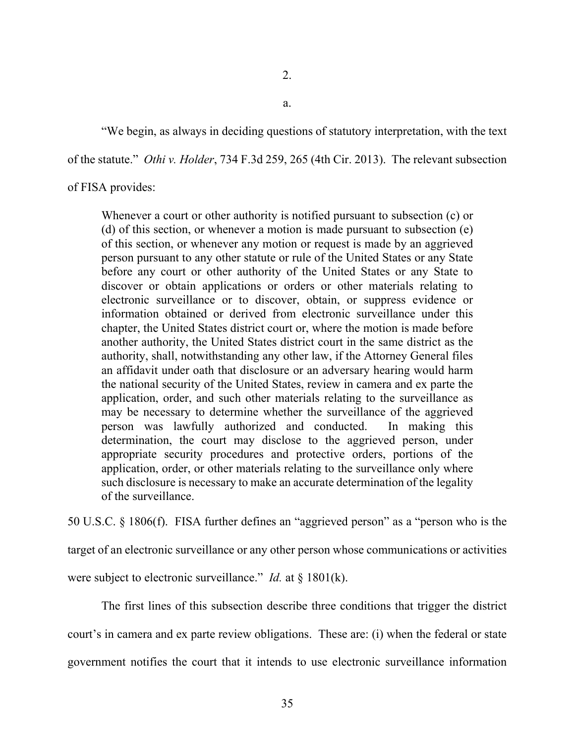2.

a.

"We begin, as always in deciding questions of statutory interpretation, with the text of the statute." *Othi v. Holder*, 734 F.3d 259, 265 (4th Cir. 2013). The relevant subsection of FISA provides:

> Whenever a court or other authority is notified pursuant to subsection (c) or (d) of this section, or whenever a motion is made pursuant to subsection (e) of this section, or whenever any motion or request is made by an aggrieved person pursuant to any other statute or rule of the United States or any State before any court or other authority of the United States or any State to discover or obtain applications or orders or other materials relating to electronic surveillance or to discover, obtain, or suppress evidence or information obtained or derived from electronic surveillance under this chapter, the United States district court or, where the motion is made before another authority, the United States district court in the same district as the authority, shall, notwithstanding any other law, if the Attorney General files an affidavit under oath that disclosure or an adversary hearing would harm the national security of the United States, review in camera and ex parte the application, order, and such other materials relating to the surveillance as may be necessary to determine whether the surveillance of the aggrieved person was lawfully authorized and conducted. In making this determination, the court may disclose to the aggrieved person, under appropriate security procedures and protective orders, portions of the application, order, or other materials relating to the surveillance only where such disclosure is necessary to make an accurate determination of the legality of the surveillance.

50 U.S.C. § 1806(f). FISA further defines an "aggrieved person" as a "person who is the target of an electronic surveillance or any other person whose communications or activities were subject to electronic surveillance." *Id.* at § 1801(k).

The first lines of this subsection describe three conditions that trigger the district court's in camera and ex parte review obligations. These are: (i) when the federal or state government notifies the court that it intends to use electronic surveillance information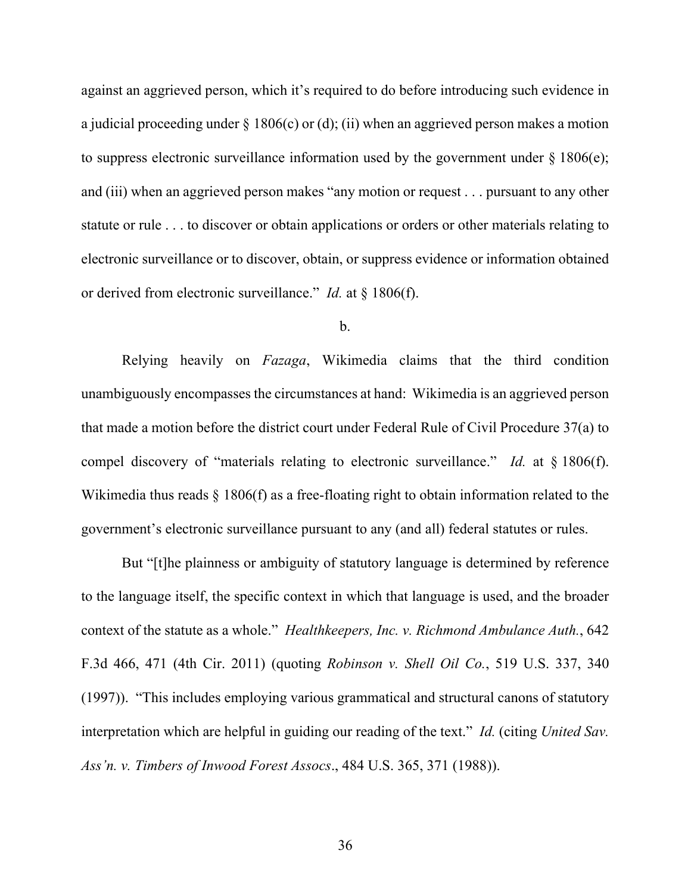against an aggrieved person, which it's required to do before introducing such evidence in a judicial proceeding under § 1806(c) or (d); (ii) when an aggrieved person makes a motion to suppress electronic surveillance information used by the government under § 1806(e); and (iii) when an aggrieved person makes "any motion or request . . . pursuant to any other statute or rule . . . to discover or obtain applications or orders or other materials relating to electronic surveillance or to discover, obtain, or suppress evidence or information obtained or derived from electronic surveillance." *Id.* at § 1806(f).

b.

Relying heavily on *Fazaga*, Wikimedia claims that the third condition unambiguously encompasses the circumstances at hand: Wikimedia is an aggrieved person that made a motion before the district court under Federal Rule of Civil Procedure 37(a) to compel discovery of "materials relating to electronic surveillance." *Id.* at § 1806(f). Wikimedia thus reads § 1806(f) as a free-floating right to obtain information related to the government's electronic surveillance pursuant to any (and all) federal statutes or rules.

But "[t]he plainness or ambiguity of statutory language is determined by reference to the language itself, the specific context in which that language is used, and the broader context of the statute as a whole." *Healthkeepers, Inc. v. Richmond Ambulance Auth.*, 642 F.3d 466, 471 (4th Cir. 2011) (quoting *Robinson v. Shell Oil Co.*, 519 U.S. 337, 340 (1997)). "This includes employing various grammatical and structural canons of statutory interpretation which are helpful in guiding our reading of the text." *Id.* (citing *United Sav. Ass'n. v. Timbers of Inwood Forest Assocs*., 484 U.S. 365, 371 (1988)).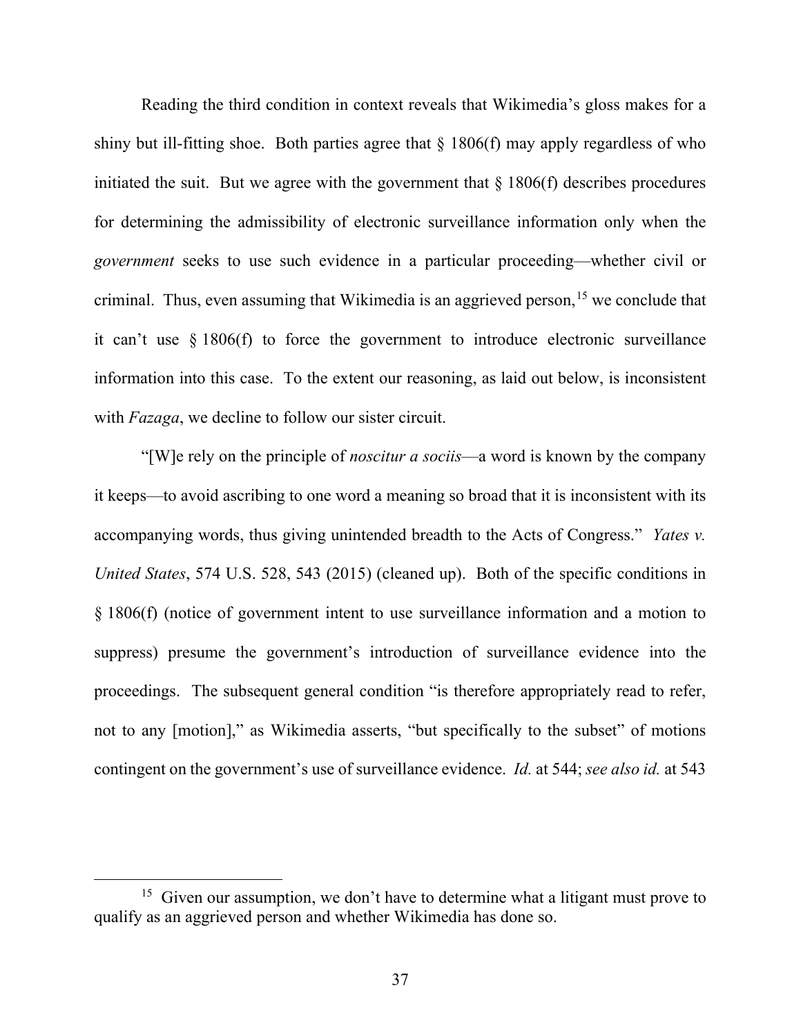Reading the third condition in context reveals that Wikimedia's gloss makes for a shiny but ill-fitting shoe. Both parties agree that § 1806(f) may apply regardless of who initiated the suit. But we agree with the government that § 1806(f) describes procedures for determining the admissibility of electronic surveillance information only when the *government* seeks to use such evidence in a particular proceeding—whether civil or criminal. Thus, even assuming that Wikimedia is an aggrieved person,[15] we conclude that it can't use § 1806(f) to force the government to introduce electronic surveillance information into this case. To the extent our reasoning, as laid out below, is inconsistent with *Fazaga*, we decline to follow our sister circuit.

"[W]e rely on the principle of *noscitur a sociis*—a word is known by the company it keeps—to avoid ascribing to one word a meaning so broad that it is inconsistent with its accompanying words, thus giving unintended breadth to the Acts of Congress." *Yates v. United States*, 574 U.S. 528, 543 (2015) (cleaned up). Both of the specific conditions in § 1806(f) (notice of government intent to use surveillance information and a motion to suppress) presume the government's introduction of surveillance evidence into the proceedings. The subsequent general condition "is therefore appropriately read to refer, not to any [motion]," as Wikimedia asserts, "but specifically to the subset" of motions contingent on the government's use of surveillance evidence. *Id.* at 544; *see also id.* at 543

[15] Given our assumption, we don't have to determine what a litigant must prove to qualify as an aggrieved person and whether Wikimedia has done so.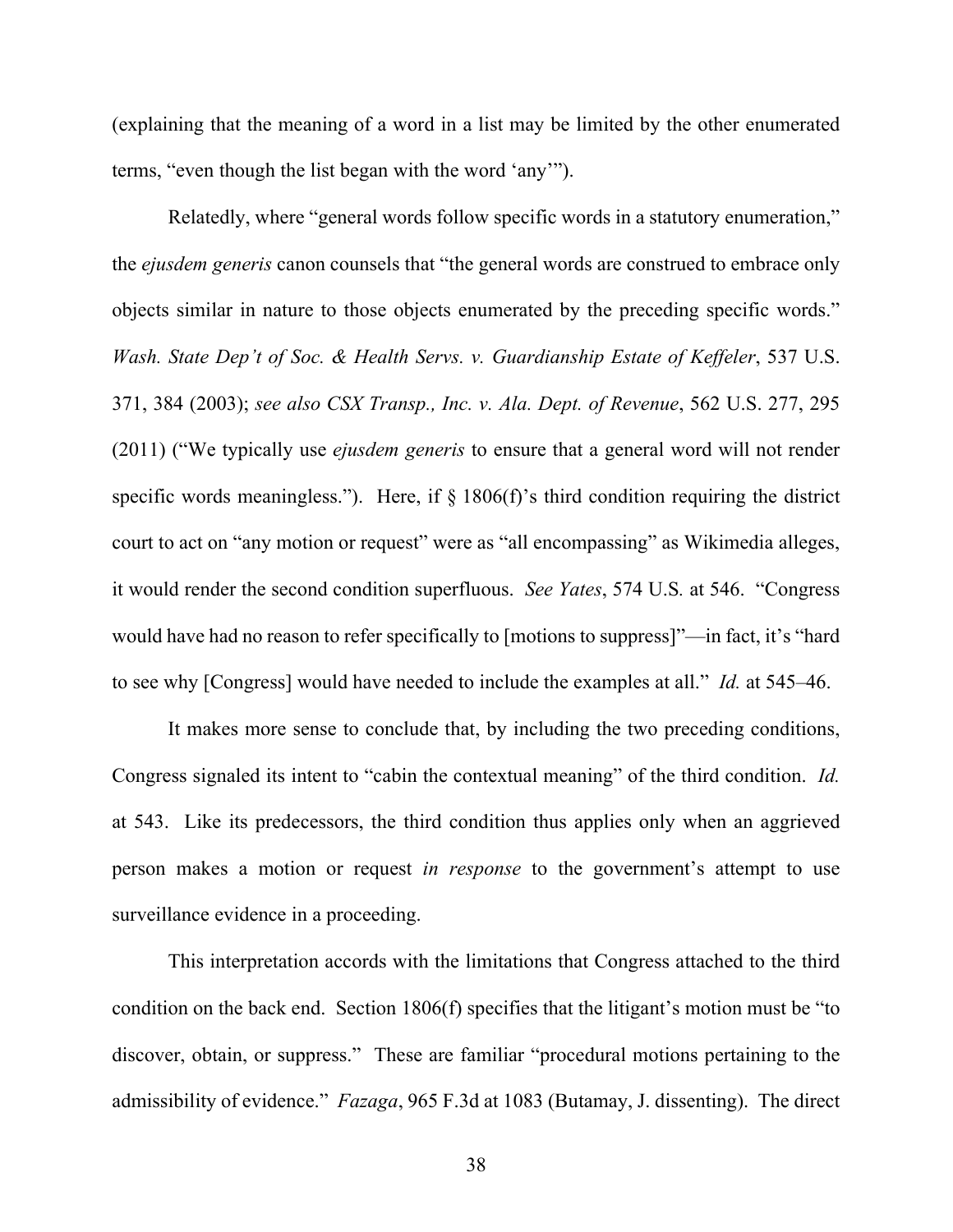(explaining that the meaning of a word in a list may be limited by the other enumerated terms, "even though the list began with the word 'any'").

Relatedly, where "general words follow specific words in a statutory enumeration," the *ejusdem generis* canon counsels that "the general words are construed to embrace only objects similar in nature to those objects enumerated by the preceding specific words." *Wash. State Dep't of Soc. & Health Servs. v. Guardianship Estate of Keffeler*, 537 U.S. 371, 384 (2003); *see also CSX Transp., Inc. v. Ala. Dept. of Revenue*, 562 U.S. 277, 295 (2011) ("We typically use *ejusdem generis* to ensure that a general word will not render specific words meaningless."). Here, if § 1806(f)'s third condition requiring the district court to act on "any motion or request" were as "all encompassing" as Wikimedia alleges, it would render the second condition superfluous. *See Yates*, 574 U.S. at 546. "Congress would have had no reason to refer specifically to [motions to suppress]"—in fact, it's "hard to see why [Congress] would have needed to include the examples at all." *Id.* at 545–46.

It makes more sense to conclude that, by including the two preceding conditions, Congress signaled its intent to "cabin the contextual meaning" of the third condition. *Id.* at 543. Like its predecessors, the third condition thus applies only when an aggrieved person makes a motion or request *in response* to the government's attempt to use surveillance evidence in a proceeding.

This interpretation accords with the limitations that Congress attached to the third condition on the back end. Section 1806(f) specifies that the litigant's motion must be "to discover, obtain, or suppress." These are familiar "procedural motions pertaining to the admissibility of evidence." *Fazaga*, 965 F.3d at 1083 (Butamay, J. dissenting). The direct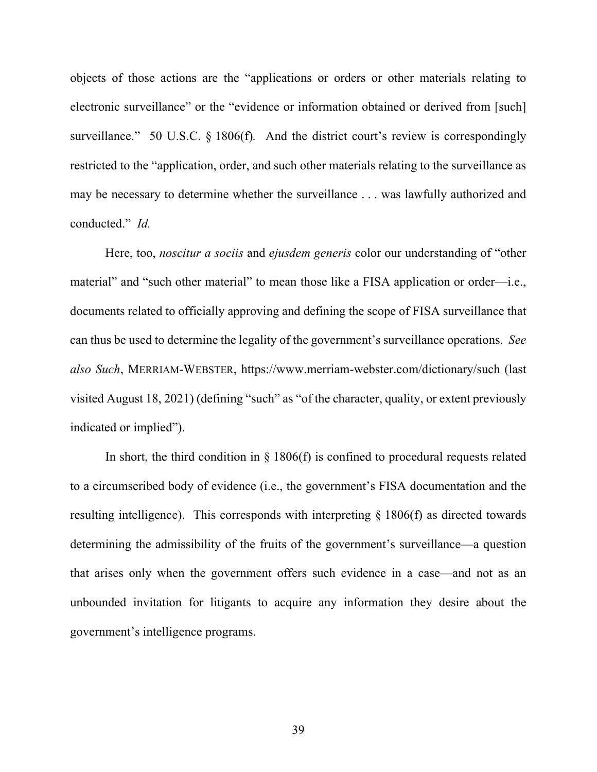objects of those actions are the "applications or orders or other materials relating to electronic surveillance" or the "evidence or information obtained or derived from [such] surveillance." 50 U.S.C. § 1806(f). And the district court's review is correspondingly restricted to the "application, order, and such other materials relating to the surveillance as may be necessary to determine whether the surveillance . . . was lawfully authorized and conducted." *Id.*

Here, too, *noscitur a sociis* and *ejusdem generis* color our understanding of "other material" and "such other material" to mean those like a FISA application or order—i.e., documents related to officially approving and defining the scope of FISA surveillance that can thus be used to determine the legality of the government's surveillance operations. *See also Such*, MERRIAM-WEBSTER, https://www.merriam-webster.com/dictionary/such (last visited August 18, 2021) (defining "such" as "of the character, quality, or extent previously indicated or implied").

In short, the third condition in § 1806(f) is confined to procedural requests related to a circumscribed body of evidence (i.e., the government's FISA documentation and the resulting intelligence). This corresponds with interpreting § 1806(f) as directed towards determining the admissibility of the fruits of the government's surveillance—a question that arises only when the government offers such evidence in a case—and not as an unbounded invitation for litigants to acquire any information they desire about the government's intelligence programs.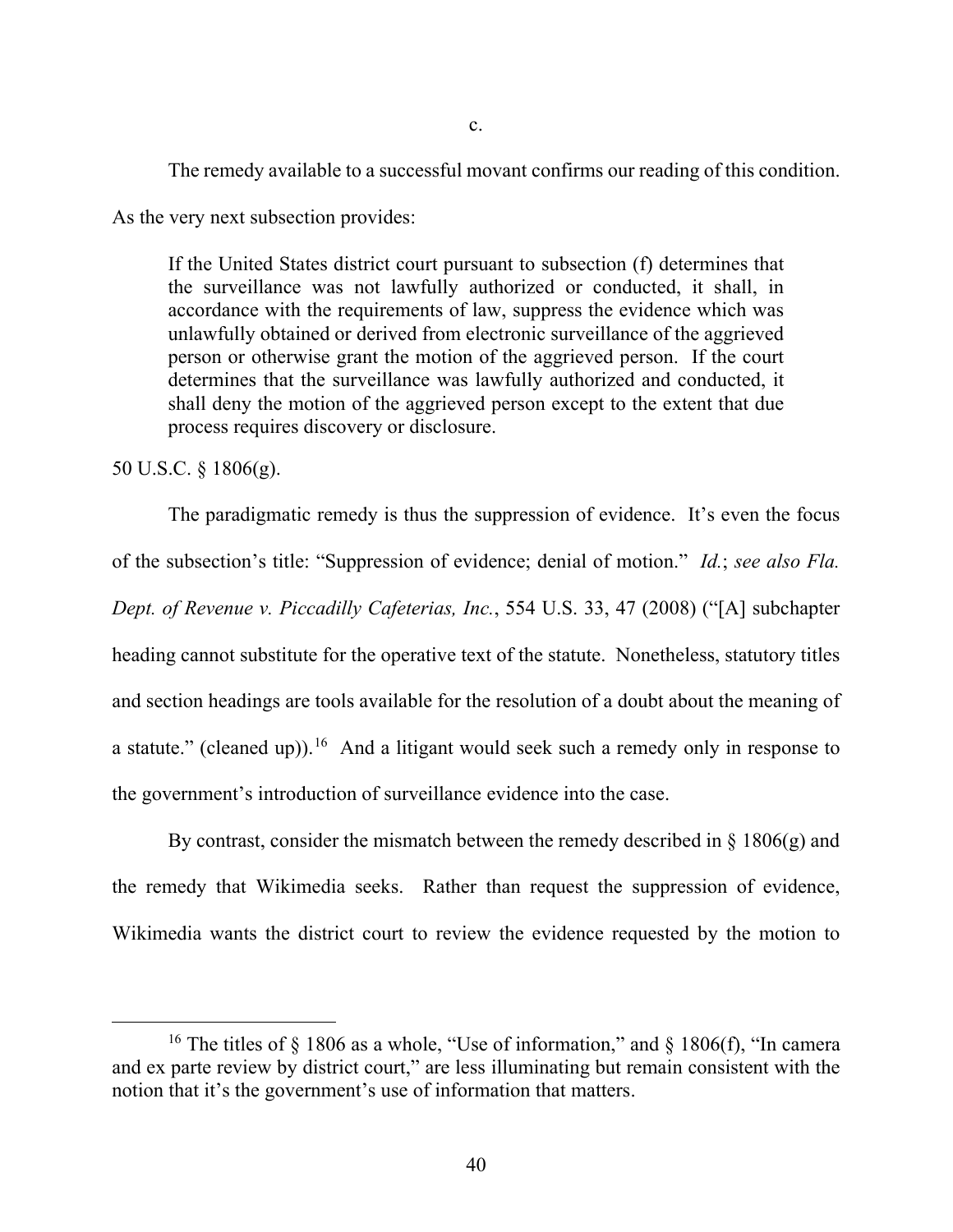c.

The remedy available to a successful movant confirms our reading of this condition. As the very next subsection provides:

> If the United States district court pursuant to subsection (f) determines that the surveillance was not lawfully authorized or conducted, it shall, in accordance with the requirements of law, suppress the evidence which was unlawfully obtained or derived from electronic surveillance of the aggrieved person or otherwise grant the motion of the aggrieved person. If the court determines that the surveillance was lawfully authorized and conducted, it shall deny the motion of the aggrieved person except to the extent that due process requires discovery or disclosure.

50 U.S.C. § 1806(g).

The paradigmatic remedy is thus the suppression of evidence. It's even the focus of the subsection's title: "Suppression of evidence; denial of motion." *Id.*; *see also Fla. Dept. of Revenue v. Piccadilly Cafeterias, Inc.*, 554 U.S. 33, 47 (2008) ("[A] subchapter heading cannot substitute for the operative text of the statute. Nonetheless, statutory titles and section headings are tools available for the resolution of a doubt about the meaning of a statute." (cleaned up)).[16] And a litigant would seek such a remedy only in response to the government's introduction of surveillance evidence into the case.

By contrast, consider the mismatch between the remedy described in § 1806(g) and the remedy that Wikimedia seeks. Rather than request the suppression of evidence, Wikimedia wants the district court to review the evidence requested by the motion to

[16] The titles of § 1806 as a whole, "Use of information," and § 1806(f), "In camera and ex parte review by district court," are less illuminating but remain consistent with the notion that it's the government's use of information that matters.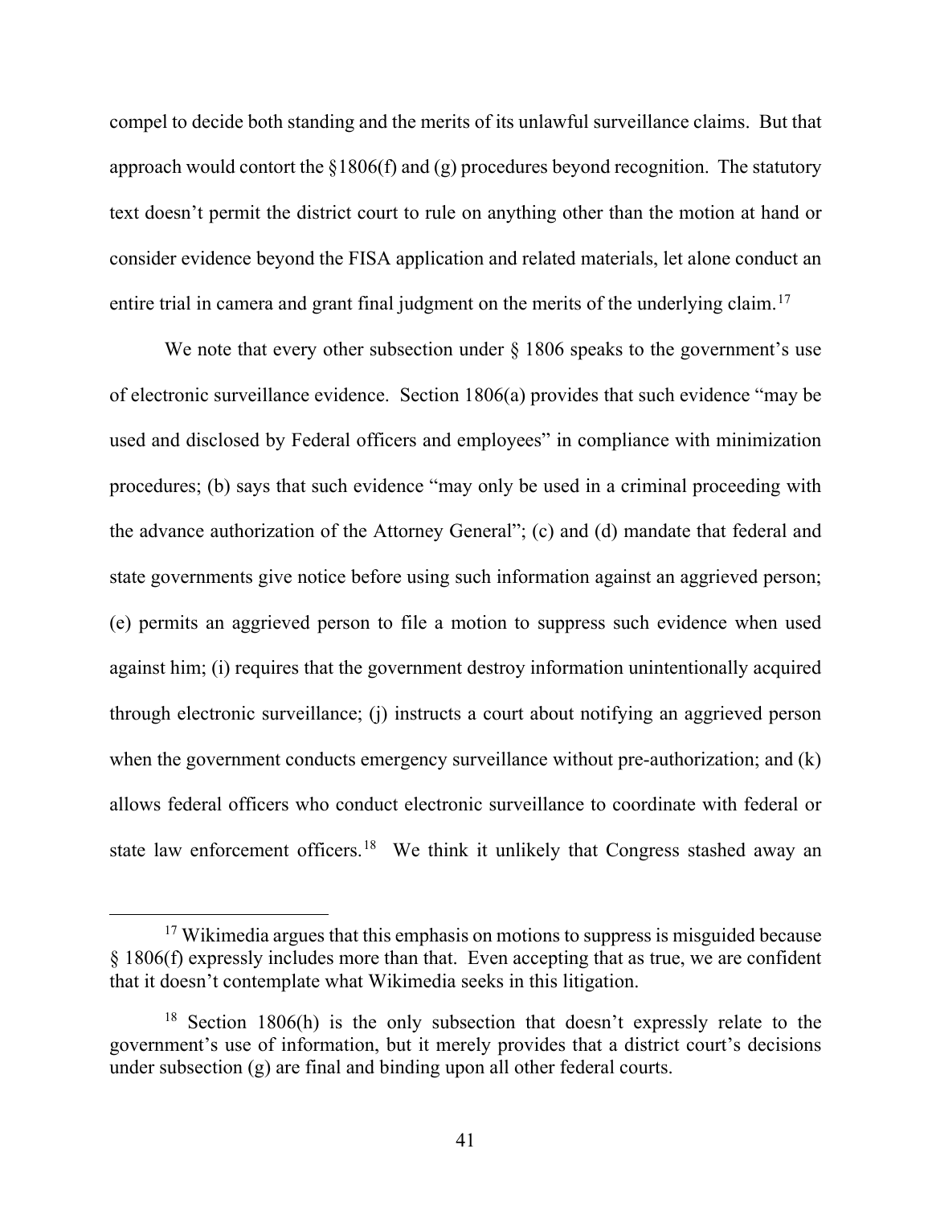compel to decide both standing and the merits of its unlawful surveillance claims. But that approach would contort the §1806(f) and (g) procedures beyond recognition. The statutory text doesn't permit the district court to rule on anything other than the motion at hand or consider evidence beyond the FISA application and related materials, let alone conduct an entire trial in camera and grant final judgment on the merits of the underlying claim.[17]

We note that every other subsection under § 1806 speaks to the government's use of electronic surveillance evidence. Section 1806(a) provides that such evidence "may be used and disclosed by Federal officers and employees" in compliance with minimization procedures; (b) says that such evidence "may only be used in a criminal proceeding with the advance authorization of the Attorney General"; (c) and (d) mandate that federal and state governments give notice before using such information against an aggrieved person; (e) permits an aggrieved person to file a motion to suppress such evidence when used against him; (i) requires that the government destroy information unintentionally acquired through electronic surveillance; (j) instructs a court about notifying an aggrieved person when the government conducts emergency surveillance without pre-authorization; and (k) allows federal officers who conduct electronic surveillance to coordinate with federal or state law enforcement officers.[18] We think it unlikely that Congress stashed away an

[17] Wikimedia argues that this emphasis on motions to suppress is misguided because § 1806(f) expressly includes more than that. Even accepting that as true, we are confident that it doesn't contemplate what Wikimedia seeks in this litigation.

[18] Section 1806(h) is the only subsection that doesn't expressly relate to the government's use of information, but it merely provides that a district court's decisions under subsection (g) are final and binding upon all other federal courts.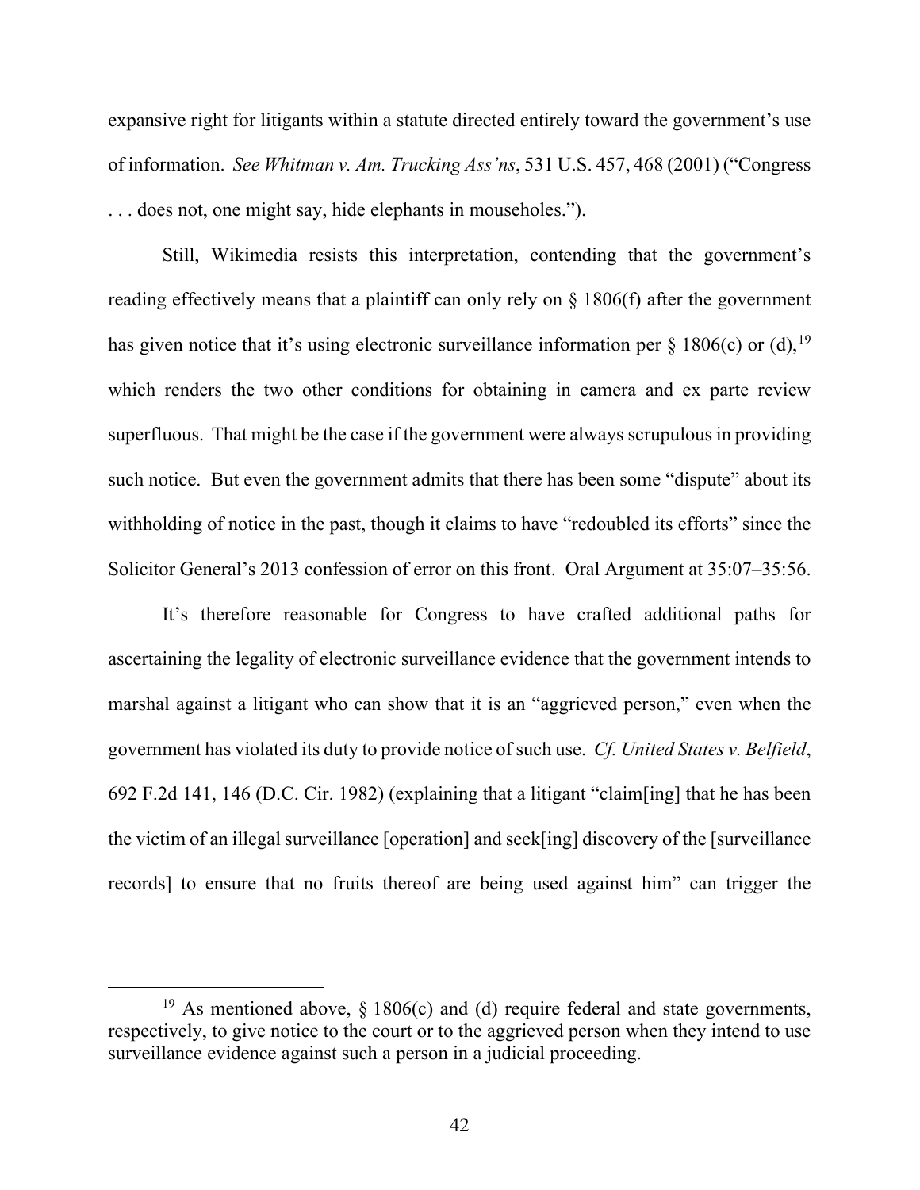expansive right for litigants within a statute directed entirely toward the government's use of information. *See Whitman v. Am. Trucking Ass'ns*, 531 U.S. 457, 468 (2001) ("Congress . . . does not, one might say, hide elephants in mouseholes.").

Still, Wikimedia resists this interpretation, contending that the government's reading effectively means that a plaintiff can only rely on § 1806(f) after the government has given notice that it's using electronic surveillance information per § 1806(c) or (d),[19] which renders the two other conditions for obtaining in camera and ex parte review superfluous. That might be the case if the government were always scrupulous in providing such notice. But even the government admits that there has been some "dispute" about its withholding of notice in the past, though it claims to have "redoubled its efforts" since the Solicitor General's 2013 confession of error on this front. Oral Argument at 35:07–35:56.

It's therefore reasonable for Congress to have crafted additional paths for ascertaining the legality of electronic surveillance evidence that the government intends to marshal against a litigant who can show that it is an "aggrieved person," even when the government has violated its duty to provide notice of such use. *Cf. United States v. Belfield*, 692 F.2d 141, 146 (D.C. Cir. 1982) (explaining that a litigant "claim[ing] that he has been the victim of an illegal surveillance [operation] and seek[ing] discovery of the [surveillance records] to ensure that no fruits thereof are being used against him" can trigger the

---

[19] As mentioned above, § 1806(c) and (d) require federal and state governments, respectively, to give notice to the court or to the aggrieved person when they intend to use surveillance evidence against such a person in a judicial proceeding.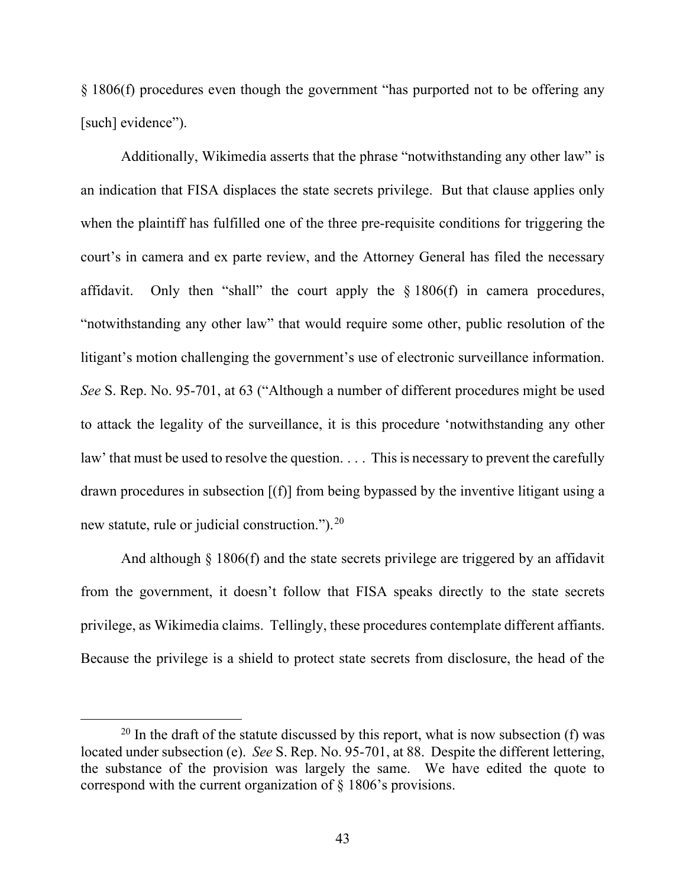§ 1806(f) procedures even though the government "has purported not to be offering any [such] evidence").

Additionally, Wikimedia asserts that the phrase "notwithstanding any other law" is an indication that FISA displaces the state secrets privilege. But that clause applies only when the plaintiff has fulfilled one of the three pre-requisite conditions for triggering the court's in camera and ex parte review, and the Attorney General has filed the necessary affidavit. Only then "shall" the court apply the § 1806(f) in camera procedures, "notwithstanding any other law" that would require some other, public resolution of the litigant's motion challenging the government's use of electronic surveillance information. *See* S. Rep. No. 95-701, at 63 ("Although a number of different procedures might be used to attack the legality of the surveillance, it is this procedure 'notwithstanding any other law' that must be used to resolve the question. . . . This is necessary to prevent the carefully drawn procedures in subsection [(f)] from being bypassed by the inventive litigant using a new statute, rule or judicial construction.").[20]

And although § 1806(f) and the state secrets privilege are triggered by an affidavit from the government, it doesn't follow that FISA speaks directly to the state secrets privilege, as Wikimedia claims. Tellingly, these procedures contemplate different affiants. Because the privilege is a shield to protect state secrets from disclosure, the head of the

[20] In the draft of the statute discussed by this report, what is now subsection (f) was located under subsection (e). *See* S. Rep. No. 95-701, at 88. Despite the different lettering, the substance of the provision was largely the same. We have edited the quote to correspond with the current organization of § 1806's provisions.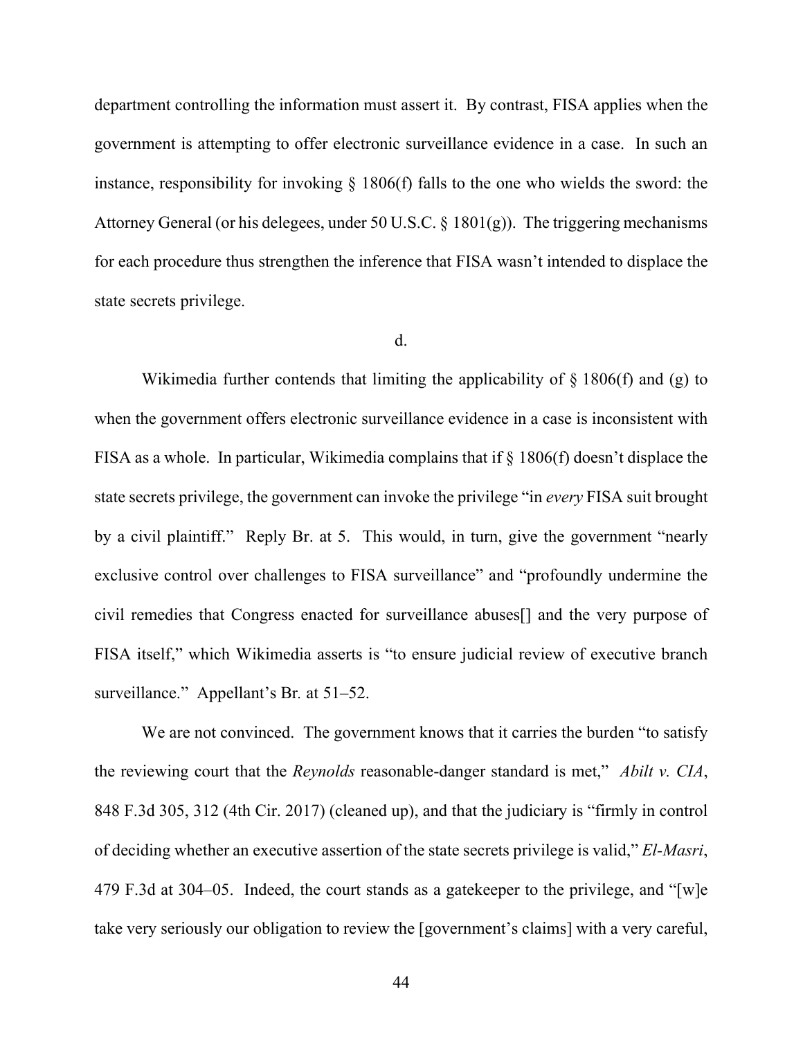department controlling the information must assert it. By contrast, FISA applies when the government is attempting to offer electronic surveillance evidence in a case. In such an instance, responsibility for invoking § 1806(f) falls to the one who wields the sword: the Attorney General (or his delegees, under 50 U.S.C. § 1801(g)). The triggering mechanisms for each procedure thus strengthen the inference that FISA wasn't intended to displace the state secrets privilege.

d.

Wikimedia further contends that limiting the applicability of § 1806(f) and (g) to when the government offers electronic surveillance evidence in a case is inconsistent with FISA as a whole. In particular, Wikimedia complains that if § 1806(f) doesn't displace the state secrets privilege, the government can invoke the privilege "in *every* FISA suit brought by a civil plaintiff." Reply Br. at 5. This would, in turn, give the government "nearly exclusive control over challenges to FISA surveillance" and "profoundly undermine the civil remedies that Congress enacted for surveillance abuses[] and the very purpose of FISA itself," which Wikimedia asserts is "to ensure judicial review of executive branch surveillance." Appellant's Br. at 51–52.

We are not convinced. The government knows that it carries the burden "to satisfy the reviewing court that the *Reynolds* reasonable-danger standard is met," *Abilt v. CIA*, 848 F.3d 305, 312 (4th Cir. 2017) (cleaned up), and that the judiciary is "firmly in control of deciding whether an executive assertion of the state secrets privilege is valid," *El-Masri*, 479 F.3d at 304–05. Indeed, the court stands as a gatekeeper to the privilege, and "[w]e take very seriously our obligation to review the [government's claims] with a very careful,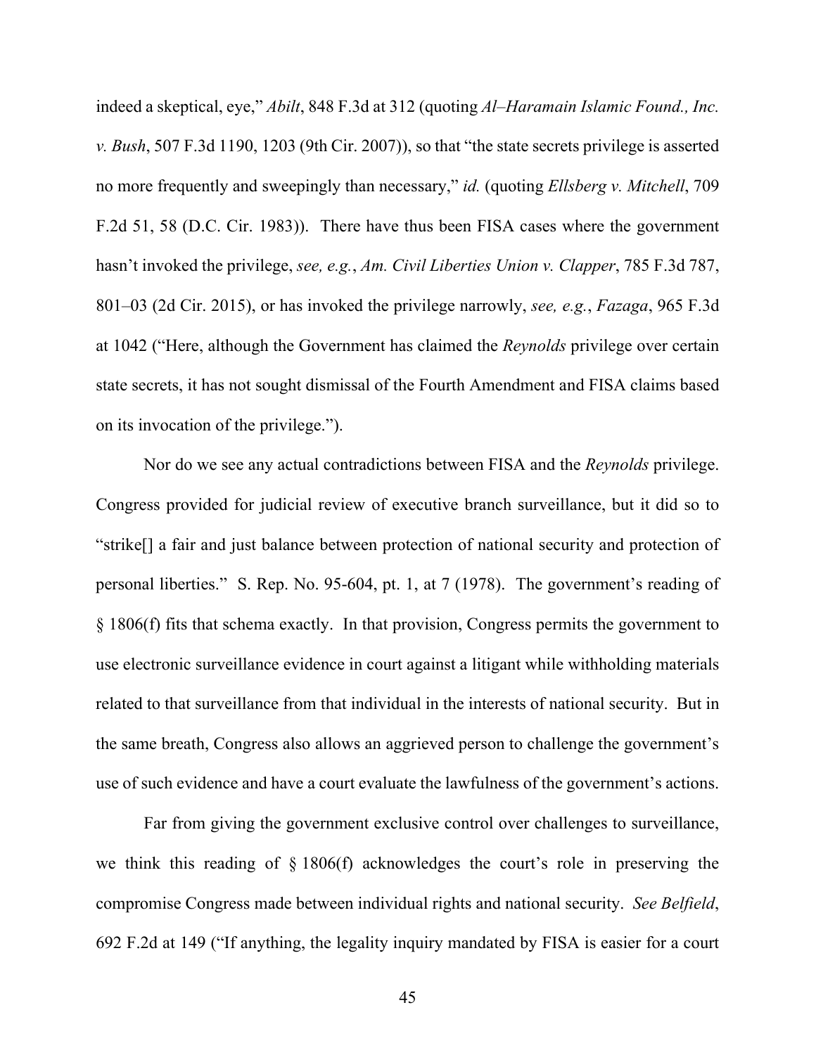indeed a skeptical, eye," *Abilt*, 848 F.3d at 312 (quoting *Al–Haramain Islamic Found., Inc. v. Bush*, 507 F.3d 1190, 1203 (9th Cir. 2007)), so that "the state secrets privilege is asserted no more frequently and sweepingly than necessary," *id.* (quoting *Ellsberg v. Mitchell*, 709 F.2d 51, 58 (D.C. Cir. 1983)). There have thus been FISA cases where the government hasn't invoked the privilege, *see, e.g.*, *Am. Civil Liberties Union v. Clapper*, 785 F.3d 787, 801–03 (2d Cir. 2015), or has invoked the privilege narrowly, *see, e.g.*, *Fazaga*, 965 F.3d at 1042 ("Here, although the Government has claimed the *Reynolds* privilege over certain state secrets, it has not sought dismissal of the Fourth Amendment and FISA claims based on its invocation of the privilege.").

Nor do we see any actual contradictions between FISA and the *Reynolds* privilege. Congress provided for judicial review of executive branch surveillance, but it did so to "strike[] a fair and just balance between protection of national security and protection of personal liberties." S. Rep. No. 95-604, pt. 1, at 7 (1978). The government's reading of § 1806(f) fits that schema exactly. In that provision, Congress permits the government to use electronic surveillance evidence in court against a litigant while withholding materials related to that surveillance from that individual in the interests of national security. But in the same breath, Congress also allows an aggrieved person to challenge the government's use of such evidence and have a court evaluate the lawfulness of the government's actions.

Far from giving the government exclusive control over challenges to surveillance, we think this reading of § 1806(f) acknowledges the court's role in preserving the compromise Congress made between individual rights and national security. *See Belfield*, 692 F.2d at 149 ("If anything, the legality inquiry mandated by FISA is easier for a court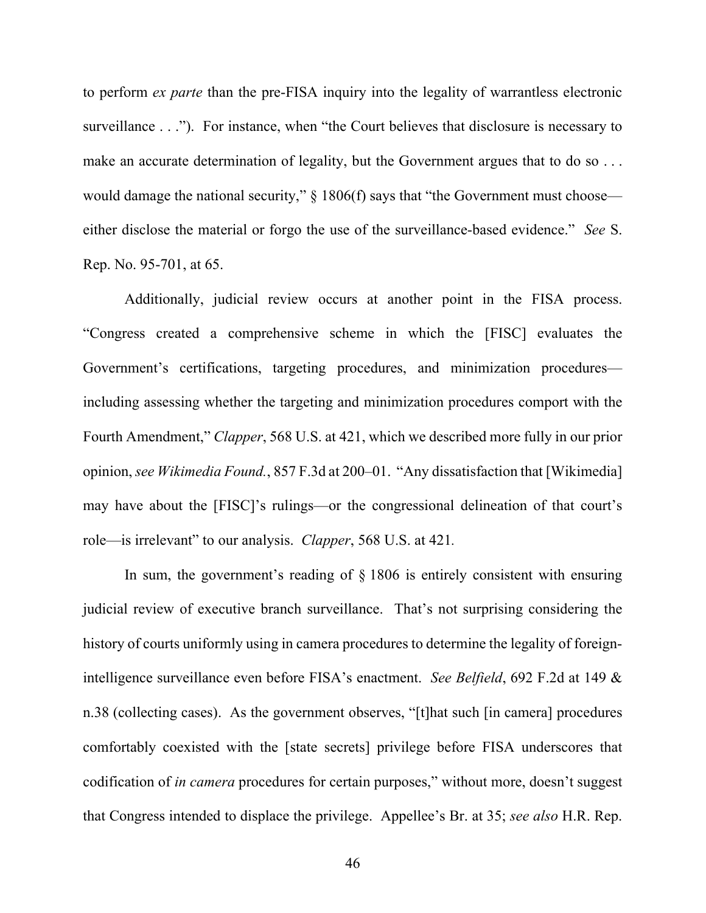to perform *ex parte* than the pre-FISA inquiry into the legality of warrantless electronic surveillance . . ."). For instance, when "the Court believes that disclosure is necessary to make an accurate determination of legality, but the Government argues that to do so . . . would damage the national security," § 1806(f) says that "the Government must choose—either disclose the material or forgo the use of the surveillance-based evidence." *See* S. Rep. No. 95-701, at 65.

Additionally, judicial review occurs at another point in the FISA process. "Congress created a comprehensive scheme in which the [FISC] evaluates the Government's certifications, targeting procedures, and minimization procedures—including assessing whether the targeting and minimization procedures comport with the Fourth Amendment," *Clapper*, 568 U.S. at 421, which we described more fully in our prior opinion, *see Wikimedia Found.*, 857 F.3d at 200–01. "Any dissatisfaction that [Wikimedia] may have about the [FISC]'s rulings—or the congressional delineation of that court's role—is irrelevant" to our analysis. *Clapper*, 568 U.S. at 421.

In sum, the government's reading of § 1806 is entirely consistent with ensuring judicial review of executive branch surveillance. That's not surprising considering the history of courts uniformly using in camera procedures to determine the legality of foreign-intelligence surveillance even before FISA's enactment. *See Belfield*, 692 F.2d at 149 & n.38 (collecting cases). As the government observes, "[t]hat such [in camera] procedures comfortably coexisted with the [state secrets] privilege before FISA underscores that codification of *in camera* procedures for certain purposes," without more, doesn't suggest that Congress intended to displace the privilege. Appellee's Br. at 35; *see also* H.R. Rep.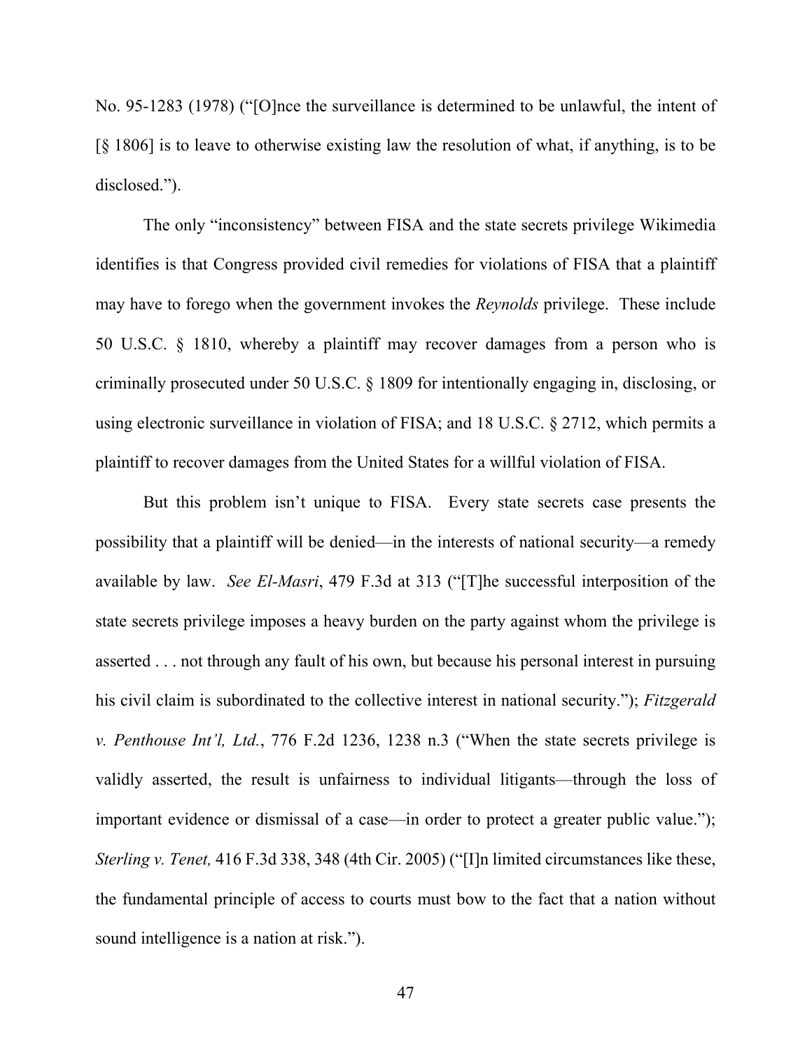No. 95-1283 (1978) ("[O]nce the surveillance is determined to be unlawful, the intent of [§ 1806] is to leave to otherwise existing law the resolution of what, if anything, is to be disclosed.").

The only "inconsistency" between FISA and the state secrets privilege Wikimedia identifies is that Congress provided civil remedies for violations of FISA that a plaintiff may have to forego when the government invokes the *Reynolds* privilege. These include 50 U.S.C. § 1810, whereby a plaintiff may recover damages from a person who is criminally prosecuted under 50 U.S.C. § 1809 for intentionally engaging in, disclosing, or using electronic surveillance in violation of FISA; and 18 U.S.C. § 2712, which permits a plaintiff to recover damages from the United States for a willful violation of FISA.

But this problem isn't unique to FISA. Every state secrets case presents the possibility that a plaintiff will be denied—in the interests of national security—a remedy available by law. *See El-Masri*, 479 F.3d at 313 ("[T]he successful interposition of the state secrets privilege imposes a heavy burden on the party against whom the privilege is asserted . . . not through any fault of his own, but because his personal interest in pursuing his civil claim is subordinated to the collective interest in national security."); *Fitzgerald v. Penthouse Int'l, Ltd.*, 776 F.2d 1236, 1238 n.3 ("When the state secrets privilege is validly asserted, the result is unfairness to individual litigants—through the loss of important evidence or dismissal of a case—in order to protect a greater public value."); *Sterling v. Tenet,* 416 F.3d 338, 348 (4th Cir. 2005) ("[I]n limited circumstances like these, the fundamental principle of access to courts must bow to the fact that a nation without sound intelligence is a nation at risk.").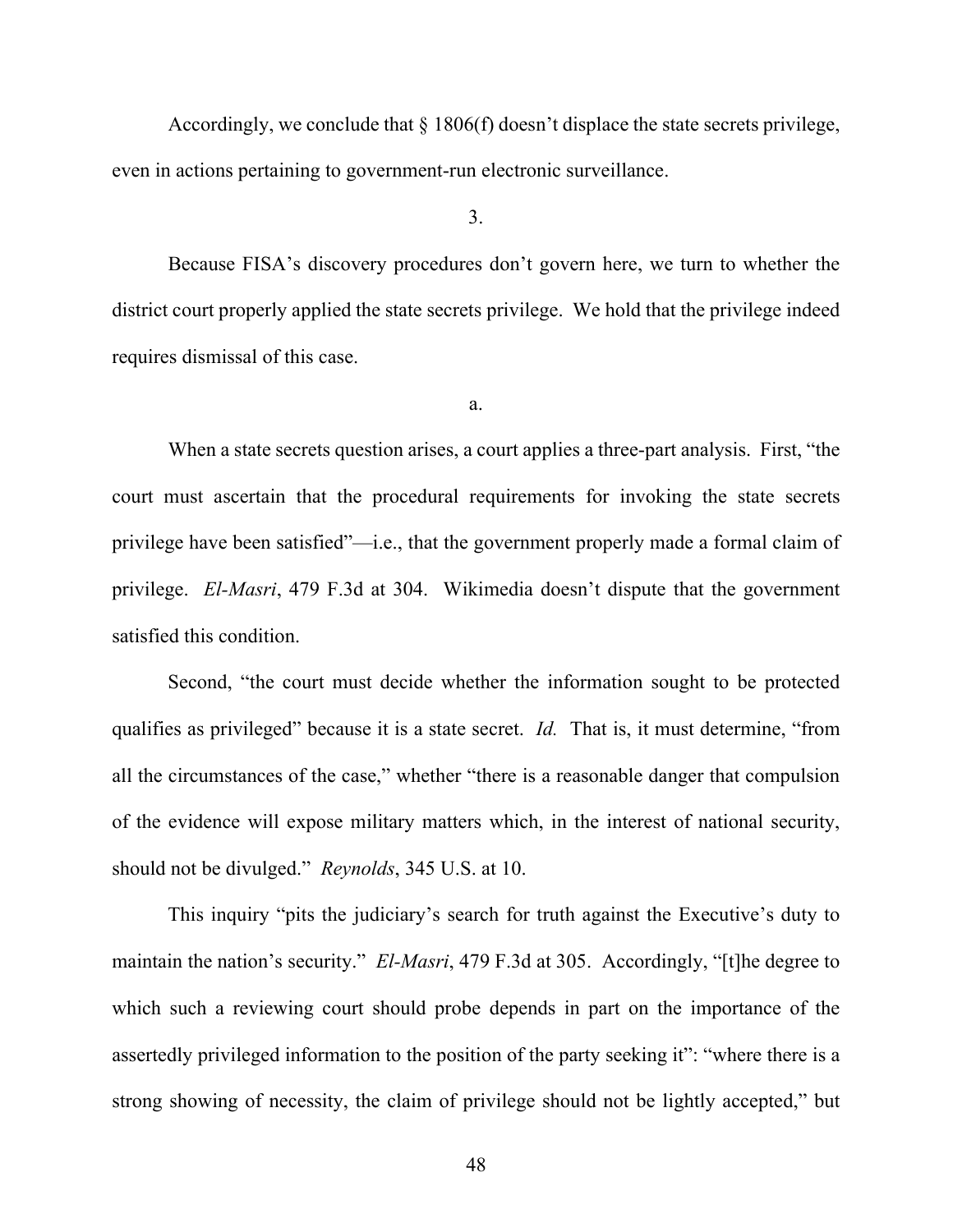Accordingly, we conclude that § 1806(f) doesn't displace the state secrets privilege, even in actions pertaining to government-run electronic surveillance.

3.

Because FISA's discovery procedures don't govern here, we turn to whether the district court properly applied the state secrets privilege. We hold that the privilege indeed requires dismissal of this case.

a.

When a state secrets question arises, a court applies a three-part analysis. First, "the court must ascertain that the procedural requirements for invoking the state secrets privilege have been satisfied"—i.e., that the government properly made a formal claim of privilege. *El-Masri*, 479 F.3d at 304. Wikimedia doesn't dispute that the government satisfied this condition.

Second, "the court must decide whether the information sought to be protected qualifies as privileged" because it is a state secret. *Id.* That is, it must determine, "from all the circumstances of the case," whether "there is a reasonable danger that compulsion of the evidence will expose military matters which, in the interest of national security, should not be divulged." *Reynolds*, 345 U.S. at 10.

This inquiry "pits the judiciary's search for truth against the Executive's duty to maintain the nation's security." *El-Masri*, 479 F.3d at 305. Accordingly, "[t]he degree to which such a reviewing court should probe depends in part on the importance of the assertedly privileged information to the position of the party seeking it": "where there is a strong showing of necessity, the claim of privilege should not be lightly accepted," but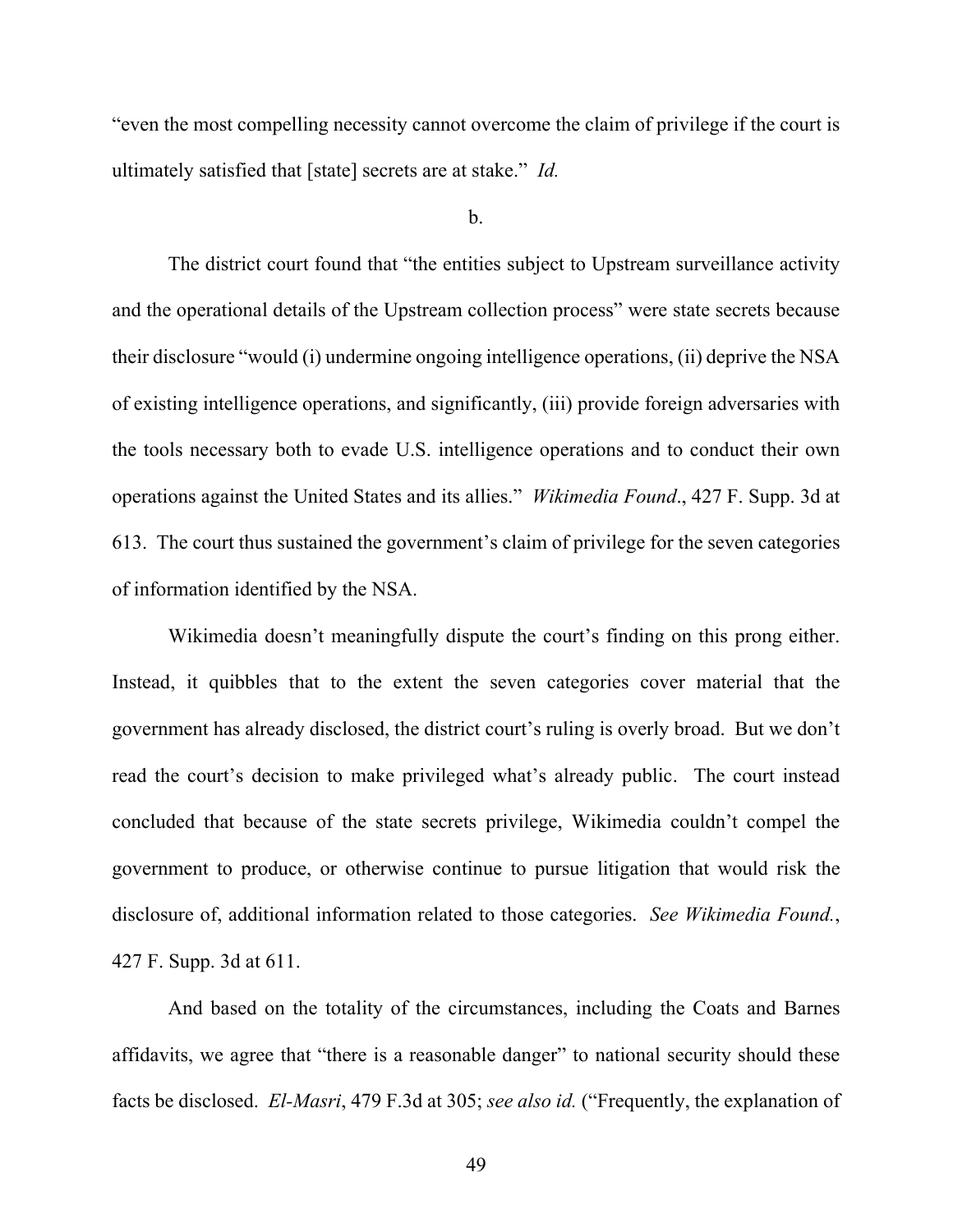"even the most compelling necessity cannot overcome the claim of privilege if the court is ultimately satisfied that [state] secrets are at stake." *Id.*

b.

The district court found that "the entities subject to Upstream surveillance activity and the operational details of the Upstream collection process" were state secrets because their disclosure "would (i) undermine ongoing intelligence operations, (ii) deprive the NSA of existing intelligence operations, and significantly, (iii) provide foreign adversaries with the tools necessary both to evade U.S. intelligence operations and to conduct their own operations against the United States and its allies." *Wikimedia Found*., 427 F. Supp. 3d at 613. The court thus sustained the government's claim of privilege for the seven categories of information identified by the NSA.

Wikimedia doesn't meaningfully dispute the court's finding on this prong either. Instead, it quibbles that to the extent the seven categories cover material that the government has already disclosed, the district court's ruling is overly broad. But we don't read the court's decision to make privileged what's already public. The court instead concluded that because of the state secrets privilege, Wikimedia couldn't compel the government to produce, or otherwise continue to pursue litigation that would risk the disclosure of, additional information related to those categories. *See Wikimedia Found.*, 427 F. Supp. 3d at 611.

And based on the totality of the circumstances, including the Coats and Barnes affidavits, we agree that "there is a reasonable danger" to national security should these facts be disclosed. *El-Masri*, 479 F.3d at 305; *see also id.* ("Frequently, the explanation of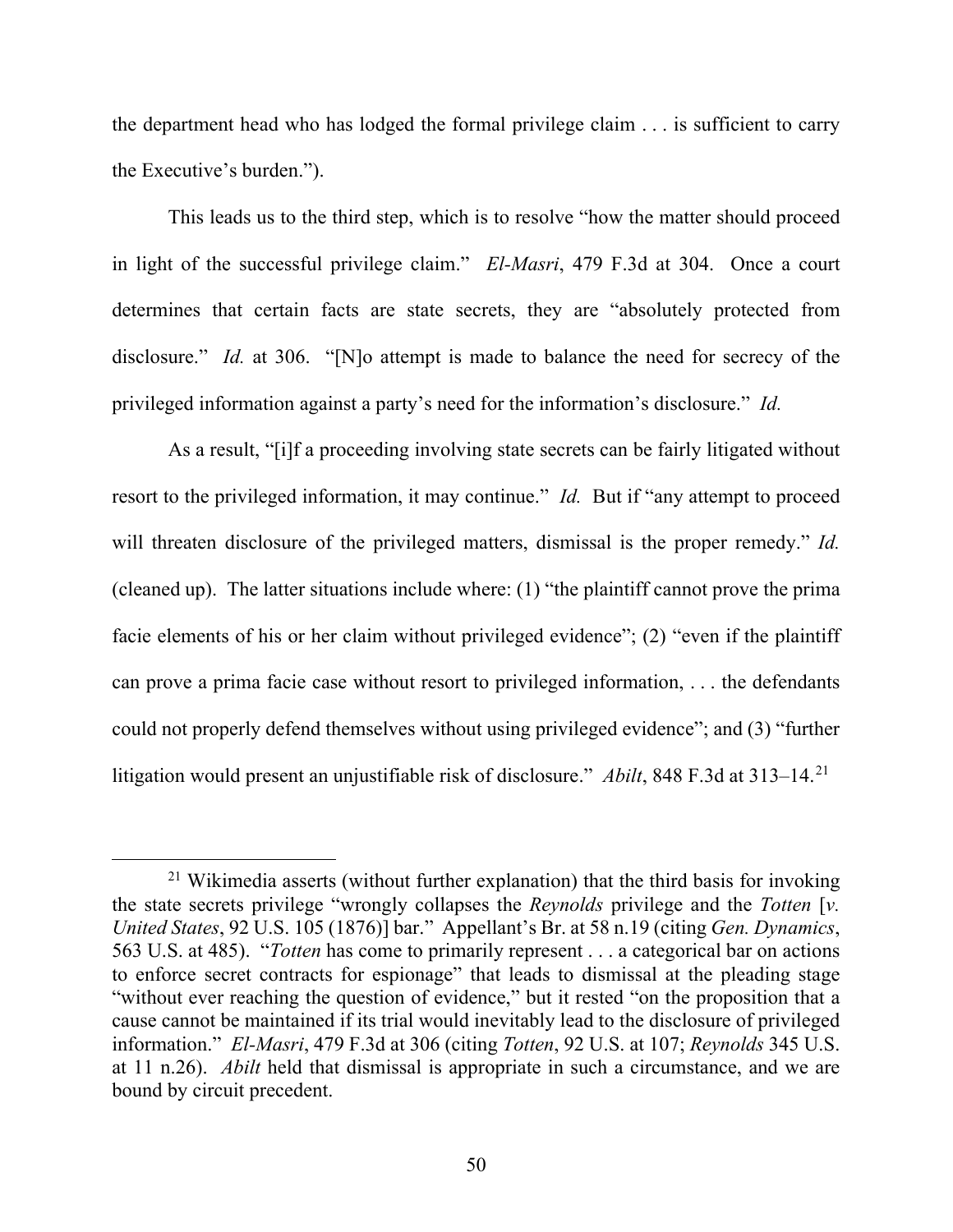the department head who has lodged the formal privilege claim . . . is sufficient to carry the Executive's burden.").

This leads us to the third step, which is to resolve "how the matter should proceed in light of the successful privilege claim." *El-Masri*, 479 F.3d at 304. Once a court determines that certain facts are state secrets, they are "absolutely protected from disclosure." *Id.* at 306. "[N]o attempt is made to balance the need for secrecy of the privileged information against a party's need for the information's disclosure." *Id.*

As a result, "[i]f a proceeding involving state secrets can be fairly litigated without resort to the privileged information, it may continue." *Id.* But if "any attempt to proceed will threaten disclosure of the privileged matters, dismissal is the proper remedy." *Id.* (cleaned up). The latter situations include where: (1) "the plaintiff cannot prove the prima facie elements of his or her claim without privileged evidence"; (2) "even if the plaintiff can prove a prima facie case without resort to privileged information, . . . the defendants could not properly defend themselves without using privileged evidence"; and (3) "further litigation would present an unjustifiable risk of disclosure." *Abilt*, 848 F.3d at 313–14.[21]

---

[21] Wikimedia asserts (without further explanation) that the third basis for invoking the state secrets privilege "wrongly collapses the *Reynolds* privilege and the *Totten* [*v. United States*, 92 U.S. 105 (1876)] bar." Appellant's Br. at 58 n.19 (citing *Gen. Dynamics*, 563 U.S. at 485). "*Totten* has come to primarily represent . . . a categorical bar on actions to enforce secret contracts for espionage" that leads to dismissal at the pleading stage "without ever reaching the question of evidence," but it rested "on the proposition that a cause cannot be maintained if its trial would inevitably lead to the disclosure of privileged information." *El-Masri*, 479 F.3d at 306 (citing *Totten*, 92 U.S. at 107; *Reynolds* 345 U.S. at 11 n.26). *Abilt* held that dismissal is appropriate in such a circumstance, and we are bound by circuit precedent.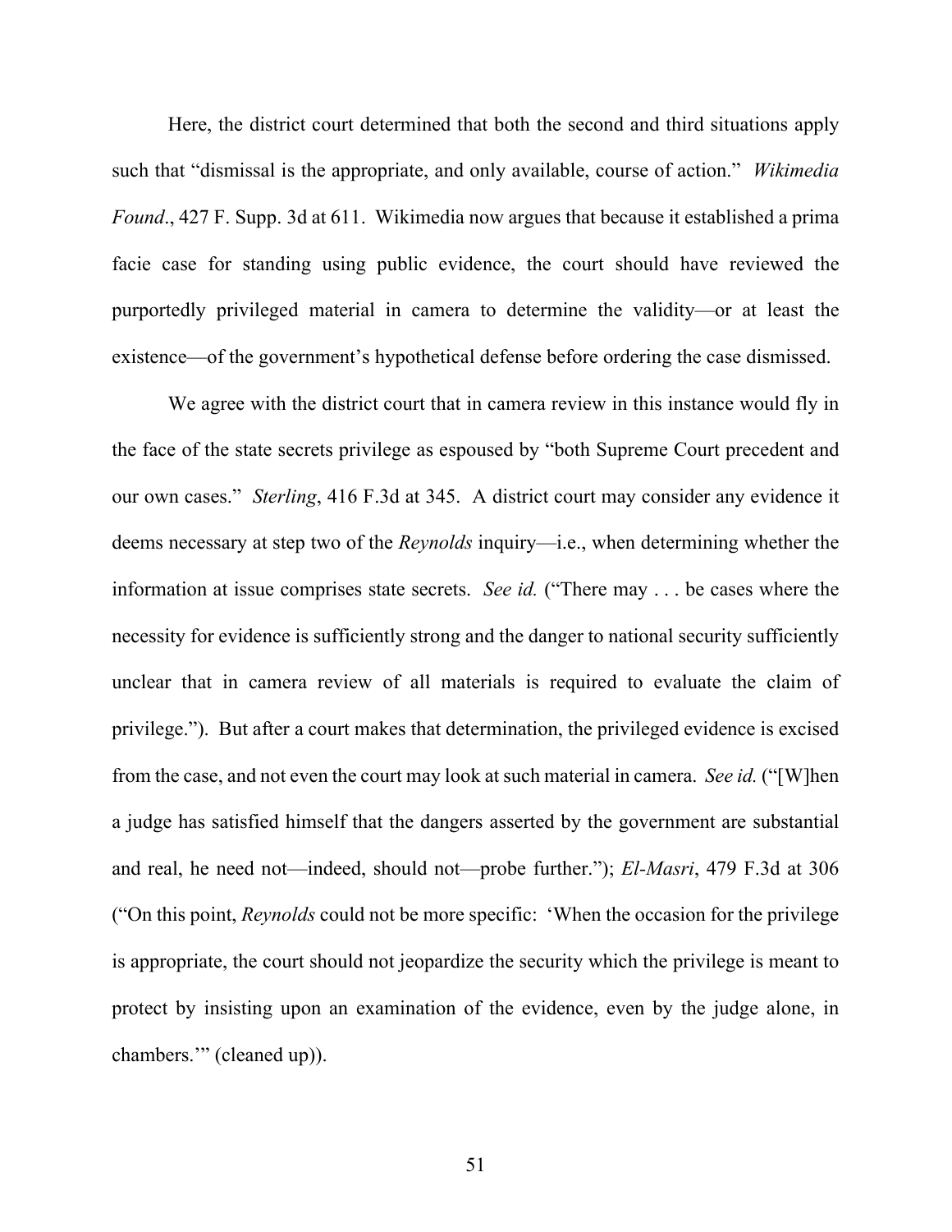Here, the district court determined that both the second and third situations apply such that "dismissal is the appropriate, and only available, course of action." *Wikimedia Found*., 427 F. Supp. 3d at 611. Wikimedia now argues that because it established a prima facie case for standing using public evidence, the court should have reviewed the purportedly privileged material in camera to determine the validity—or at least the existence—of the government's hypothetical defense before ordering the case dismissed.

We agree with the district court that in camera review in this instance would fly in the face of the state secrets privilege as espoused by "both Supreme Court precedent and our own cases." *Sterling*, 416 F.3d at 345. A district court may consider any evidence it deems necessary at step two of the *Reynolds* inquiry—i.e., when determining whether the information at issue comprises state secrets. *See id.* ("There may . . . be cases where the necessity for evidence is sufficiently strong and the danger to national security sufficiently unclear that in camera review of all materials is required to evaluate the claim of privilege."). But after a court makes that determination, the privileged evidence is excised from the case, and not even the court may look at such material in camera. *See id.* ("[W]hen a judge has satisfied himself that the dangers asserted by the government are substantial and real, he need not—indeed, should not—probe further."); *El-Masri*, 479 F.3d at 306 ("On this point, *Reynolds* could not be more specific: 'When the occasion for the privilege is appropriate, the court should not jeopardize the security which the privilege is meant to protect by insisting upon an examination of the evidence, even by the judge alone, in chambers.'" (cleaned up)).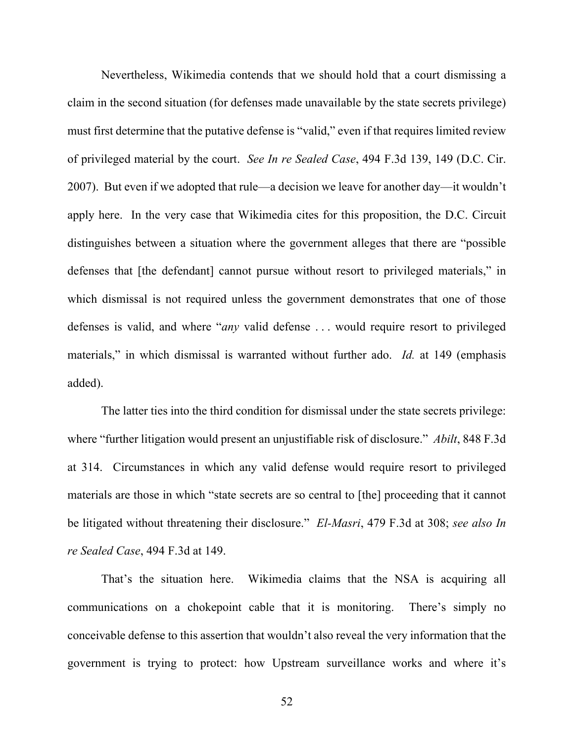Nevertheless, Wikimedia contends that we should hold that a court dismissing a claim in the second situation (for defenses made unavailable by the state secrets privilege) must first determine that the putative defense is "valid," even if that requires limited review of privileged material by the court. *See In re Sealed Case*, 494 F.3d 139, 149 (D.C. Cir. 2007). But even if we adopted that rule—a decision we leave for another day—it wouldn't apply here. In the very case that Wikimedia cites for this proposition, the D.C. Circuit distinguishes between a situation where the government alleges that there are "possible defenses that [the defendant] cannot pursue without resort to privileged materials," in which dismissal is not required unless the government demonstrates that one of those defenses is valid, and where "*any* valid defense . . . would require resort to privileged materials," in which dismissal is warranted without further ado. *Id.* at 149 (emphasis added).

The latter ties into the third condition for dismissal under the state secrets privilege: where "further litigation would present an unjustifiable risk of disclosure." *Abilt*, 848 F.3d at 314. Circumstances in which any valid defense would require resort to privileged materials are those in which "state secrets are so central to [the] proceeding that it cannot be litigated without threatening their disclosure." *El-Masri*, 479 F.3d at 308; *see also In re Sealed Case*, 494 F.3d at 149.

That's the situation here. Wikimedia claims that the NSA is acquiring all communications on a chokepoint cable that it is monitoring. There's simply no conceivable defense to this assertion that wouldn't also reveal the very information that the government is trying to protect: how Upstream surveillance works and where it's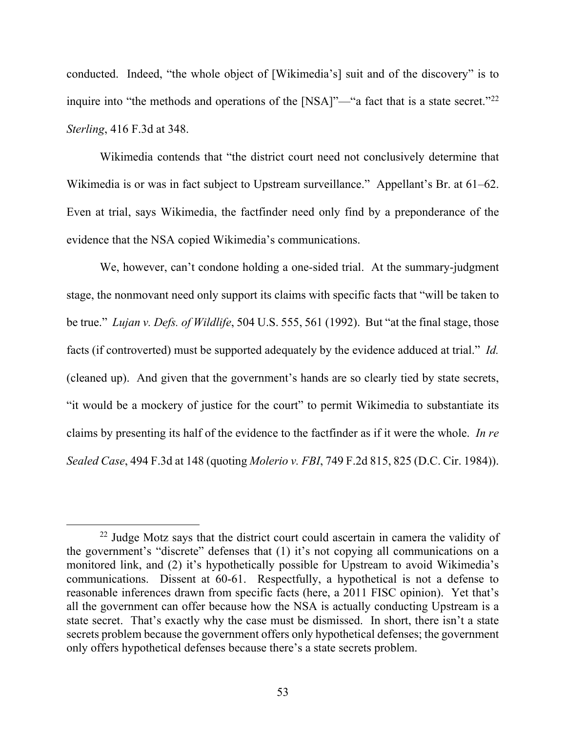conducted. Indeed, "the whole object of [Wikimedia's] suit and of the discovery" is to inquire into "the methods and operations of the [NSA]"—"a fact that is a state secret."[22] *Sterling*, 416 F.3d at 348.

Wikimedia contends that "the district court need not conclusively determine that Wikimedia is or was in fact subject to Upstream surveillance." Appellant's Br. at 61–62. Even at trial, says Wikimedia, the factfinder need only find by a preponderance of the evidence that the NSA copied Wikimedia's communications.

We, however, can't condone holding a one-sided trial. At the summary-judgment stage, the nonmovant need only support its claims with specific facts that "will be taken to be true." *Lujan v. Defs. of Wildlife*, 504 U.S. 555, 561 (1992). But "at the final stage, those facts (if controverted) must be supported adequately by the evidence adduced at trial." *Id.* (cleaned up). And given that the government's hands are so clearly tied by state secrets, "it would be a mockery of justice for the court" to permit Wikimedia to substantiate its claims by presenting its half of the evidence to the factfinder as if it were the whole. *In re Sealed Case*, 494 F.3d at 148 (quoting *Molerio v. FBI*, 749 F.2d 815, 825 (D.C. Cir. 1984)).

---

[22] Judge Motz says that the district court could ascertain in camera the validity of the government's "discrete" defenses that (1) it's not copying all communications on a monitored link, and (2) it's hypothetically possible for Upstream to avoid Wikimedia's communications. Dissent at 60-61. Respectfully, a hypothetical is not a defense to reasonable inferences drawn from specific facts (here, a 2011 FISC opinion). Yet that's all the government can offer because how the NSA is actually conducting Upstream is a state secret. That's exactly why the case must be dismissed. In short, there isn't a state secrets problem because the government offers only hypothetical defenses; the government only offers hypothetical defenses because there's a state secrets problem.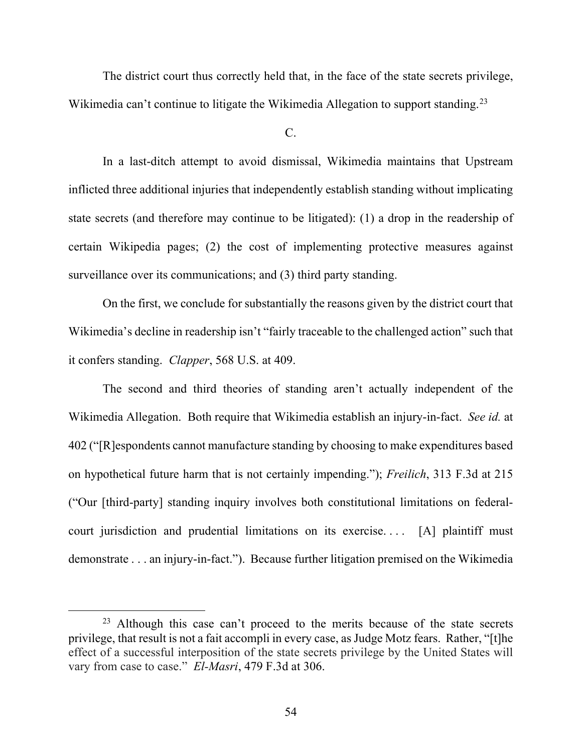The district court thus correctly held that, in the face of the state secrets privilege, Wikimedia can't continue to litigate the Wikimedia Allegation to support standing.[23]

C.

In a last-ditch attempt to avoid dismissal, Wikimedia maintains that Upstream inflicted three additional injuries that independently establish standing without implicating state secrets (and therefore may continue to be litigated): (1) a drop in the readership of certain Wikipedia pages; (2) the cost of implementing protective measures against surveillance over its communications; and (3) third party standing.

On the first, we conclude for substantially the reasons given by the district court that Wikimedia's decline in readership isn't "fairly traceable to the challenged action" such that it confers standing. *Clapper*, 568 U.S. at 409.

The second and third theories of standing aren't actually independent of the Wikimedia Allegation. Both require that Wikimedia establish an injury-in-fact. *See id.* at 402 ("[R]espondents cannot manufacture standing by choosing to make expenditures based on hypothetical future harm that is not certainly impending."); *Freilich*, 313 F.3d at 215 ("Our [third-party] standing inquiry involves both constitutional limitations on federal-court jurisdiction and prudential limitations on its exercise. . . . [A] plaintiff must demonstrate . . . an injury-in-fact."). Because further litigation premised on the Wikimedia

[23] Although this case can't proceed to the merits because of the state secrets privilege, that result is not a fait accompli in every case, as Judge Motz fears. Rather, "[t]he effect of a successful interposition of the state secrets privilege by the United States will vary from case to case." *El-Masri*, 479 F.3d at 306.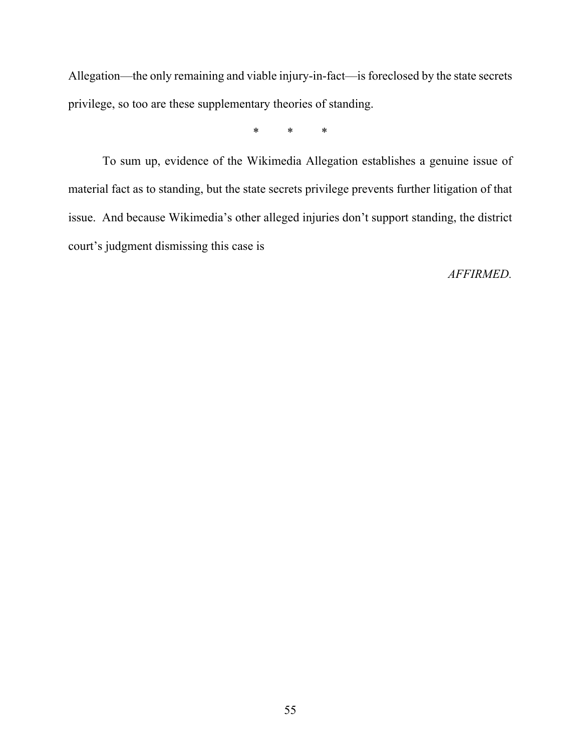Allegation—the only remaining and viable injury-in-fact—is foreclosed by the state secrets privilege, so too are these supplementary theories of standing.

\* \* \*

To sum up, evidence of the Wikimedia Allegation establishes a genuine issue of material fact as to standing, but the state secrets privilege prevents further litigation of that issue. And because Wikimedia's other alleged injuries don't support standing, the district court's judgment dismissing this case is

*AFFIRMED.*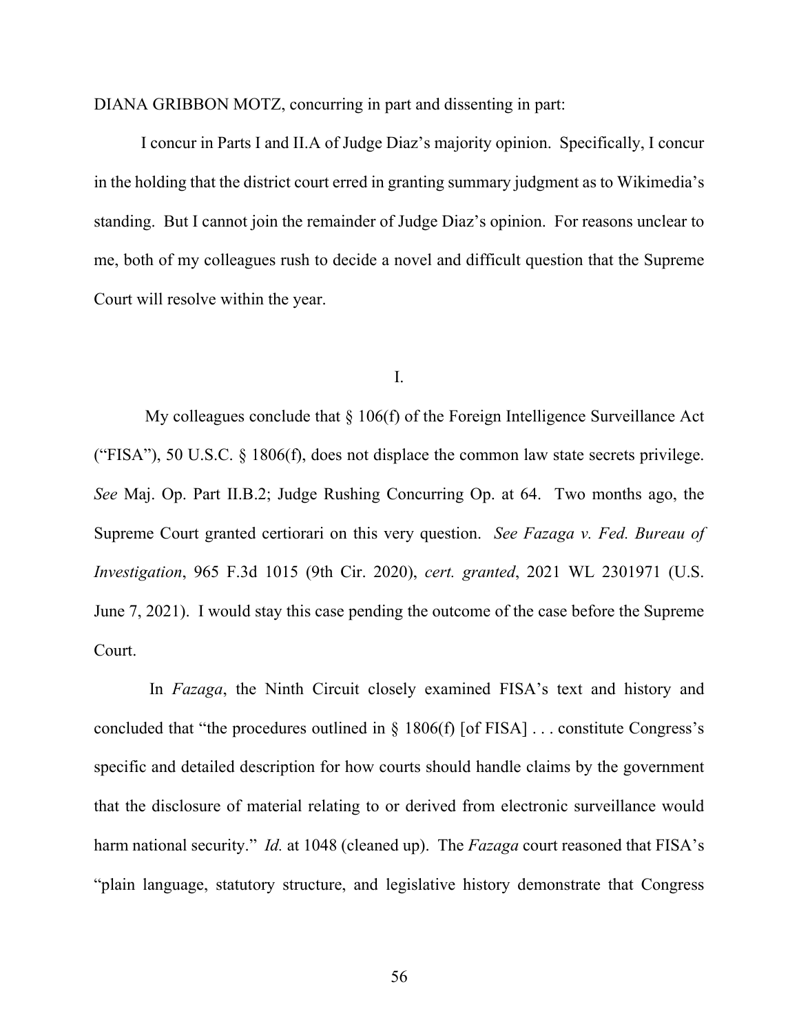DIANA GRIBBON MOTZ, concurring in part and dissenting in part:

I concur in Parts I and II.A of Judge Diaz's majority opinion. Specifically, I concur in the holding that the district court erred in granting summary judgment as to Wikimedia's standing. But I cannot join the remainder of Judge Diaz's opinion. For reasons unclear to me, both of my colleagues rush to decide a novel and difficult question that the Supreme Court will resolve within the year.

I.

My colleagues conclude that § 106(f) of the Foreign Intelligence Surveillance Act ("FISA"), 50 U.S.C. § 1806(f), does not displace the common law state secrets privilege. *See* Maj. Op. Part II.B.2; Judge Rushing Concurring Op. at 64. Two months ago, the Supreme Court granted certiorari on this very question. *See Fazaga v. Fed. Bureau of Investigation*, 965 F.3d 1015 (9th Cir. 2020), *cert. granted*, 2021 WL 2301971 (U.S. June 7, 2021). I would stay this case pending the outcome of the case before the Supreme Court.

In *Fazaga*, the Ninth Circuit closely examined FISA's text and history and concluded that "the procedures outlined in § 1806(f) [of FISA] . . . constitute Congress's specific and detailed description for how courts should handle claims by the government that the disclosure of material relating to or derived from electronic surveillance would harm national security." *Id.* at 1048 (cleaned up). The *Fazaga* court reasoned that FISA's "plain language, statutory structure, and legislative history demonstrate that Congress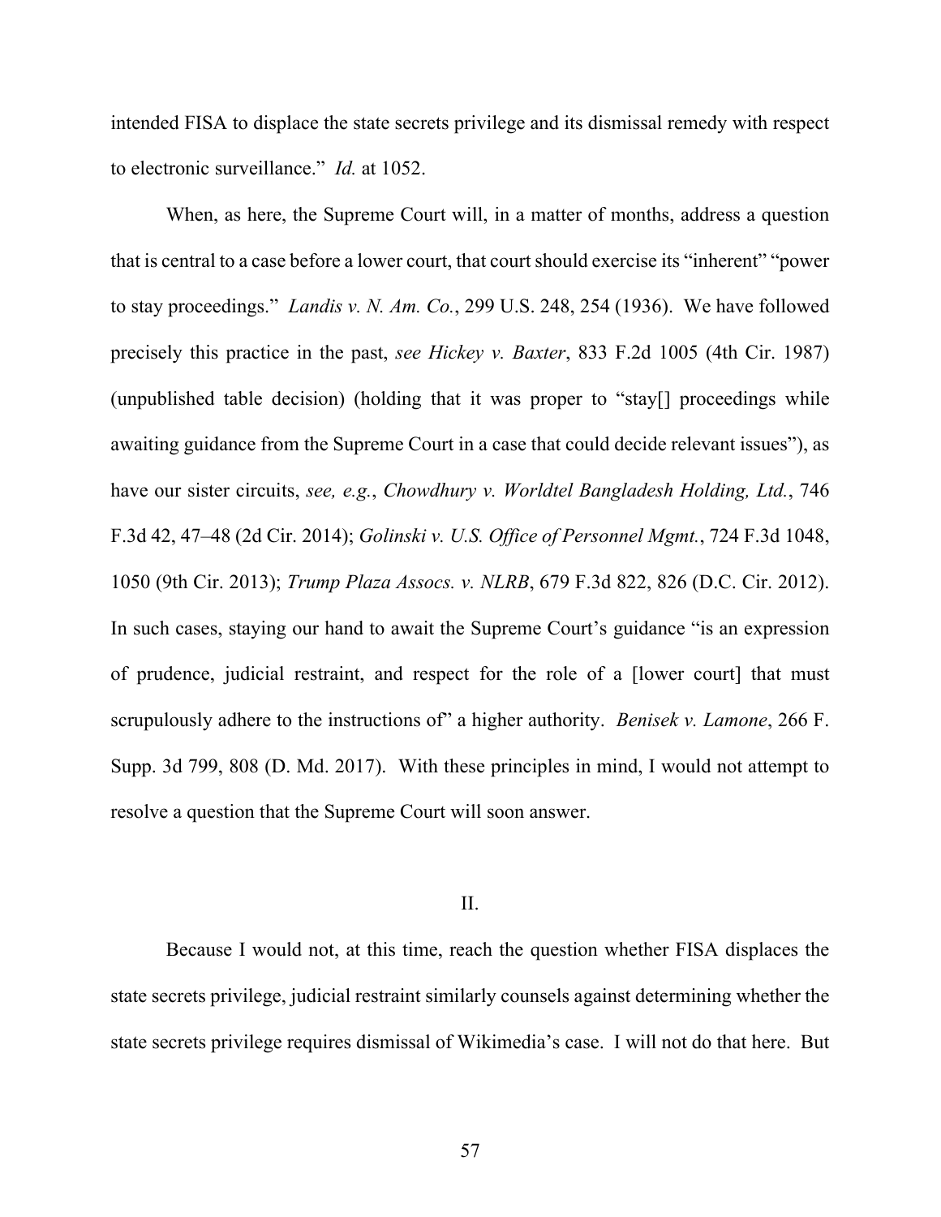intended FISA to displace the state secrets privilege and its dismissal remedy with respect to electronic surveillance." *Id.* at 1052.

When, as here, the Supreme Court will, in a matter of months, address a question that is central to a case before a lower court, that court should exercise its "inherent" "power to stay proceedings." *Landis v. N. Am. Co.*, 299 U.S. 248, 254 (1936). We have followed precisely this practice in the past, *see Hickey v. Baxter*, 833 F.2d 1005 (4th Cir. 1987) (unpublished table decision) (holding that it was proper to "stay[] proceedings while awaiting guidance from the Supreme Court in a case that could decide relevant issues"), as have our sister circuits, *see, e.g.*, *Chowdhury v. Worldtel Bangladesh Holding, Ltd.*, 746 F.3d 42, 47–48 (2d Cir. 2014); *Golinski v. U.S. Office of Personnel Mgmt.*, 724 F.3d 1048, 1050 (9th Cir. 2013); *Trump Plaza Assocs. v. NLRB*, 679 F.3d 822, 826 (D.C. Cir. 2012). In such cases, staying our hand to await the Supreme Court's guidance "is an expression of prudence, judicial restraint, and respect for the role of a [lower court] that must scrupulously adhere to the instructions of" a higher authority. *Benisek v. Lamone*, 266 F. Supp. 3d 799, 808 (D. Md. 2017). With these principles in mind, I would not attempt to resolve a question that the Supreme Court will soon answer.

## II.

Because I would not, at this time, reach the question whether FISA displaces the state secrets privilege, judicial restraint similarly counsels against determining whether the state secrets privilege requires dismissal of Wikimedia's case. I will not do that here. But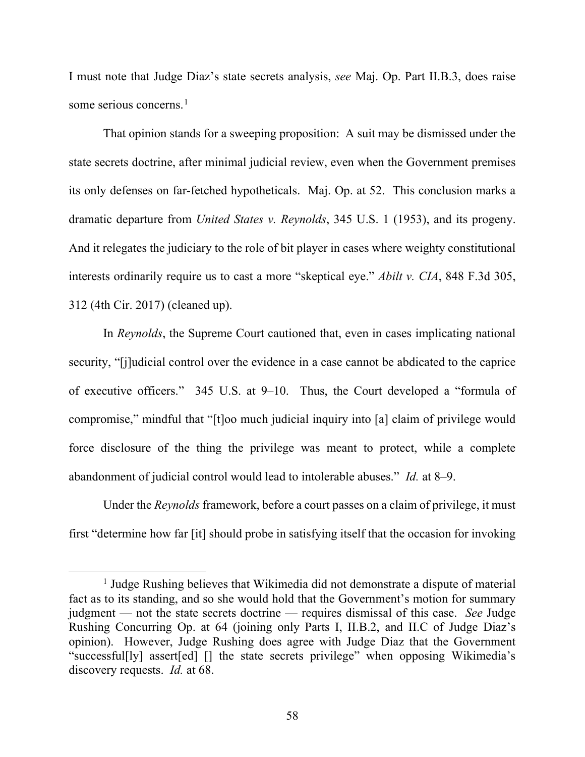I must note that Judge Diaz's state secrets analysis, *see* Maj. Op. Part II.B.3, does raise some serious concerns.[1]

That opinion stands for a sweeping proposition: A suit may be dismissed under the state secrets doctrine, after minimal judicial review, even when the Government premises its only defenses on far-fetched hypotheticals. Maj. Op. at 52. This conclusion marks a dramatic departure from *United States v. Reynolds*, 345 U.S. 1 (1953), and its progeny. And it relegates the judiciary to the role of bit player in cases where weighty constitutional interests ordinarily require us to cast a more "skeptical eye." *Abilt v. CIA*, 848 F.3d 305, 312 (4th Cir. 2017) (cleaned up).

In *Reynolds*, the Supreme Court cautioned that, even in cases implicating national security, "[j]udicial control over the evidence in a case cannot be abdicated to the caprice of executive officers." 345 U.S. at 9–10. Thus, the Court developed a "formula of compromise," mindful that "[t]oo much judicial inquiry into [a] claim of privilege would force disclosure of the thing the privilege was meant to protect, while a complete abandonment of judicial control would lead to intolerable abuses." *Id.* at 8–9.

Under the *Reynolds* framework, before a court passes on a claim of privilege, it must first "determine how far [it] should probe in satisfying itself that the occasion for invoking

---

[1] Judge Rushing believes that Wikimedia did not demonstrate a dispute of material fact as to its standing, and so she would hold that the Government's motion for summary judgment — not the state secrets doctrine — requires dismissal of this case. *See* Judge Rushing Concurring Op. at 64 (joining only Parts I, II.B.2, and II.C of Judge Diaz's opinion). However, Judge Rushing does agree with Judge Diaz that the Government "successful[ly] assert[ed] [] the state secrets privilege" when opposing Wikimedia's discovery requests. *Id.* at 68.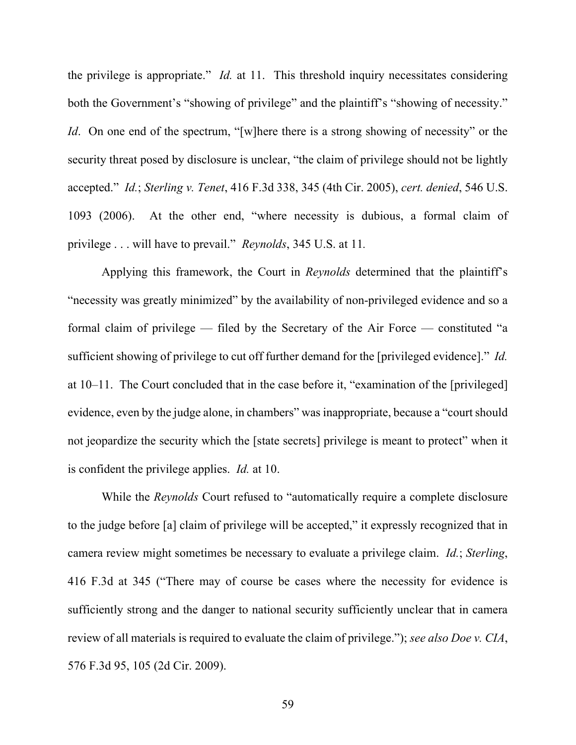the privilege is appropriate." *Id.* at 11. This threshold inquiry necessitates considering both the Government's "showing of privilege" and the plaintiff's "showing of necessity." *Id*. On one end of the spectrum, "[w]here there is a strong showing of necessity" or the security threat posed by disclosure is unclear, "the claim of privilege should not be lightly accepted." *Id.*; *Sterling v. Tenet*, 416 F.3d 338, 345 (4th Cir. 2005), *cert. denied*, 546 U.S. 1093 (2006). At the other end, "where necessity is dubious, a formal claim of privilege . . . will have to prevail." *Reynolds*, 345 U.S. at 11.

Applying this framework, the Court in *Reynolds* determined that the plaintiff's "necessity was greatly minimized" by the availability of non-privileged evidence and so a formal claim of privilege — filed by the Secretary of the Air Force — constituted "a sufficient showing of privilege to cut off further demand for the [privileged evidence]." *Id.* at 10–11. The Court concluded that in the case before it, "examination of the [privileged] evidence, even by the judge alone, in chambers" was inappropriate, because a "court should not jeopardize the security which the [state secrets] privilege is meant to protect" when it is confident the privilege applies. *Id.* at 10.

While the *Reynolds* Court refused to "automatically require a complete disclosure to the judge before [a] claim of privilege will be accepted," it expressly recognized that in camera review might sometimes be necessary to evaluate a privilege claim. *Id.*; *Sterling*, 416 F.3d at 345 ("There may of course be cases where the necessity for evidence is sufficiently strong and the danger to national security sufficiently unclear that in camera review of all materials is required to evaluate the claim of privilege."); *see also Doe v. CIA*, 576 F.3d 95, 105 (2d Cir. 2009).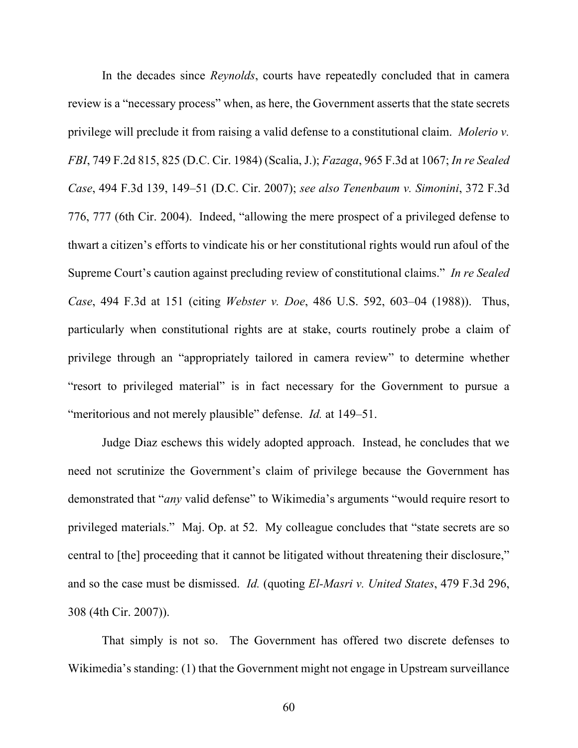In the decades since *Reynolds*, courts have repeatedly concluded that in camera review is a "necessary process" when, as here, the Government asserts that the state secrets privilege will preclude it from raising a valid defense to a constitutional claim. *Molerio v. FBI*, 749 F.2d 815, 825 (D.C. Cir. 1984) (Scalia, J.); *Fazaga*, 965 F.3d at 1067; *In re Sealed Case*, 494 F.3d 139, 149–51 (D.C. Cir. 2007); *see also Tenenbaum v. Simonini*, 372 F.3d 776, 777 (6th Cir. 2004). Indeed, "allowing the mere prospect of a privileged defense to thwart a citizen's efforts to vindicate his or her constitutional rights would run afoul of the Supreme Court's caution against precluding review of constitutional claims." *In re Sealed Case*, 494 F.3d at 151 (citing *Webster v. Doe*, 486 U.S. 592, 603–04 (1988)). Thus, particularly when constitutional rights are at stake, courts routinely probe a claim of privilege through an "appropriately tailored in camera review" to determine whether "resort to privileged material" is in fact necessary for the Government to pursue a "meritorious and not merely plausible" defense. *Id.* at 149–51.

Judge Diaz eschews this widely adopted approach. Instead, he concludes that we need not scrutinize the Government's claim of privilege because the Government has demonstrated that "*any* valid defense" to Wikimedia's arguments "would require resort to privileged materials." Maj. Op. at 52. My colleague concludes that "state secrets are so central to [the] proceeding that it cannot be litigated without threatening their disclosure," and so the case must be dismissed. *Id.* (quoting *El-Masri v. United States*, 479 F.3d 296, 308 (4th Cir. 2007)).

That simply is not so. The Government has offered two discrete defenses to Wikimedia's standing: (1) that the Government might not engage in Upstream surveillance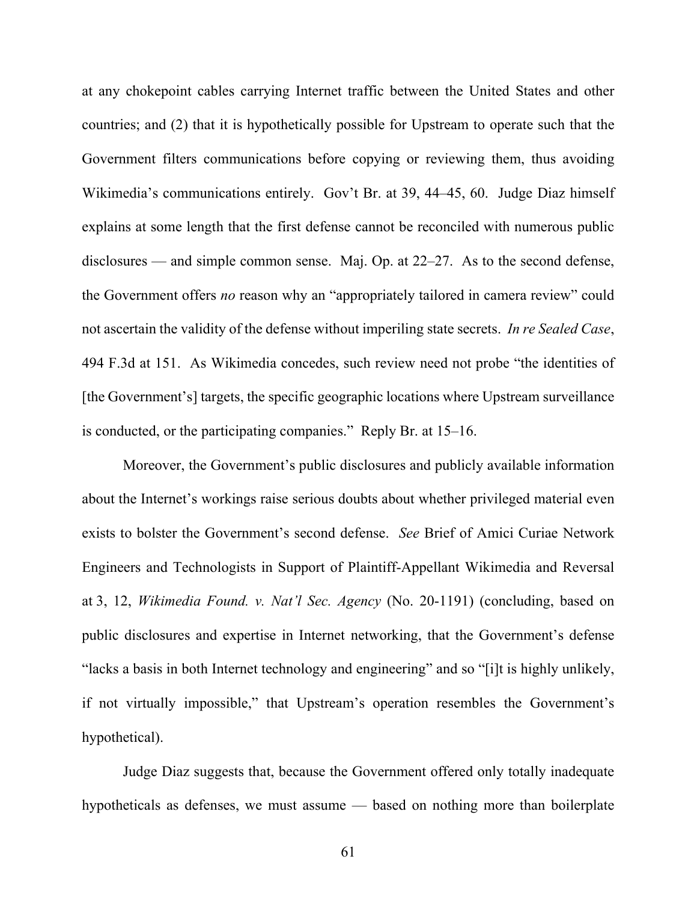at any chokepoint cables carrying Internet traffic between the United States and other countries; and (2) that it is hypothetically possible for Upstream to operate such that the Government filters communications before copying or reviewing them, thus avoiding Wikimedia's communications entirely. Gov't Br. at 39, 44–45, 60. Judge Diaz himself explains at some length that the first defense cannot be reconciled with numerous public disclosures — and simple common sense. Maj. Op. at 22–27. As to the second defense, the Government offers *no* reason why an "appropriately tailored in camera review" could not ascertain the validity of the defense without imperiling state secrets. *In re Sealed Case*, 494 F.3d at 151. As Wikimedia concedes, such review need not probe "the identities of [the Government's] targets, the specific geographic locations where Upstream surveillance is conducted, or the participating companies." Reply Br. at 15–16.

Moreover, the Government's public disclosures and publicly available information about the Internet's workings raise serious doubts about whether privileged material even exists to bolster the Government's second defense. *See* Brief of Amici Curiae Network Engineers and Technologists in Support of Plaintiff-Appellant Wikimedia and Reversal at 3, 12, *Wikimedia Found. v. Nat'l Sec. Agency* (No. 20-1191) (concluding, based on public disclosures and expertise in Internet networking, that the Government's defense "lacks a basis in both Internet technology and engineering" and so "[i]t is highly unlikely, if not virtually impossible," that Upstream's operation resembles the Government's hypothetical).

Judge Diaz suggests that, because the Government offered only totally inadequate hypotheticals as defenses, we must assume — based on nothing more than boilerplate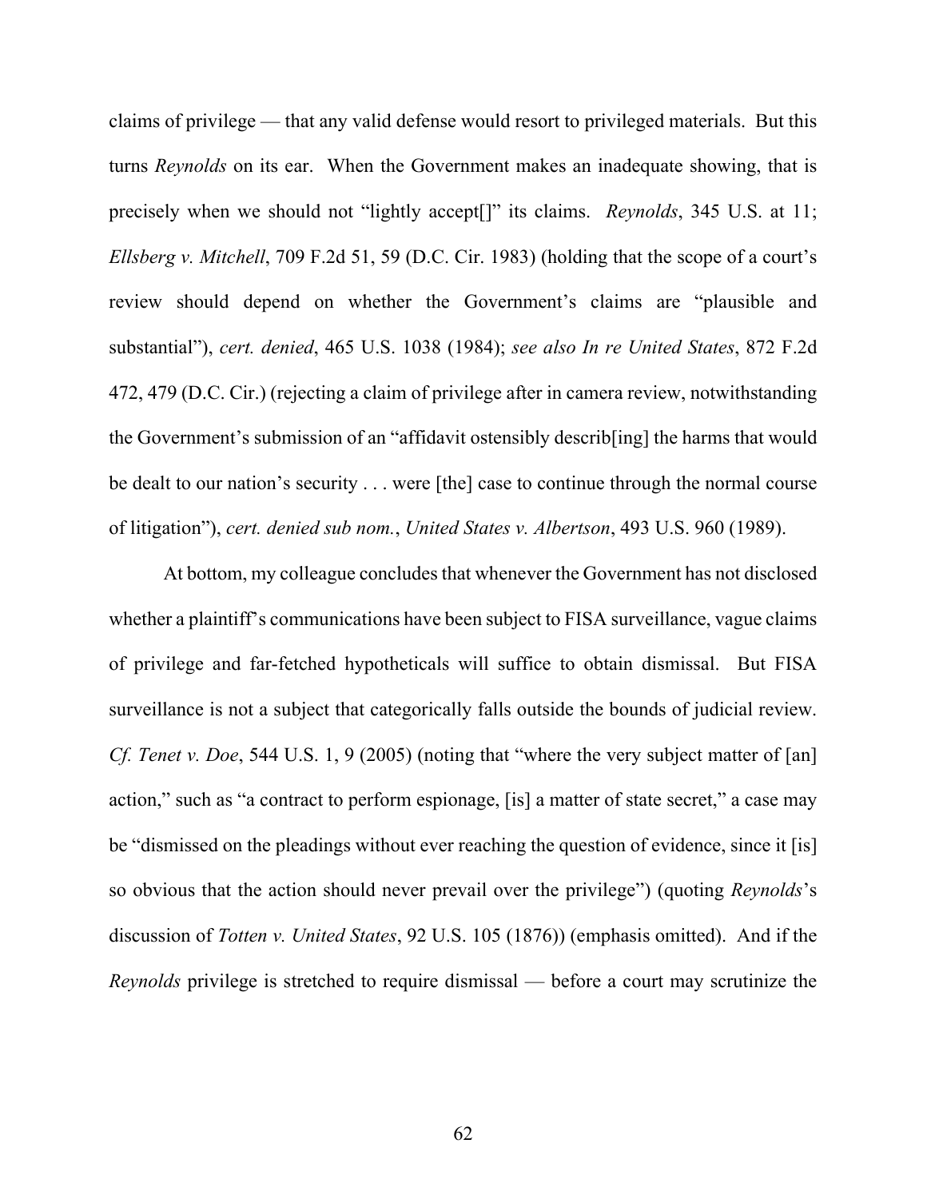claims of privilege — that any valid defense would resort to privileged materials. But this turns *Reynolds* on its ear. When the Government makes an inadequate showing, that is precisely when we should not "lightly accept[]" its claims. *Reynolds*, 345 U.S. at 11; *Ellsberg v. Mitchell*, 709 F.2d 51, 59 (D.C. Cir. 1983) (holding that the scope of a court's review should depend on whether the Government's claims are "plausible and substantial"), *cert. denied*, 465 U.S. 1038 (1984); *see also In re United States*, 872 F.2d 472, 479 (D.C. Cir.) (rejecting a claim of privilege after in camera review, notwithstanding the Government's submission of an "affidavit ostensibly describ[ing] the harms that would be dealt to our nation's security . . . were [the] case to continue through the normal course of litigation"), *cert. denied sub nom.*, *United States v. Albertson*, 493 U.S. 960 (1989).

At bottom, my colleague concludes that whenever the Government has not disclosed whether a plaintiff's communications have been subject to FISA surveillance, vague claims of privilege and far-fetched hypotheticals will suffice to obtain dismissal. But FISA surveillance is not a subject that categorically falls outside the bounds of judicial review. *Cf. Tenet v. Doe*, 544 U.S. 1, 9 (2005) (noting that "where the very subject matter of [an] action," such as "a contract to perform espionage, [is] a matter of state secret," a case may be "dismissed on the pleadings without ever reaching the question of evidence, since it [is] so obvious that the action should never prevail over the privilege") (quoting *Reynolds*'s discussion of *Totten v. United States*, 92 U.S. 105 (1876)) (emphasis omitted). And if the *Reynolds* privilege is stretched to require dismissal — before a court may scrutinize the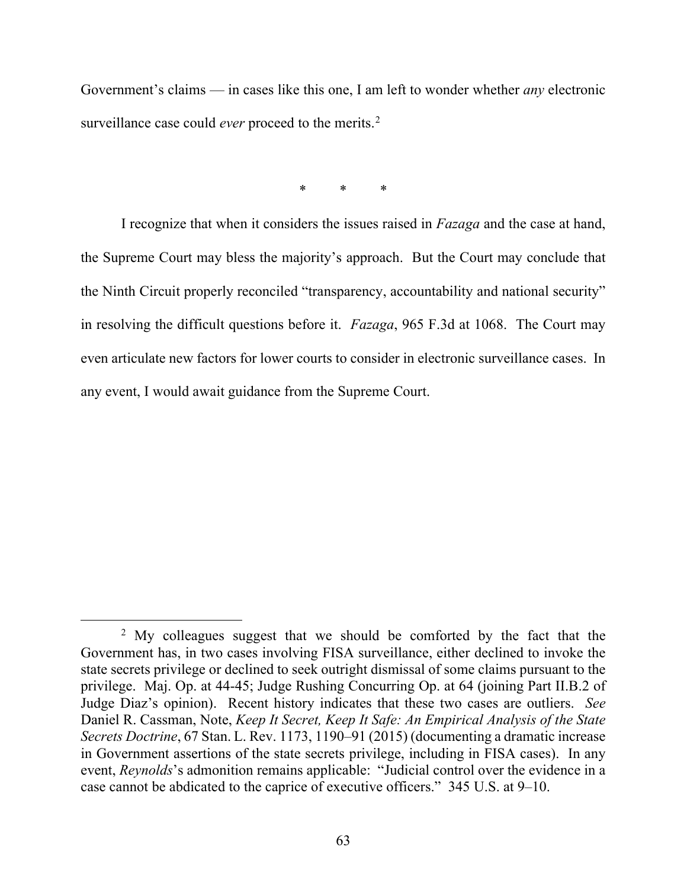Government's claims — in cases like this one, I am left to wonder whether *any* electronic surveillance case could *ever* proceed to the merits.[2]

\*         \*         \*

I recognize that when it considers the issues raised in *Fazaga* and the case at hand, the Supreme Court may bless the majority's approach. But the Court may conclude that the Ninth Circuit properly reconciled "transparency, accountability and national security" in resolving the difficult questions before it. *Fazaga*, 965 F.3d at 1068. The Court may even articulate new factors for lower courts to consider in electronic surveillance cases. In any event, I would await guidance from the Supreme Court.

---

[2] My colleagues suggest that we should be comforted by the fact that the Government has, in two cases involving FISA surveillance, either declined to invoke the state secrets privilege or declined to seek outright dismissal of some claims pursuant to the privilege. Maj. Op. at 44-45; Judge Rushing Concurring Op. at 64 (joining Part II.B.2 of Judge Diaz's opinion). Recent history indicates that these two cases are outliers. *See* Daniel R. Cassman, Note, *Keep It Secret, Keep It Safe: An Empirical Analysis of the State Secrets Doctrine*, 67 Stan. L. Rev. 1173, 1190–91 (2015) (documenting a dramatic increase in Government assertions of the state secrets privilege, including in FISA cases). In any event, *Reynolds*'s admonition remains applicable: "Judicial control over the evidence in a case cannot be abdicated to the caprice of executive officers." 345 U.S. at 9–10.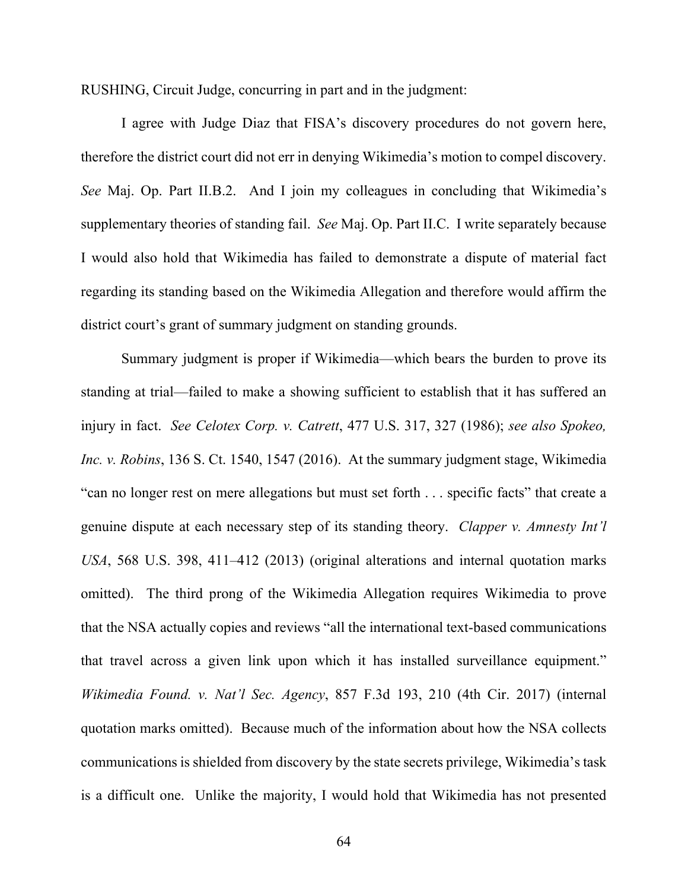RUSHING, Circuit Judge, concurring in part and in the judgment:

I agree with Judge Diaz that FISA's discovery procedures do not govern here, therefore the district court did not err in denying Wikimedia's motion to compel discovery. *See* Maj. Op. Part II.B.2. And I join my colleagues in concluding that Wikimedia's supplementary theories of standing fail. *See* Maj. Op. Part II.C. I write separately because I would also hold that Wikimedia has failed to demonstrate a dispute of material fact regarding its standing based on the Wikimedia Allegation and therefore would affirm the district court's grant of summary judgment on standing grounds.

Summary judgment is proper if Wikimedia—which bears the burden to prove its standing at trial—failed to make a showing sufficient to establish that it has suffered an injury in fact. *See Celotex Corp. v. Catrett*, 477 U.S. 317, 327 (1986); *see also Spokeo, Inc. v. Robins*, 136 S. Ct. 1540, 1547 (2016). At the summary judgment stage, Wikimedia "can no longer rest on mere allegations but must set forth . . . specific facts" that create a genuine dispute at each necessary step of its standing theory. *Clapper v. Amnesty Int'l USA*, 568 U.S. 398, 411–412 (2013) (original alterations and internal quotation marks omitted). The third prong of the Wikimedia Allegation requires Wikimedia to prove that the NSA actually copies and reviews "all the international text-based communications that travel across a given link upon which it has installed surveillance equipment." *Wikimedia Found. v. Nat'l Sec. Agency*, 857 F.3d 193, 210 (4th Cir. 2017) (internal quotation marks omitted). Because much of the information about how the NSA collects communications is shielded from discovery by the state secrets privilege, Wikimedia's task is a difficult one. Unlike the majority, I would hold that Wikimedia has not presented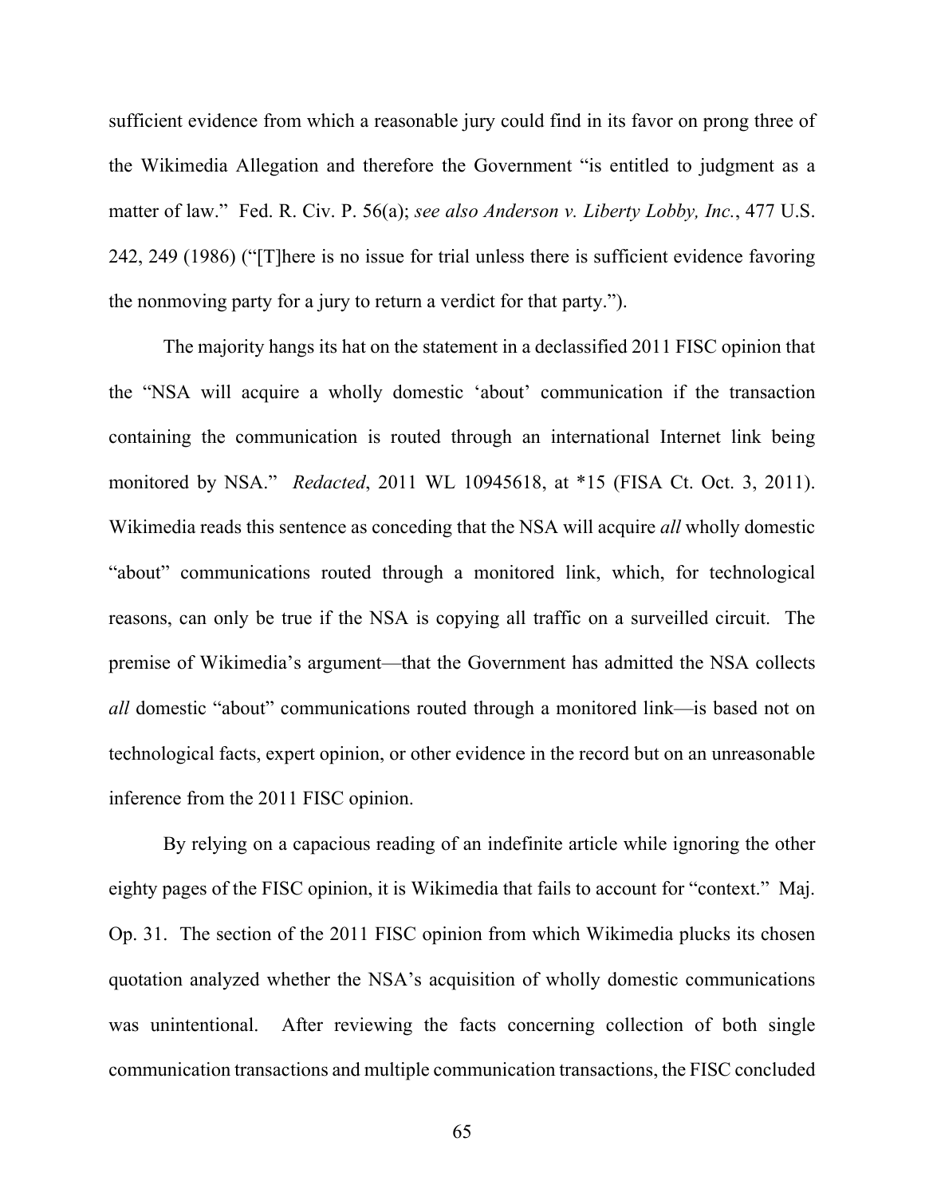sufficient evidence from which a reasonable jury could find in its favor on prong three of the Wikimedia Allegation and therefore the Government "is entitled to judgment as a matter of law." Fed. R. Civ. P. 56(a); *see also Anderson v. Liberty Lobby, Inc.*, 477 U.S. 242, 249 (1986) ("[T]here is no issue for trial unless there is sufficient evidence favoring the nonmoving party for a jury to return a verdict for that party.").

The majority hangs its hat on the statement in a declassified 2011 FISC opinion that the "NSA will acquire a wholly domestic 'about' communication if the transaction containing the communication is routed through an international Internet link being monitored by NSA." *Redacted*, 2011 WL 10945618, at *15 (FISA Ct. Oct. 3, 2011). Wikimedia reads this sentence as conceding that the NSA will acquire *all* wholly domestic "about" communications routed through a monitored link, which, for technological reasons, can only be true if the NSA is copying all traffic on a surveilled circuit. The premise of Wikimedia's argument—that the Government has admitted the NSA collects *all* domestic "about" communications routed through a monitored link—is based not on technological facts, expert opinion, or other evidence in the record but on an unreasonable inference from the 2011 FISC opinion.

By relying on a capacious reading of an indefinite article while ignoring the other eighty pages of the FISC opinion, it is Wikimedia that fails to account for "context." Maj. Op. 31. The section of the 2011 FISC opinion from which Wikimedia plucks its chosen quotation analyzed whether the NSA's acquisition of wholly domestic communications was unintentional. After reviewing the facts concerning collection of both single communication transactions and multiple communication transactions, the FISC concluded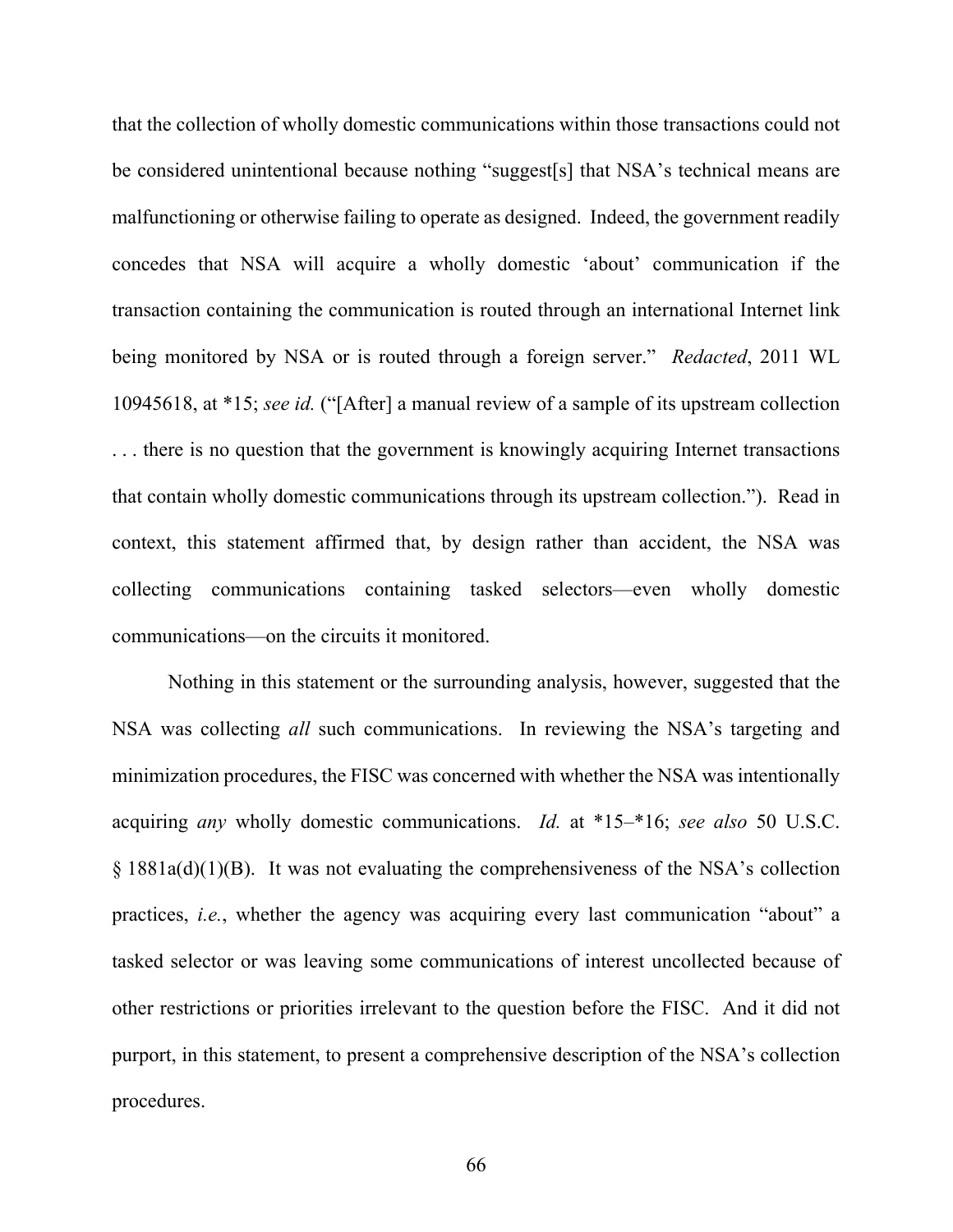that the collection of wholly domestic communications within those transactions could not be considered unintentional because nothing "suggest[s] that NSA's technical means are malfunctioning or otherwise failing to operate as designed. Indeed, the government readily concedes that NSA will acquire a wholly domestic 'about' communication if the transaction containing the communication is routed through an international Internet link being monitored by NSA or is routed through a foreign server." *Redacted*, 2011 WL 10945618, at *15; *see id.* ("[After] a manual review of a sample of its upstream collection . . . there is no question that the government is knowingly acquiring Internet transactions that contain wholly domestic communications through its upstream collection."). Read in context, this statement affirmed that, by design rather than accident, the NSA was collecting communications containing tasked selectors—even wholly domestic communications—on the circuits it monitored.

Nothing in this statement or the surrounding analysis, however, suggested that the NSA was collecting *all* such communications. In reviewing the NSA's targeting and minimization procedures, the FISC was concerned with whether the NSA was intentionally acquiring *any* wholly domestic communications. *Id.* at *15–*16; *see also* 50 U.S.C. § 1881a(d)(1)(B). It was not evaluating the comprehensiveness of the NSA's collection practices, *i.e.*, whether the agency was acquiring every last communication "about" a tasked selector or was leaving some communications of interest uncollected because of other restrictions or priorities irrelevant to the question before the FISC. And it did not purport, in this statement, to present a comprehensive description of the NSA's collection procedures.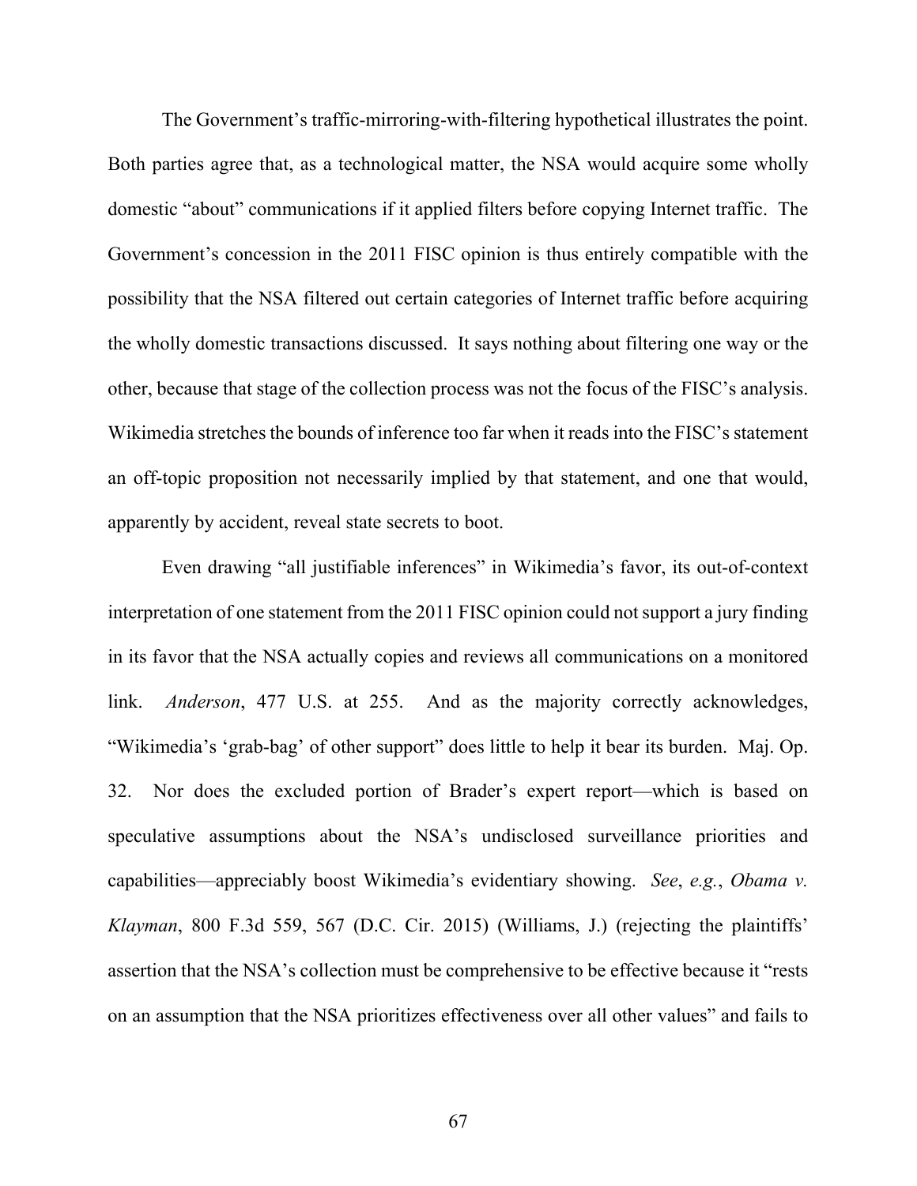The Government's traffic-mirroring-with-filtering hypothetical illustrates the point. Both parties agree that, as a technological matter, the NSA would acquire some wholly domestic "about" communications if it applied filters before copying Internet traffic. The Government's concession in the 2011 FISC opinion is thus entirely compatible with the possibility that the NSA filtered out certain categories of Internet traffic before acquiring the wholly domestic transactions discussed. It says nothing about filtering one way or the other, because that stage of the collection process was not the focus of the FISC's analysis. Wikimedia stretches the bounds of inference too far when it reads into the FISC's statement an off-topic proposition not necessarily implied by that statement, and one that would, apparently by accident, reveal state secrets to boot.

Even drawing "all justifiable inferences" in Wikimedia's favor, its out-of-context interpretation of one statement from the 2011 FISC opinion could not support a jury finding in its favor that the NSA actually copies and reviews all communications on a monitored link. *Anderson*, 477 U.S. at 255. And as the majority correctly acknowledges, "Wikimedia's 'grab-bag' of other support" does little to help it bear its burden. Maj. Op. 32. Nor does the excluded portion of Brader's expert report—which is based on speculative assumptions about the NSA's undisclosed surveillance priorities and capabilities—appreciably boost Wikimedia's evidentiary showing. *See*, *e.g.*, *Obama v. Klayman*, 800 F.3d 559, 567 (D.C. Cir. 2015) (Williams, J.) (rejecting the plaintiffs' assertion that the NSA's collection must be comprehensive to be effective because it "rests on an assumption that the NSA prioritizes effectiveness over all other values" and fails to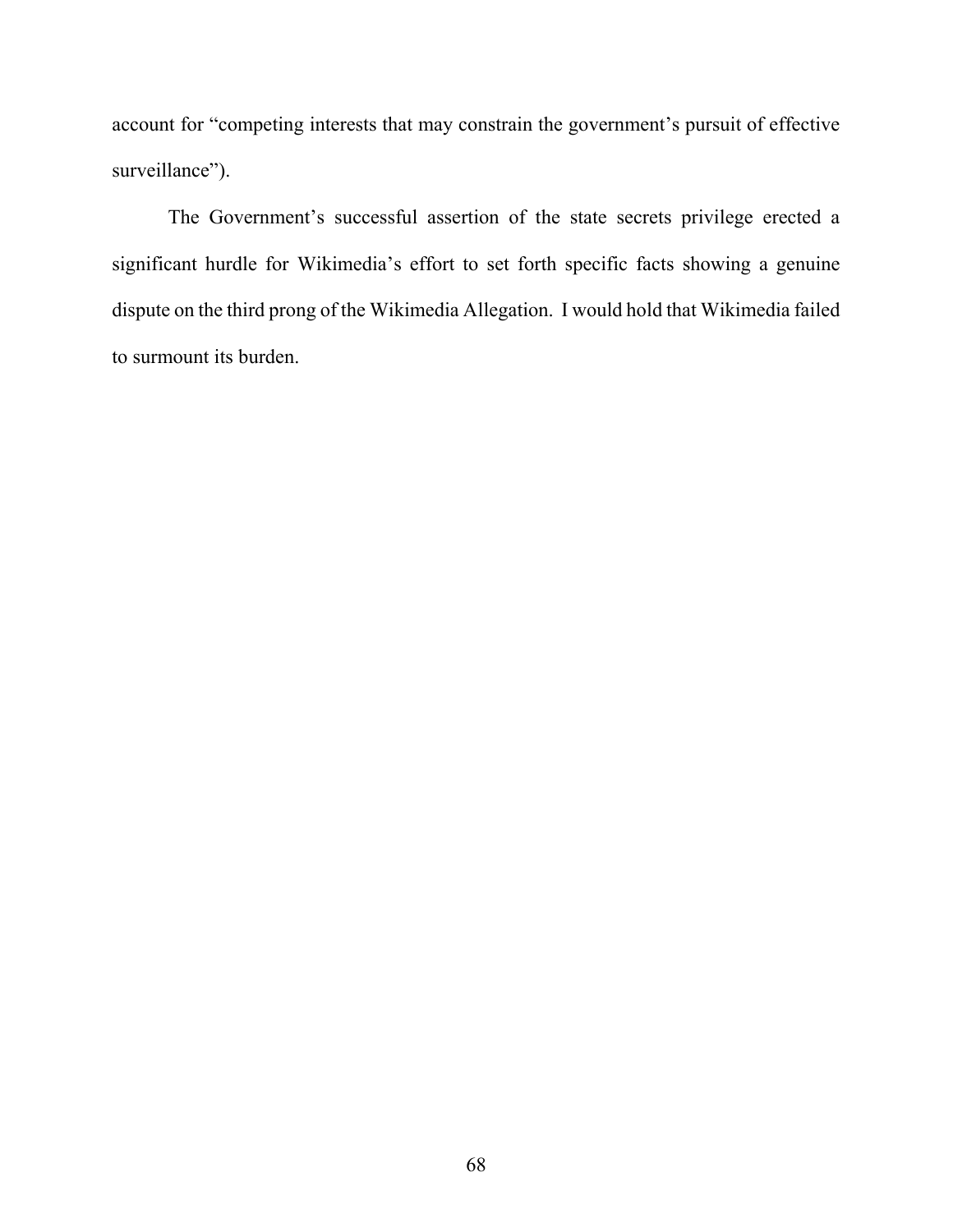account for "competing interests that may constrain the government's pursuit of effective surveillance").

The Government's successful assertion of the state secrets privilege erected a significant hurdle for Wikimedia's effort to set forth specific facts showing a genuine dispute on the third prong of the Wikimedia Allegation. I would hold that Wikimedia failed to surmount its burden.